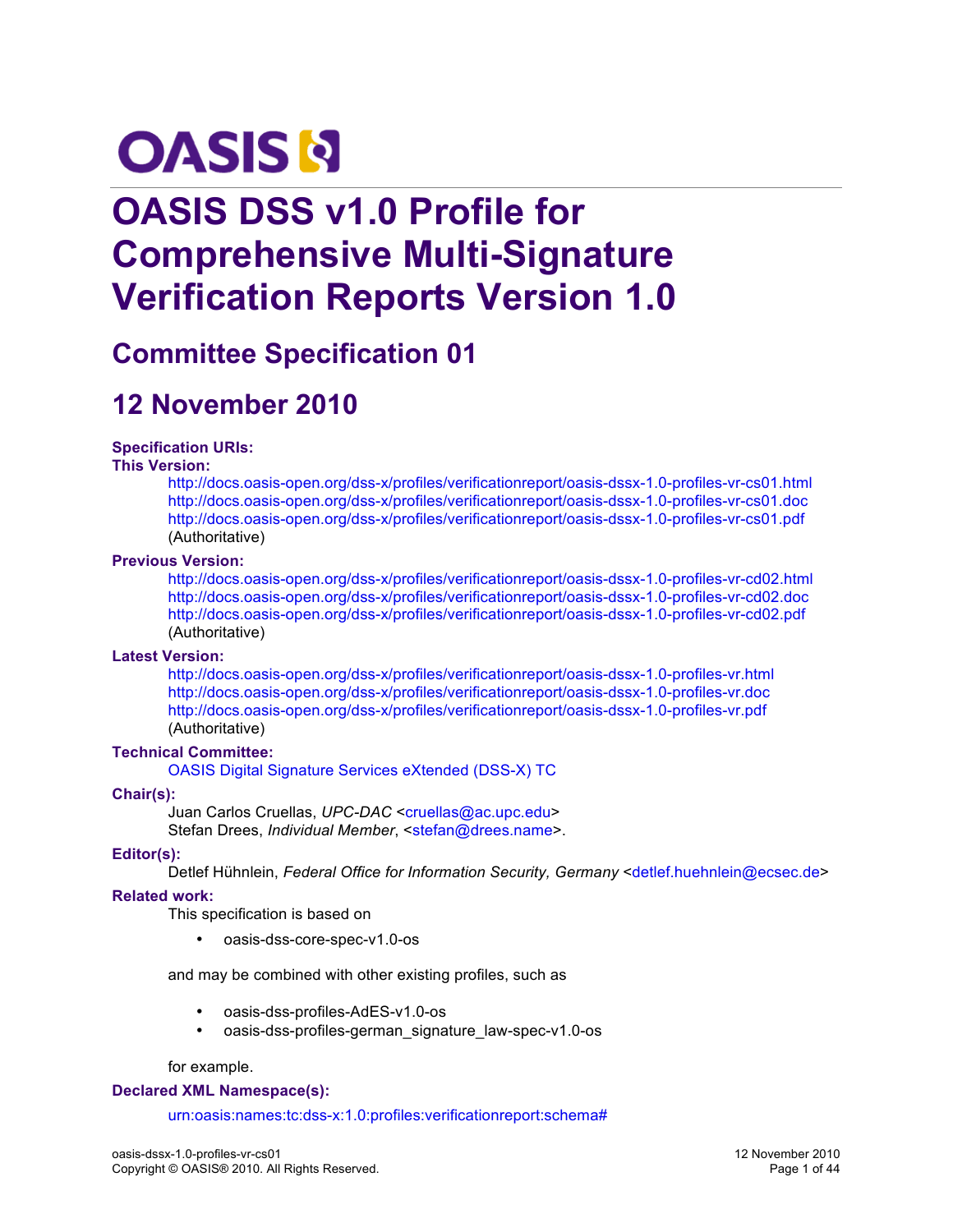# OASIS DSS v1.0 Profile for Comprehensive Multi-Signature Verification Reports Version 1.0

## Committee Specification 01

## 12 November 2010

**Specification URIs:**

**This Version:**

http://docs.oasis-open.org/dss-x/profiles/verificationreport/oasis-dssx-1.0-profiles-vr-cs01.html
http://docs.oasis-open.org/dss-x/profiles/verificationreport/oasis-dssx-1.0-profiles-vr-cs01.doc
http://docs.oasis-open.org/dss-x/profiles/verificationreport/oasis-dssx-1.0-profiles-vr-cs01.pdf
(Authoritative)

**Previous Version:**

http://docs.oasis-open.org/dss-x/profiles/verificationreport/oasis-dssx-1.0-profiles-vr-cd02.html
http://docs.oasis-open.org/dss-x/profiles/verificationreport/oasis-dssx-1.0-profiles-vr-cd02.doc
http://docs.oasis-open.org/dss-x/profiles/verificationreport/oasis-dssx-1.0-profiles-vr-cd02.pdf
(Authoritative)

**Latest Version:**

http://docs.oasis-open.org/dss-x/profiles/verificationreport/oasis-dssx-1.0-profiles-vr.html
http://docs.oasis-open.org/dss-x/profiles/verificationreport/oasis-dssx-1.0-profiles-vr.doc
http://docs.oasis-open.org/dss-x/profiles/verificationreport/oasis-dssx-1.0-profiles-vr.pdf
(Authoritative)

**Technical Committee:**

OASIS Digital Signature Services eXtended (DSS-X) TC

**Chair(s):**

Juan Carlos Cruellas, *UPC-DAC* <cruellas@ac.upc.edu>
Stefan Drees, *Individual Member*, <stefan@drees.name>.

**Editor(s):**

Detlef Hühnlein, *Federal Office for Information Security, Germany* <detlef.huehnlein@ecsec.de>

**Related work:**

This specification is based on

- oasis-dss-core-spec-v1.0-os

and may be combined with other existing profiles, such as

- oasis-dss-profiles-AdES-v1.0-os
- oasis-dss-profiles-german_signature_law-spec-v1.0-os

for example.

**Declared XML Namespace(s):**

urn:oasis:names:tc:dss-x:1.0:profiles:verificationreport:schema#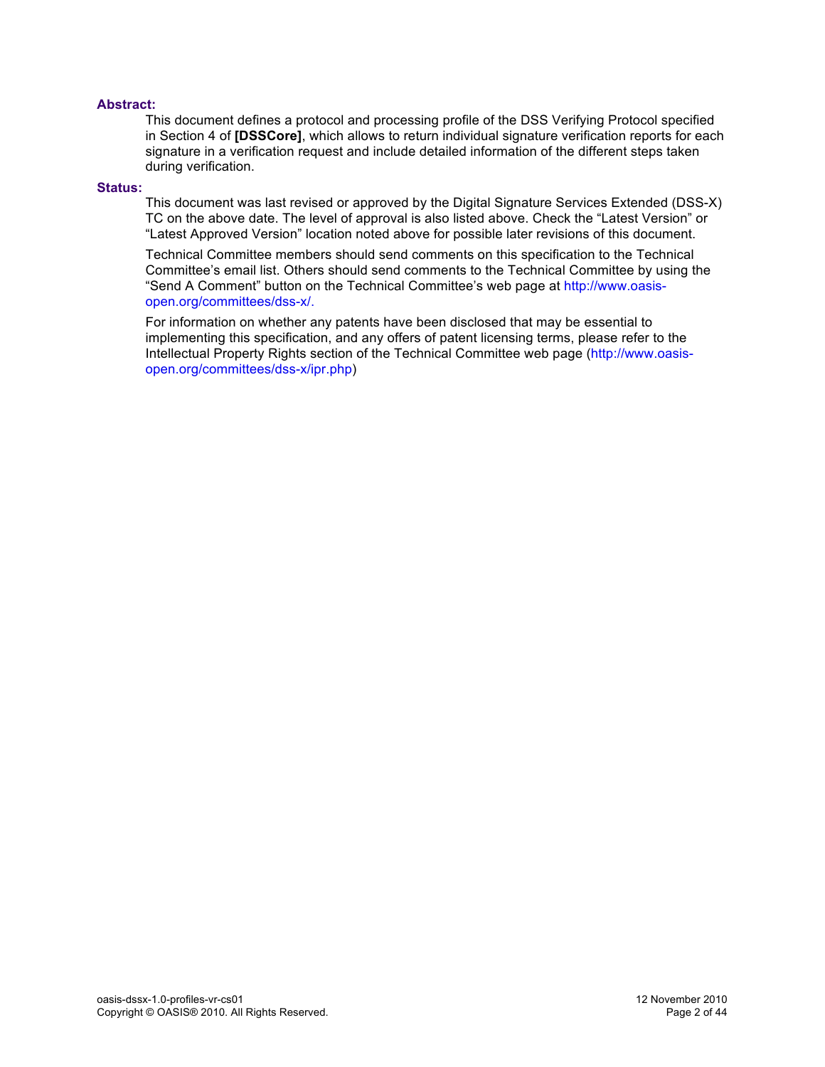**Abstract:**

This document defines a protocol and processing profile of the DSS Verifying Protocol specified in Section 4 of **[DSSCore]**, which allows to return individual signature verification reports for each signature in a verification request and include detailed information of the different steps taken during verification.

**Status:**

This document was last revised or approved by the Digital Signature Services Extended (DSS-X) TC on the above date. The level of approval is also listed above. Check the "Latest Version" or "Latest Approved Version" location noted above for possible later revisions of this document.

Technical Committee members should send comments on this specification to the Technical Committee's email list. Others should send comments to the Technical Committee by using the "Send A Comment" button on the Technical Committee's web page at http://www.oasis-open.org/committees/dss-x/.

For information on whether any patents have been disclosed that may be essential to implementing this specification, and any offers of patent licensing terms, please refer to the Intellectual Property Rights section of the Technical Committee web page (http://www.oasis-open.org/committees/dss-x/ipr.php)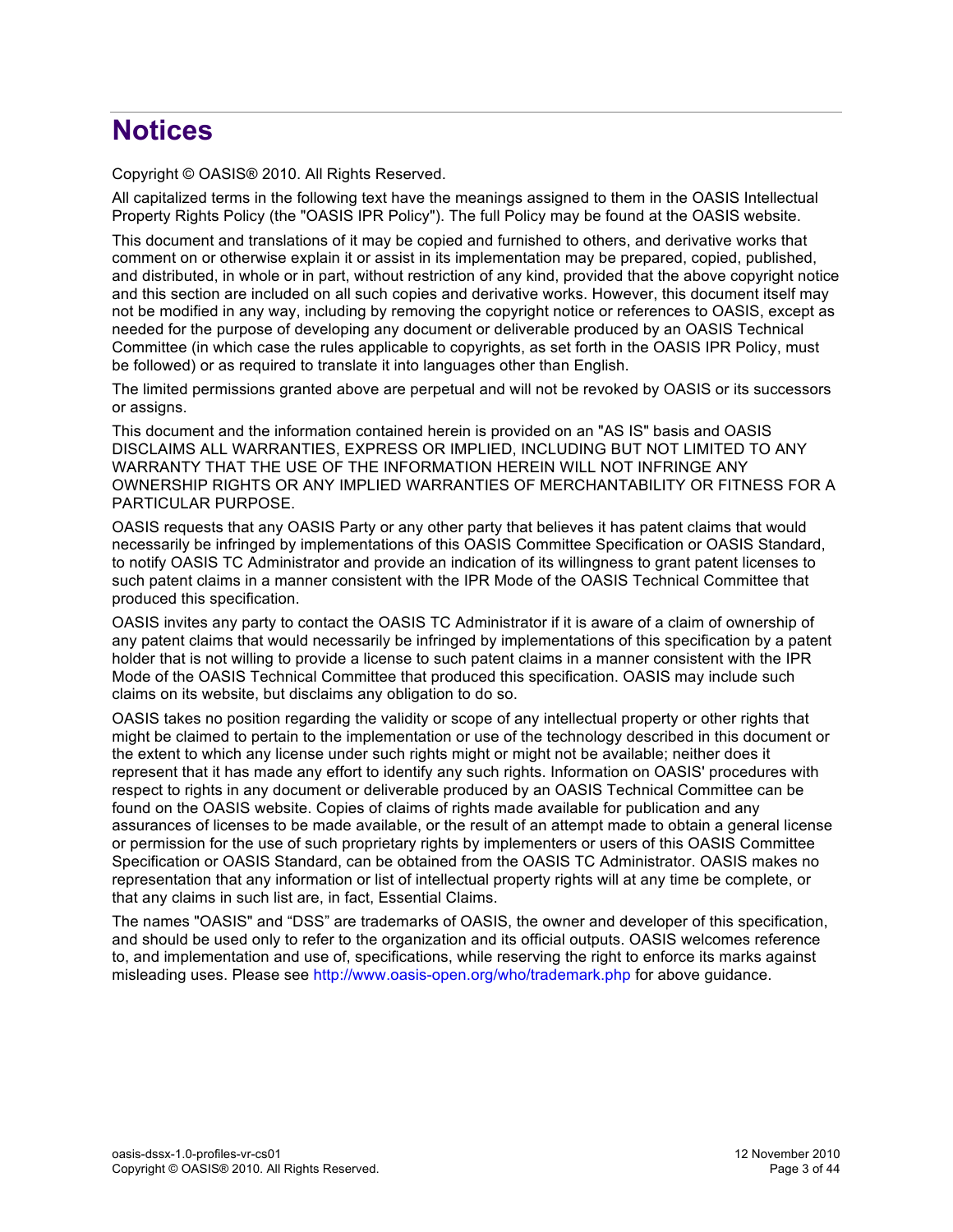# Notices

Copyright © OASIS® 2010. All Rights Reserved.

All capitalized terms in the following text have the meanings assigned to them in the OASIS Intellectual Property Rights Policy (the "OASIS IPR Policy"). The full Policy may be found at the OASIS website.

This document and translations of it may be copied and furnished to others, and derivative works that comment on or otherwise explain it or assist in its implementation may be prepared, copied, published, and distributed, in whole or in part, without restriction of any kind, provided that the above copyright notice and this section are included on all such copies and derivative works. However, this document itself may not be modified in any way, including by removing the copyright notice or references to OASIS, except as needed for the purpose of developing any document or deliverable produced by an OASIS Technical Committee (in which case the rules applicable to copyrights, as set forth in the OASIS IPR Policy, must be followed) or as required to translate it into languages other than English.

The limited permissions granted above are perpetual and will not be revoked by OASIS or its successors or assigns.

This document and the information contained herein is provided on an "AS IS" basis and OASIS DISCLAIMS ALL WARRANTIES, EXPRESS OR IMPLIED, INCLUDING BUT NOT LIMITED TO ANY WARRANTY THAT THE USE OF THE INFORMATION HEREIN WILL NOT INFRINGE ANY OWNERSHIP RIGHTS OR ANY IMPLIED WARRANTIES OF MERCHANTABILITY OR FITNESS FOR A PARTICULAR PURPOSE.

OASIS requests that any OASIS Party or any other party that believes it has patent claims that would necessarily be infringed by implementations of this OASIS Committee Specification or OASIS Standard, to notify OASIS TC Administrator and provide an indication of its willingness to grant patent licenses to such patent claims in a manner consistent with the IPR Mode of the OASIS Technical Committee that produced this specification.

OASIS invites any party to contact the OASIS TC Administrator if it is aware of a claim of ownership of any patent claims that would necessarily be infringed by implementations of this specification by a patent holder that is not willing to provide a license to such patent claims in a manner consistent with the IPR Mode of the OASIS Technical Committee that produced this specification. OASIS may include such claims on its website, but disclaims any obligation to do so.

OASIS takes no position regarding the validity or scope of any intellectual property or other rights that might be claimed to pertain to the implementation or use of the technology described in this document or the extent to which any license under such rights might or might not be available; neither does it represent that it has made any effort to identify any such rights. Information on OASIS' procedures with respect to rights in any document or deliverable produced by an OASIS Technical Committee can be found on the OASIS website. Copies of claims of rights made available for publication and any assurances of licenses to be made available, or the result of an attempt made to obtain a general license or permission for the use of such proprietary rights by implementers or users of this OASIS Committee Specification or OASIS Standard, can be obtained from the OASIS TC Administrator. OASIS makes no representation that any information or list of intellectual property rights will at any time be complete, or that any claims in such list are, in fact, Essential Claims.

The names "OASIS" and "DSS" are trademarks of OASIS, the owner and developer of this specification, and should be used only to refer to the organization and its official outputs. OASIS welcomes reference to, and implementation and use of, specifications, while reserving the right to enforce its marks against misleading uses. Please see http://www.oasis-open.org/who/trademark.php for above guidance.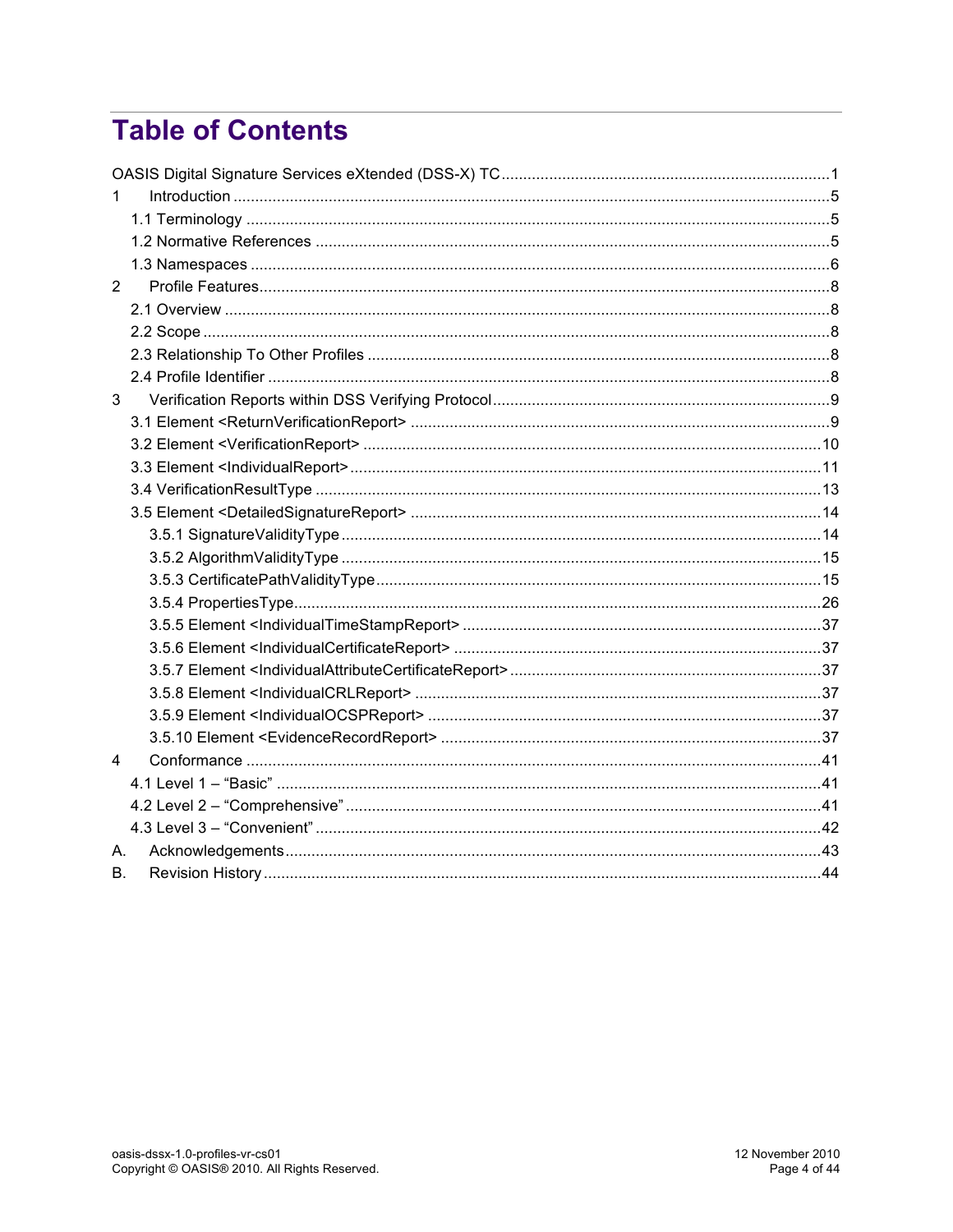# Table of Contents

OASIS Digital Signature Services eXtended (DSS-X) TC ........................................................................... 1

1 Introduction ........................................................................................................................................ 5

- 1.1 Terminology ..................................................................................................................................... 5
- 1.2 Normative References ..................................................................................................................... 5
- 1.3 Namespaces .................................................................................................................................... 6

2 Profile Features .................................................................................................................................. 8

- 2.1 Overview ......................................................................................................................................... 8
- 2.2 Scope .............................................................................................................................................. 8
- 2.3 Relationship To Other Profiles ......................................................................................................... 8
- 2.4 Profile Identifier ................................................................................................................................ 8

3 Verification Reports within DSS Verifying Protocol ............................................................................. 9

- 3.1 Element <ReturnVerificationReport> ................................................................................................ 9
- 3.2 Element <VerificationReport> ......................................................................................................... 10
- 3.3 Element <IndividualReport> ............................................................................................................ 11
- 3.4 VerificationResultType .................................................................................................................... 13
- 3.5 Element <DetailedSignatureReport> .............................................................................................. 14
  - 3.5.1 SignatureValidityType ............................................................................................................. 14
  - 3.5.2 AlgorithmValidityType ............................................................................................................. 15
  - 3.5.3 CertificatePathValidityType ...................................................................................................... 15
  - 3.5.4 PropertiesType ......................................................................................................................... 26
  - 3.5.5 Element <IndividualTimeStampReport> .................................................................................. 37
  - 3.5.6 Element <IndividualCertificateReport> .................................................................................... 37
  - 3.5.7 Element <IndividualAttributeCertificateReport> ....................................................................... 37
  - 3.5.8 Element <IndividualCRLReport> ............................................................................................. 37
  - 3.5.9 Element <IndividualOCSPReport> .......................................................................................... 37
  - 3.5.10 Element <EvidenceRecordReport> ....................................................................................... 37

4 Conformance ..................................................................................................................................... 41

- 4.1 Level 1 – "Basic" ............................................................................................................................. 41
- 4.2 Level 2 – "Comprehensive" ............................................................................................................. 41
- 4.3 Level 3 – "Convenient" .................................................................................................................... 42

A. Acknowledgements ............................................................................................................................ 43

B. Revision History ................................................................................................................................. 44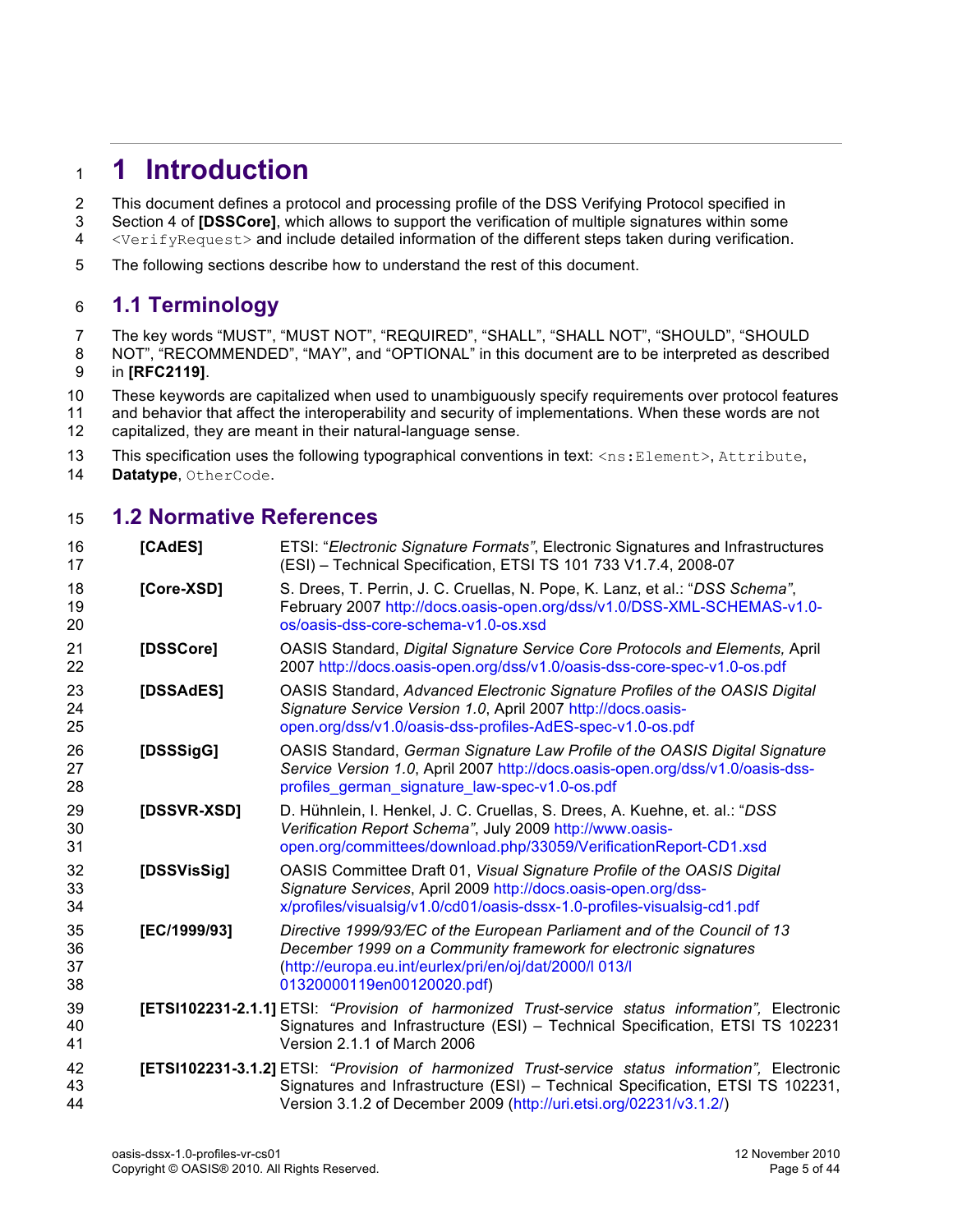# 1 Introduction

This document defines a protocol and processing profile of the DSS Verifying Protocol specified in Section 4 of **[DSSCore]**, which allows to support the verification of multiple signatures within some `<VerifyRequest>` and include detailed information of the different steps taken during verification.

The following sections describe how to understand the rest of this document.

## 1.1 Terminology

The key words "MUST", "MUST NOT", "REQUIRED", "SHALL", "SHALL NOT", "SHOULD", "SHOULD NOT", "RECOMMENDED", "MAY", and "OPTIONAL" in this document are to be interpreted as described in **[RFC2119]**.

These keywords are capitalized when used to unambiguously specify requirements over protocol features and behavior that affect the interoperability and security of implementations. When these words are not capitalized, they are meant in their natural-language sense.

This specification uses the following typographical conventions in text: `<ns:Element>`, `Attribute`, **Datatype**, `OtherCode`.

## 1.2 Normative References

**[CAdES]** ETSI: "*Electronic Signature Formats*", Electronic Signatures and Infrastructures (ESI) – Technical Specification, ETSI TS 101 733 V1.7.4, 2008-07

**[Core-XSD]** S. Drees, T. Perrin, J. C. Cruellas, N. Pope, K. Lanz, et al.: "*DSS Schema*", February 2007 http://docs.oasis-open.org/dss/v1.0/DSS-XML-SCHEMAS-v1.0-os/oasis-dss-core-schema-v1.0-os.xsd

**[DSSCore]** OASIS Standard, *Digital Signature Service Core Protocols and Elements,* April 2007 http://docs.oasis-open.org/dss/v1.0/oasis-dss-core-spec-v1.0-os.pdf

**[DSSAdES]** OASIS Standard, *Advanced Electronic Signature Profiles of the OASIS Digital Signature Service Version 1.0*, April 2007 http://docs.oasis-open.org/dss/v1.0/oasis-dss-profiles-AdES-spec-v1.0-os.pdf

**[DSSSigG]** OASIS Standard, *German Signature Law Profile of the OASIS Digital Signature Service Version 1.0*, April 2007 http://docs.oasis-open.org/dss/v1.0/oasis-dss-profiles_german_signature_law-spec-v1.0-os.pdf

**[DSSVR-XSD]** D. Hühnlein, I. Henkel, J. C. Cruellas, S. Drees, A. Kuehne, et. al.: "*DSS Verification Report Schema*", July 2009 http://www.oasis-open.org/committees/download.php/33059/VerificationReport-CD1.xsd

**[DSSVisSig]** OASIS Committee Draft 01, *Visual Signature Profile of the OASIS Digital Signature Services*, April 2009 http://docs.oasis-open.org/dss-x/profiles/visualsig/v1.0/cd01/oasis-dssx-1.0-profiles-visualsig-cd1.pdf

**[EC/1999/93]** *Directive 1999/93/EC of the European Parliament and of the Council of 13 December 1999 on a Community framework for electronic signatures* (http://europa.eu.int/eurlex/pri/en/oj/dat/2000/l 013/l 01320000119en00120020.pdf)

**[ETSI102231-2.1.1]** ETSI: *"Provision of harmonized Trust-service status information",* Electronic Signatures and Infrastructure (ESI) – Technical Specification, ETSI TS 102231 Version 2.1.1 of March 2006

**[ETSI102231-3.1.2]** ETSI: *"Provision of harmonized Trust-service status information",* Electronic Signatures and Infrastructure (ESI) – Technical Specification, ETSI TS 102231, Version 3.1.2 of December 2009 (http://uri.etsi.org/02231/v3.1.2/)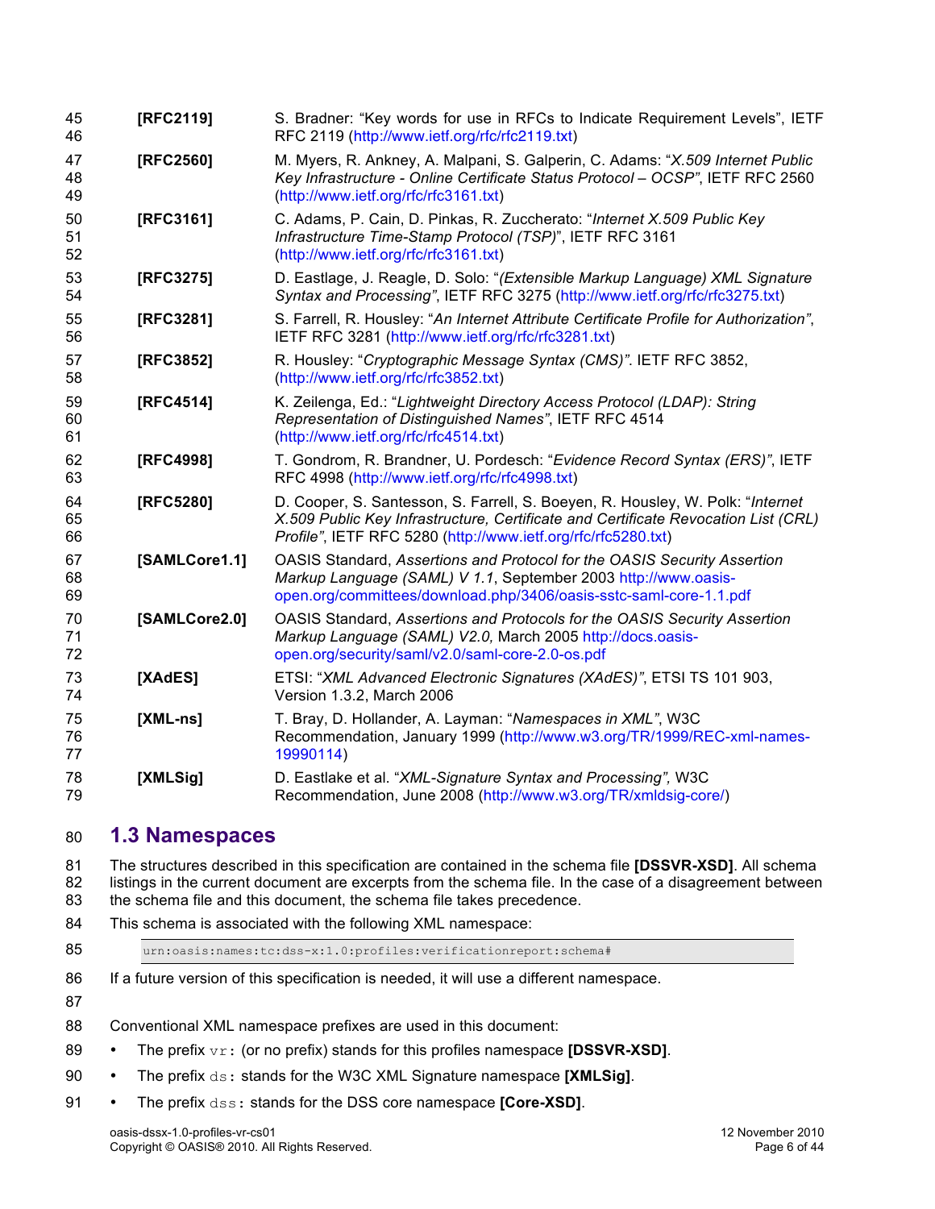**[RFC2119]** S. Bradner: "Key words for use in RFCs to Indicate Requirement Levels", IETF RFC 2119 (http://www.ietf.org/rfc/rfc2119.txt)

**[RFC2560]** M. Myers, R. Ankney, A. Malpani, S. Galperin, C. Adams: "*X.509 Internet Public Key Infrastructure - Online Certificate Status Protocol – OCSP*", IETF RFC 2560 (http://www.ietf.org/rfc/rfc3161.txt)

**[RFC3161]** C. Adams, P. Cain, D. Pinkas, R. Zuccherato: "*Internet X.509 Public Key Infrastructure Time-Stamp Protocol (TSP)*", IETF RFC 3161 (http://www.ietf.org/rfc/rfc3161.txt)

**[RFC3275]** D. Eastlage, J. Reagle, D. Solo: "*(Extensible Markup Language) XML Signature Syntax and Processing*", IETF RFC 3275 (http://www.ietf.org/rfc/rfc3275.txt)

**[RFC3281]** S. Farrell, R. Housley: "*An Internet Attribute Certificate Profile for Authorization*", IETF RFC 3281 (http://www.ietf.org/rfc/rfc3281.txt)

**[RFC3852]** R. Housley: "*Cryptographic Message Syntax (CMS)*". IETF RFC 3852, (http://www.ietf.org/rfc/rfc3852.txt)

**[RFC4514]** K. Zeilenga, Ed.: "*Lightweight Directory Access Protocol (LDAP): String Representation of Distinguished Names*", IETF RFC 4514 (http://www.ietf.org/rfc/rfc4514.txt)

**[RFC4998]** T. Gondrom, R. Brandner, U. Pordesch: "*Evidence Record Syntax (ERS)*", IETF RFC 4998 (http://www.ietf.org/rfc/rfc4998.txt)

**[RFC5280]** D. Cooper, S. Santesson, S. Farrell, S. Boeyen, R. Housley, W. Polk: "*Internet X.509 Public Key Infrastructure, Certificate and Certificate Revocation List (CRL) Profile*", IETF RFC 5280 (http://www.ietf.org/rfc/rfc5280.txt)

**[SAMLCore1.1]** OASIS Standard, *Assertions and Protocol for the OASIS Security Assertion Markup Language (SAML) V 1.1*, September 2003 http://www.oasis-open.org/committees/download.php/3406/oasis-sstc-saml-core-1.1.pdf

**[SAMLCore2.0]** OASIS Standard, *Assertions and Protocols for the OASIS Security Assertion Markup Language (SAML) V2.0,* March 2005 http://docs.oasis-open.org/security/saml/v2.0/saml-core-2.0-os.pdf

**[XAdES]** ETSI: "*XML Advanced Electronic Signatures (XAdES)*", ETSI TS 101 903, Version 1.3.2, March 2006

**[XML-ns]** T. Bray, D. Hollander, A. Layman: "*Namespaces in XML*", W3C Recommendation, January 1999 (http://www.w3.org/TR/1999/REC-xml-names-19990114)

**[XMLSig]** D. Eastlake et al. "*XML-Signature Syntax and Processing",* W3C Recommendation, June 2008 (http://www.w3.org/TR/xmldsig-core/)

## 1.3 Namespaces

The structures described in this specification are contained in the schema file **[DSSVR-XSD]**. All schema listings in the current document are excerpts from the schema file. In the case of a disagreement between the schema file and this document, the schema file takes precedence.

This schema is associated with the following XML namespace:

```
urn:oasis:names:tc:dss-x:1.0:profiles:verificationreport:schema#
```

If a future version of this specification is needed, it will use a different namespace.

Conventional XML namespace prefixes are used in this document:

- The prefix `vr:` (or no prefix) stands for this profiles namespace **[DSSVR-XSD]**.
- The prefix `ds:` stands for the W3C XML Signature namespace **[XMLSig]**.
- The prefix `dss:` stands for the DSS core namespace **[Core-XSD]**.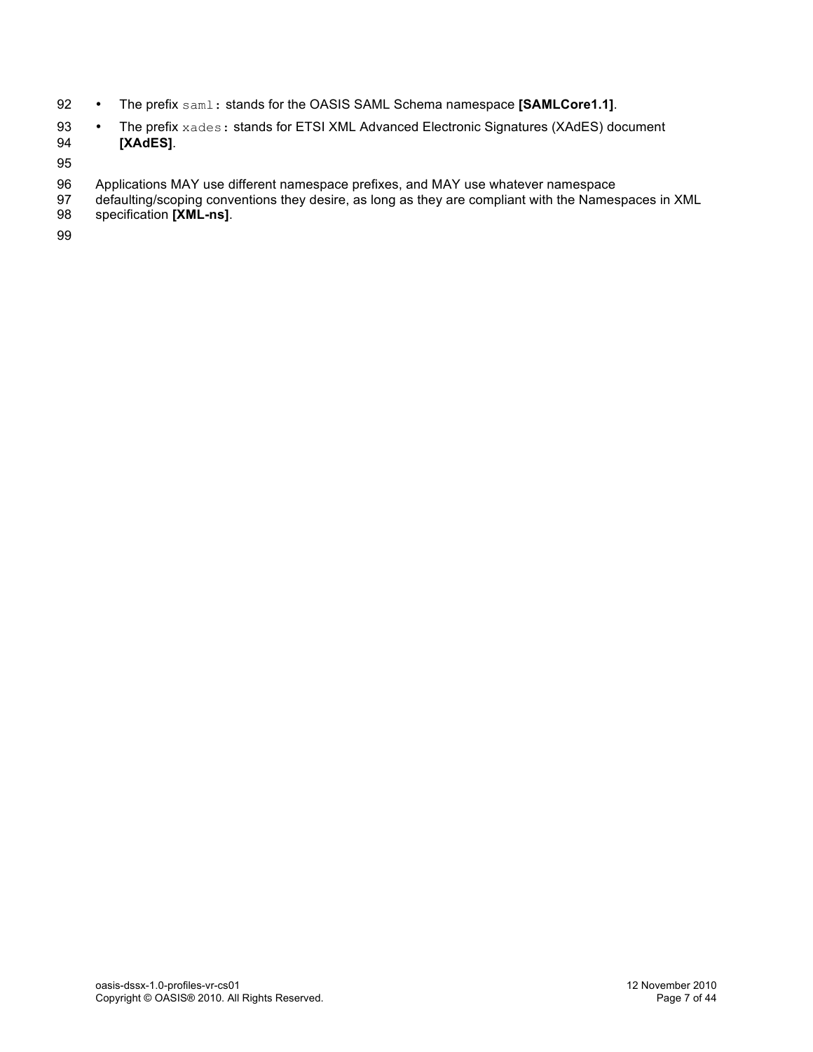- The prefix `saml:` stands for the OASIS SAML Schema namespace **[SAMLCore1.1]**.
- The prefix `xades:` stands for ETSI XML Advanced Electronic Signatures (XAdES) document **[XAdES]**.

Applications MAY use different namespace prefixes, and MAY use whatever namespace defaulting/scoping conventions they desire, as long as they are compliant with the Namespaces in XML specification **[XML-ns]**.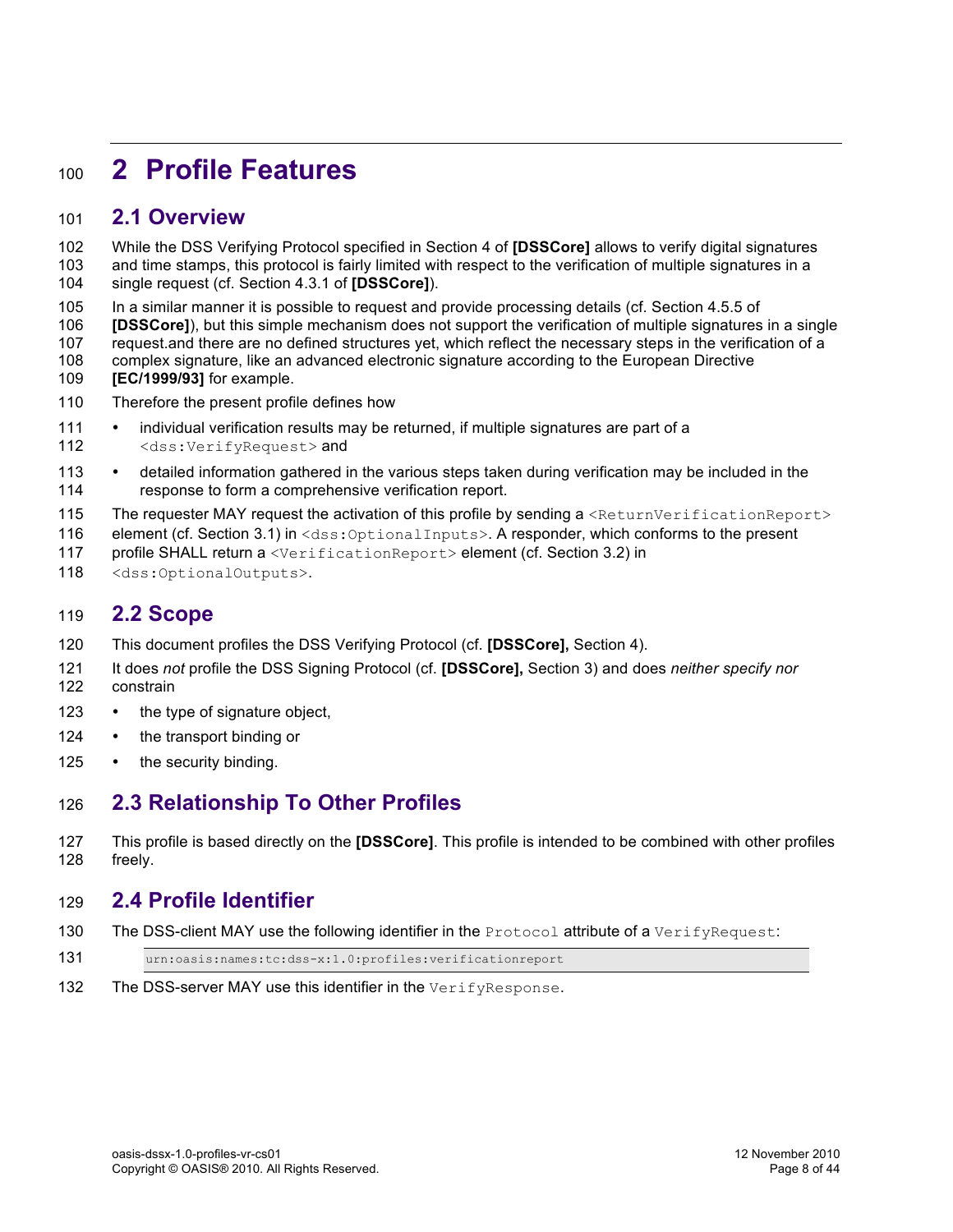# 2 Profile Features

## 2.1 Overview

While the DSS Verifying Protocol specified in Section 4 of **[DSSCore]** allows to verify digital signatures and time stamps, this protocol is fairly limited with respect to the verification of multiple signatures in a single request (cf. Section 4.3.1 of **[DSSCore]**).

In a similar manner it is possible to request and provide processing details (cf. Section 4.5.5 of **[DSSCore]**), but this simple mechanism does not support the verification of multiple signatures in a single request.and there are no defined structures yet, which reflect the necessary steps in the verification of a complex signature, like an advanced electronic signature according to the European Directive **[EC/1999/93]** for example.

Therefore the present profile defines how

- individual verification results may be returned, if multiple signatures are part of a `<dss:VerifyRequest>` and
- detailed information gathered in the various steps taken during verification may be included in the response to form a comprehensive verification report.

The requester MAY request the activation of this profile by sending a `<ReturnVerificationReport>` element (cf. Section 3.1) in `<dss:OptionalInputs>`. A responder, which conforms to the present profile SHALL return a `<VerificationReport>` element (cf. Section 3.2) in `<dss:OptionalOutputs>`.

## 2.2 Scope

This document profiles the DSS Verifying Protocol (cf. **[DSSCore],** Section 4).

It does *not* profile the DSS Signing Protocol (cf. **[DSSCore],** Section 3) and does *neither specify nor* constrain

- the type of signature object,
- the transport binding or
- the security binding.

## 2.3 Relationship To Other Profiles

This profile is based directly on the **[DSSCore]**. This profile is intended to be combined with other profiles freely.

## 2.4 Profile Identifier

The DSS-client MAY use the following identifier in the `Protocol` attribute of a `VerifyRequest`:

```
urn:oasis:names:tc:dss-x:1.0:profiles:verificationreport
```

The DSS-server MAY use this identifier in the `VerifyResponse`.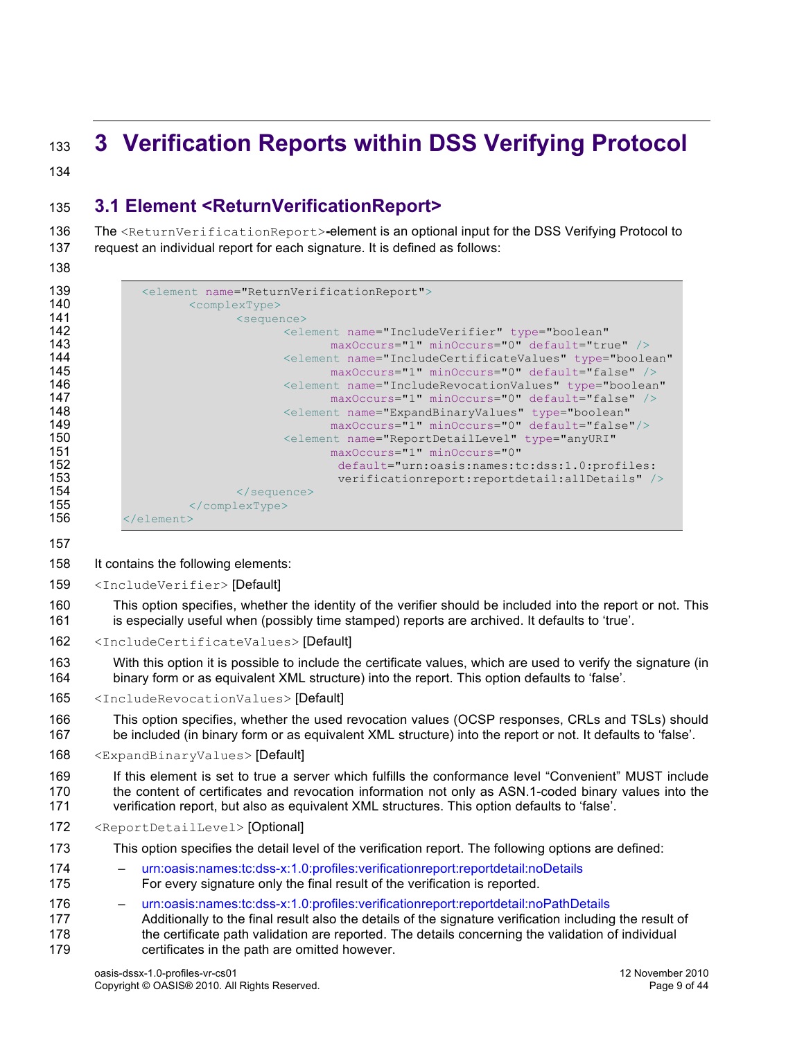# 3 Verification Reports within DSS Verifying Protocol

## 3.1 Element <ReturnVerificationReport>

The `<ReturnVerificationReport>`-element is an optional input for the DSS Verifying Protocol to request an individual report for each signature. It is defined as follows:

```
<element name="ReturnVerificationReport">
      <complexType>
            <sequence>
                  <element name="IncludeVerifier" type="boolean"
                        maxOccurs="1" minOccurs="0" default="true" />
                  <element name="IncludeCertificateValues" type="boolean"
                        maxOccurs="1" minOccurs="0" default="false" />
                  <element name="IncludeRevocationValues" type="boolean"
                        maxOccurs="1" minOccurs="0" default="false" />
                  <element name="ExpandBinaryValues" type="boolean"
                        maxOccurs="1" minOccurs="0" default="false"/>
                  <element name="ReportDetailLevel" type="anyURI"
                        maxOccurs="1" minOccurs="0"
                         default="urn:oasis:names:tc:dss:1.0:profiles:
                         verificationreport:reportdetail:allDetails" />
            </sequence>
      </complexType>
</element>
```

It contains the following elements:

`<IncludeVerifier>` [Default]

This option specifies, whether the identity of the verifier should be included into the report or not. This is especially useful when (possibly time stamped) reports are archived. It defaults to 'true'.

`<IncludeCertificateValues>` [Default]

With this option it is possible to include the certificate values, which are used to verify the signature (in binary form or as equivalent XML structure) into the report. This option defaults to 'false'.

`<IncludeRevocationValues>` [Default]

This option specifies, whether the used revocation values (OCSP responses, CRLs and TSLs) should be included (in binary form or as equivalent XML structure) into the report or not. It defaults to 'false'.

`<ExpandBinaryValues>` [Default]

If this element is set to true a server which fulfills the conformance level "Convenient" MUST include the content of certificates and revocation information not only as ASN.1-coded binary values into the verification report, but also as equivalent XML structures. This option defaults to 'false'.

`<ReportDetailLevel>` [Optional]

This option specifies the detail level of the verification report. The following options are defined:

- urn:oasis:names:tc:dss-x:1.0:profiles:verificationreport:reportdetail:noDetails
  For every signature only the final result of the verification is reported.
- urn:oasis:names:tc:dss-x:1.0:profiles:verificationreport:reportdetail:noPathDetails
  Additionally to the final result also the details of the signature verification including the result of the certificate path validation are reported. The details concerning the validation of individual certificates in the path are omitted however.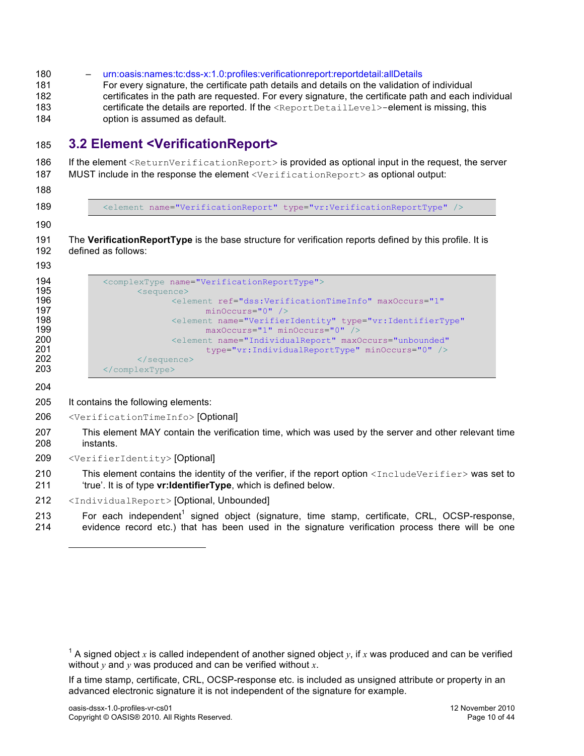– urn:oasis:names:tc:dss-x:1.0:profiles:verificationreport:reportdetail:allDetails
  For every signature, the certificate path details and details on the validation of individual certificates in the path are requested. For every signature, the certificate path and each individual certificate the details are reported. If the `<ReportDetailLevel>`-element is missing, this option is assumed as default.

## 3.2 Element <VerificationReport>

If the element `<ReturnVerificationReport>` is provided as optional input in the request, the server MUST include in the response the element `<VerificationReport>` as optional output:

```
<element name="VerificationReport" type="vr:VerificationReportType" />
```

The **VerificationReportType** is the base structure for verification reports defined by this profile. It is defined as follows:

```
<complexType name="VerificationReportType">
        <sequence>
                <element ref="dss:VerificationTimeInfo" maxOccurs="1"
                        minOccurs="0" />
                <element name="VerifierIdentity" type="vr:IdentifierType"
                        maxOccurs="1" minOccurs="0" />
                <element name="IndividualReport" maxOccurs="unbounded"
                        type="vr:IndividualReportType" minOccurs="0" />
        </sequence>
</complexType>
```

It contains the following elements:

`<VerificationTimeInfo>` [Optional]

This element MAY contain the verification time, which was used by the server and other relevant time instants.

`<VerifierIdentity>` [Optional]

This element contains the identity of the verifier, if the report option `<IncludeVerifier>` was set to 'true'. It is of type **vr:IdentifierType**, which is defined below.

`<IndividualReport>` [Optional, Unbounded]

For each independent[1] signed object (signature, time stamp, certificate, CRL, OCSP-response, evidence record etc.) that has been used in the signature verification process there will be one

[1] A signed object $x$ is called independent of another signed object $y$, if $x$ was produced and can be verified without $y$ and $y$ was produced and can be verified without $x$.

If a time stamp, certificate, CRL, OCSP-response etc. is included as unsigned attribute or property in an advanced electronic signature it is not independent of the signature for example.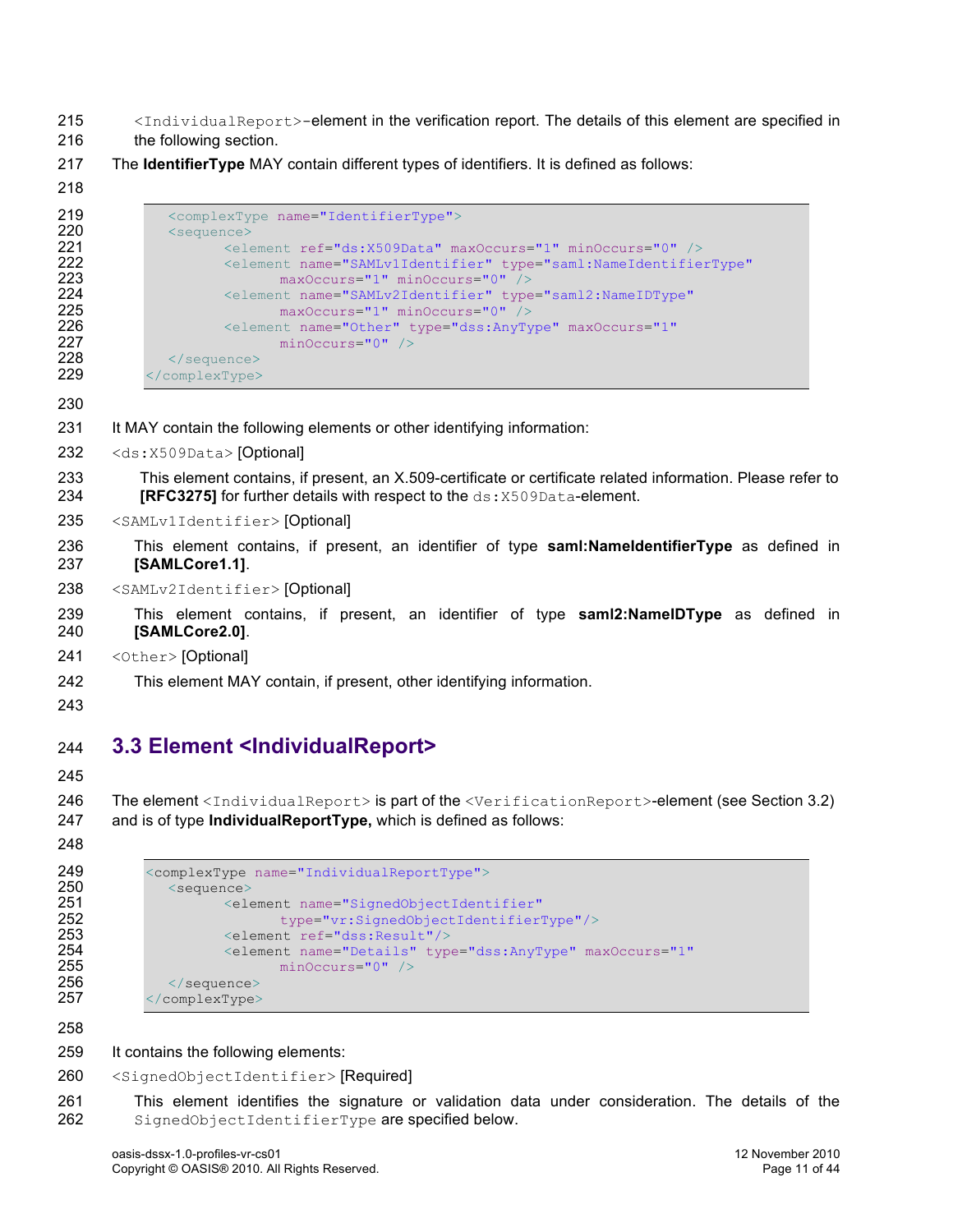`<IndividualReport>`-element in the verification report. The details of this element are specified in the following section.

The **IdentifierType** MAY contain different types of identifiers. It is defined as follows:

```
<complexType name="IdentifierType">
<sequence>
      <element ref="ds:X509Data" maxOccurs="1" minOccurs="0" />
      <element name="SAMLv1Identifier" type="saml:NameIdentifierType"
            maxOccurs="1" minOccurs="0" />
      <element name="SAMLv2Identifier" type="saml2:NameIDType"
            maxOccurs="1" minOccurs="0" />
      <element name="Other" type="dss:AnyType" maxOccurs="1"
            minOccurs="0" />
</sequence>
</complexType>
```

It MAY contain the following elements or other identifying information:

`<ds:X509Data>` [Optional]

This element contains, if present, an X.509-certificate or certificate related information. Please refer to **[RFC3275]** for further details with respect to the `ds:X509Data`-element.

`<SAMLv1Identifier>` [Optional]

This element contains, if present, an identifier of type **saml:NameIdentifierType** as defined in **[SAMLCore1.1]**.

`<SAMLv2Identifier>` [Optional]

This element contains, if present, an identifier of type **saml2:NameIDType** as defined in **[SAMLCore2.0]**.

`<Other>` [Optional]

This element MAY contain, if present, other identifying information.

## 3.3 Element <IndividualReport>

The element `<IndividualReport>` is part of the `<VerificationReport>`-element (see Section 3.2) and is of type **IndividualReportType,** which is defined as follows:

```
<complexType name="IndividualReportType">
<sequence>
      <element name="SignedObjectIdentifier"
            type="vr:SignedObjectIdentifierType"/>
      <element ref="dss:Result"/>
      <element name="Details" type="dss:AnyType" maxOccurs="1"
            minOccurs="0" />
</sequence>
</complexType>
```

It contains the following elements:

`<SignedObjectIdentifier>` [Required]

This element identifies the signature or validation data under consideration. The details of the `SignedObjectIdentifierType` are specified below.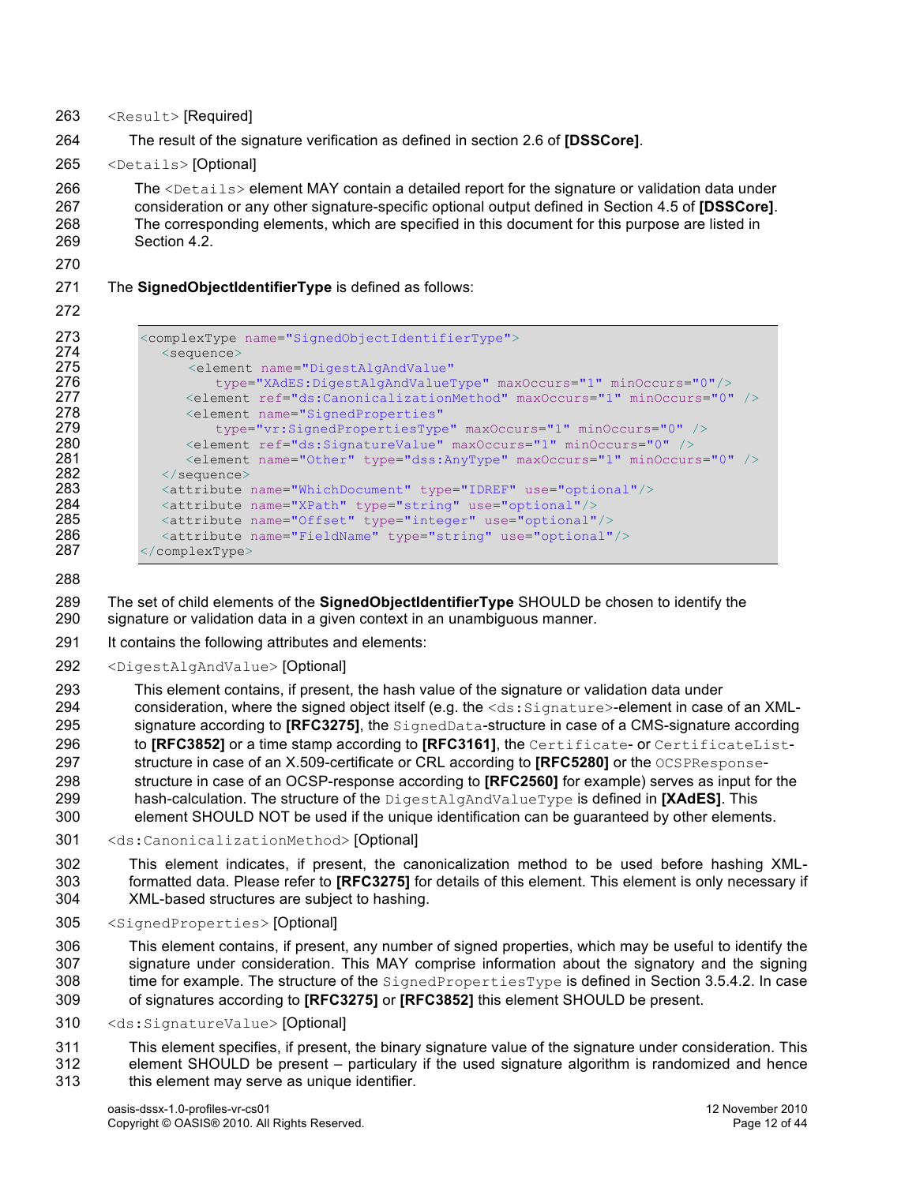`<Result>` [Required]

The result of the signature verification as defined in section 2.6 of **[DSSCore]**.

`<Details>` [Optional]

The `<Details>` element MAY contain a detailed report for the signature or validation data under consideration or any other signature-specific optional output defined in Section 4.5 of **[DSSCore]**. The corresponding elements, which are specified in this document for this purpose are listed in Section 4.2.

The **SignedObjectIdentifierType** is defined as follows:

```
<complexType name="SignedObjectIdentifierType">
  <sequence>
     <element name="DigestAlgAndValue"
        type="XAdES:DigestAlgAndValueType" maxOccurs="1" minOccurs="0"/>
    <element ref="ds:CanonicalizationMethod" maxOccurs="1" minOccurs="0" />
    <element name="SignedProperties"
        type="vr:SignedPropertiesType" maxOccurs="1" minOccurs="0" />
    <element ref="ds:SignatureValue" maxOccurs="1" minOccurs="0" />
    <element name="Other" type="dss:AnyType" maxOccurs="1" minOccurs="0" />
  </sequence>
  <attribute name="WhichDocument" type="IDREF" use="optional"/>
  <attribute name="XPath" type="string" use="optional"/>
  <attribute name="Offset" type="integer" use="optional"/>
  <attribute name="FieldName" type="string" use="optional"/>
</complexType>
```

The set of child elements of the **SignedObjectIdentifierType** SHOULD be chosen to identify the signature or validation data in a given context in an unambiguous manner.

It contains the following attributes and elements:

`<DigestAlgAndValue>` [Optional]

This element contains, if present, the hash value of the signature or validation data under consideration, where the signed object itself (e.g. the `<ds:Signature>`-element in case of an XML-signature according to **[RFC3275]**, the `SignedData`-structure in case of a CMS-signature according to **[RFC3852]** or a time stamp according to **[RFC3161]**, the `Certificate`- or `CertificateList`-structure in case of an X.509-certificate or CRL according to **[RFC5280]** or the `OCSPResponse`-structure in case of an OCSP-response according to **[RFC2560]** for example) serves as input for the hash-calculation. The structure of the `DigestAlgAndValueType` is defined in **[XAdES]**. This element SHOULD NOT be used if the unique identification can be guaranteed by other elements.

`<ds:CanonicalizationMethod>` [Optional]

This element indicates, if present, the canonicalization method to be used before hashing XML-formatted data. Please refer to **[RFC3275]** for details of this element. This element is only necessary if XML-based structures are subject to hashing.

`<SignedProperties>` [Optional]

This element contains, if present, any number of signed properties, which may be useful to identify the signature under consideration. This MAY comprise information about the signatory and the signing time for example. The structure of the `SignedPropertiesType` is defined in Section 3.5.4.2. In case of signatures according to **[RFC3275]** or **[RFC3852]** this element SHOULD be present.

`<ds:SignatureValue>` [Optional]

This element specifies, if present, the binary signature value of the signature under consideration. This element SHOULD be present – particularly if the used signature algorithm is randomized and hence this element may serve as unique identifier.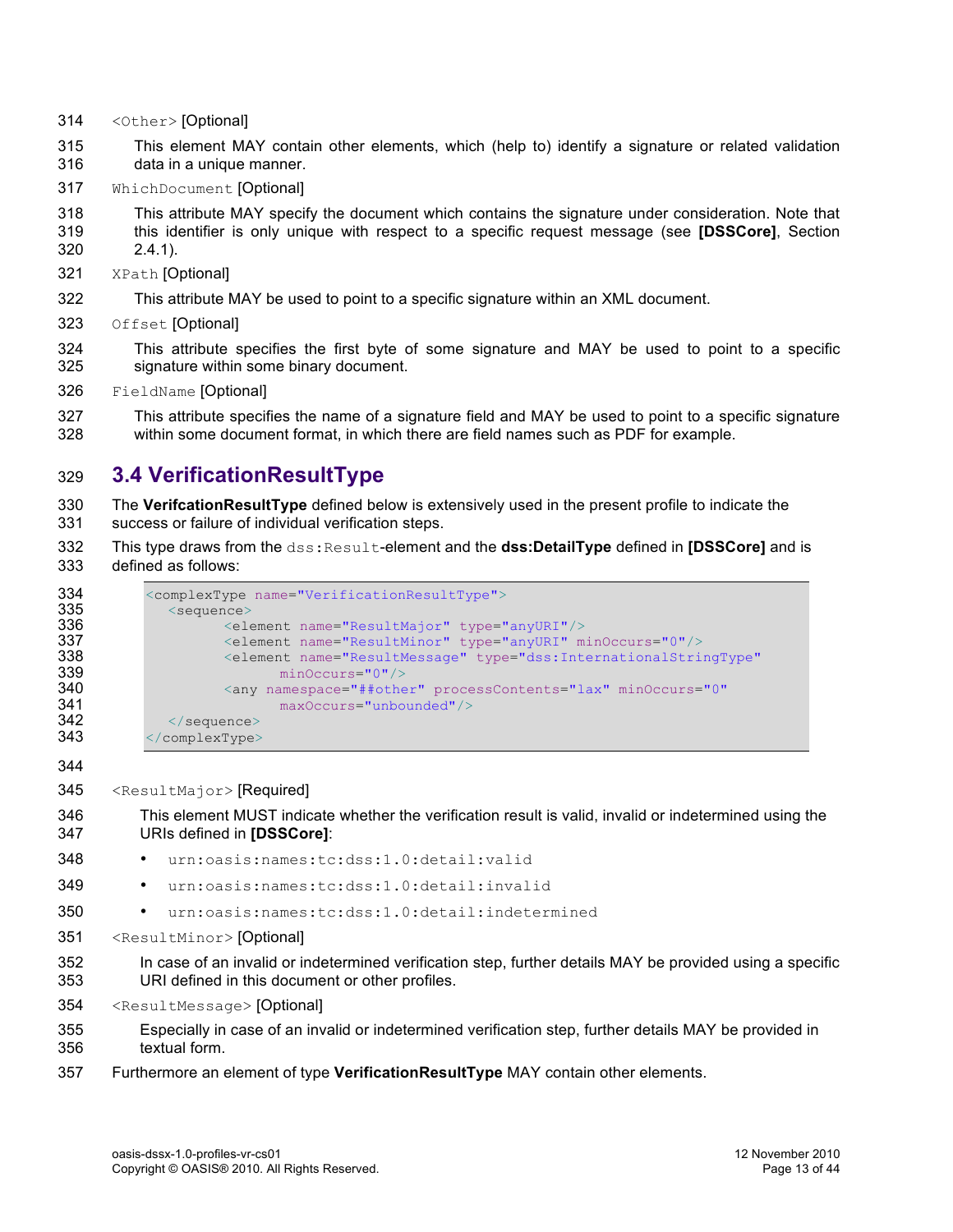`<Other>` [Optional]

This element MAY contain other elements, which (help to) identify a signature or related validation data in a unique manner.

`WhichDocument` [Optional]

This attribute MAY specify the document which contains the signature under consideration. Note that this identifier is only unique with respect to a specific request message (see **[DSSCore]**, Section 2.4.1).

`XPath` [Optional]

This attribute MAY be used to point to a specific signature within an XML document.

`Offset` [Optional]

This attribute specifies the first byte of some signature and MAY be used to point to a specific signature within some binary document.

`FieldName` [Optional]

This attribute specifies the name of a signature field and MAY be used to point to a specific signature within some document format, in which there are field names such as PDF for example.

## 3.4 VerificationResultType

The **VerifcationResultType** defined below is extensively used in the present profile to indicate the success or failure of individual verification steps.

This type draws from the `dss:Result`-element and the **dss:DetailType** defined in **[DSSCore]** and is defined as follows:

```
<complexType name="VerificationResultType">
  <sequence>
        <element name="ResultMajor" type="anyURI"/>
        <element name="ResultMinor" type="anyURI" minOccurs="0"/>
        <element name="ResultMessage" type="dss:InternationalStringType"
              minOccurs="0"/>
        <any namespace="##other" processContents="lax" minOccurs="0"
              maxOccurs="unbounded"/>
  </sequence>
</complexType>
```

`<ResultMajor>` [Required]

This element MUST indicate whether the verification result is valid, invalid or indetermined using the URIs defined in **[DSSCore]**:

- `urn:oasis:names:tc:dss:1.0:detail:valid`
- `urn:oasis:names:tc:dss:1.0:detail:invalid`
- `urn:oasis:names:tc:dss:1.0:detail:indetermined`

`<ResultMinor>` [Optional]

In case of an invalid or indetermined verification step, further details MAY be provided using a specific URI defined in this document or other profiles.

`<ResultMessage>` [Optional]

Especially in case of an invalid or indetermined verification step, further details MAY be provided in textual form.

Furthermore an element of type **VerificationResultType** MAY contain other elements.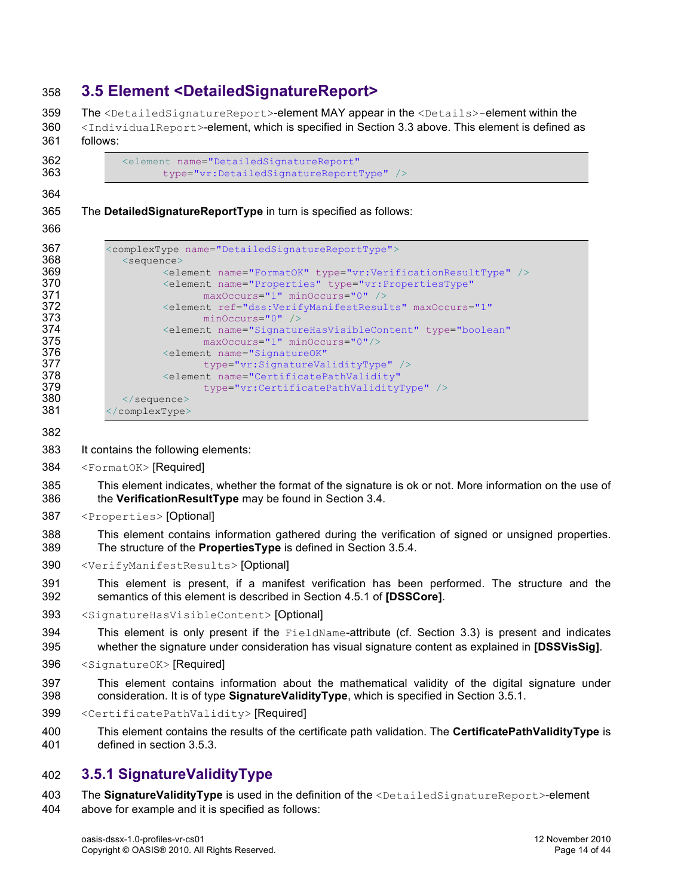## 3.5 Element <DetailedSignatureReport>

The `<DetailedSignatureReport>`-element MAY appear in the `<Details>`-element within the `<IndividualReport>`-element, which is specified in Section 3.3 above. This element is defined as follows:

```
<element name="DetailedSignatureReport"
        type="vr:DetailedSignatureReportType" />
```

The **DetailedSignatureReportType** in turn is specified as follows:

```
<complexType name="DetailedSignatureReportType">
  <sequence>
        <element name="FormatOK" type="vr:VerificationResultType" />
        <element name="Properties" type="vr:PropertiesType"
              maxOccurs="1" minOccurs="0" />
        <element ref="dss:VerifyManifestResults" maxOccurs="1"
              minOccurs="0" />
        <element name="SignatureHasVisibleContent" type="boolean"
              maxOccurs="1" minOccurs="0"/>
        <element name="SignatureOK"
              type="vr:SignatureValidityType" />
        <element name="CertificatePathValidity"
              type="vr:CertificatePathValidityType" />
  </sequence>
</complexType>
```

It contains the following elements:

`<FormatOK>` [Required]

This element indicates, whether the format of the signature is ok or not. More information on the use of the **VerificationResultType** may be found in Section 3.4.

`<Properties>` [Optional]

This element contains information gathered during the verification of signed or unsigned properties. The structure of the **PropertiesType** is defined in Section 3.5.4.

`<VerifyManifestResults>` [Optional]

This element is present, if a manifest verification has been performed. The structure and the semantics of this element is described in Section 4.5.1 of **[DSSCore]**.

`<SignatureHasVisibleContent>` [Optional]

This element is only present if the `FieldName`-attribute (cf. Section 3.3) is present and indicates whether the signature under consideration has visual signature content as explained in **[DSSVisSig]**.

`<SignatureOK>` [Required]

This element contains information about the mathematical validity of the digital signature under consideration. It is of type **SignatureValidityType**, which is specified in Section 3.5.1.

`<CertificatePathValidity>` [Required]

This element contains the results of the certificate path validation. The **CertificatePathValidityType** is defined in section 3.5.3.

### 3.5.1 SignatureValidityType

The **SignatureValidityType** is used in the definition of the `<DetailedSignatureReport>`-element above for example and it is specified as follows: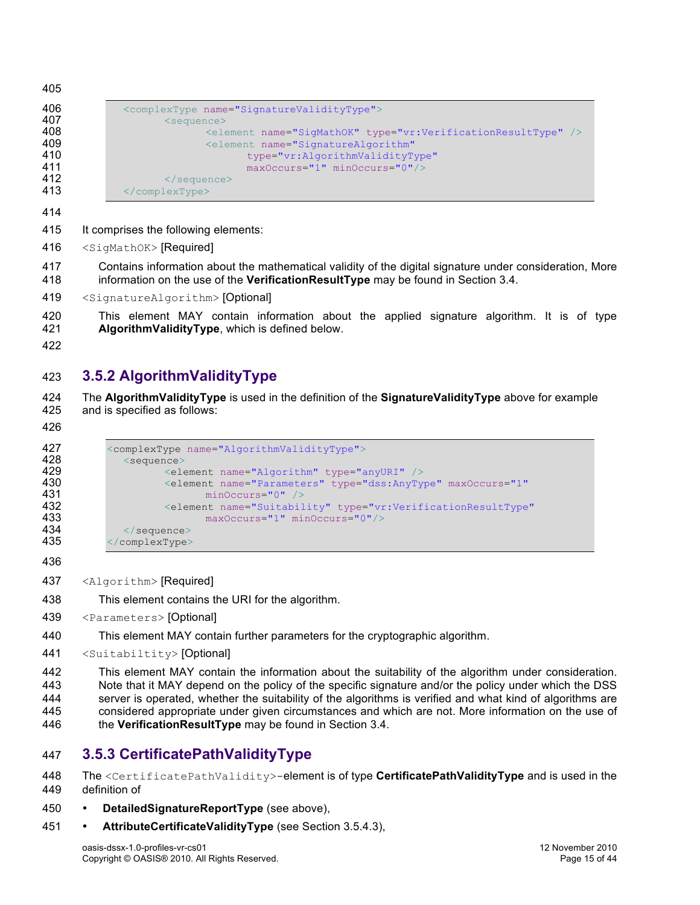```xml
<complexType name="SignatureValidityType">
      <sequence>
            <element name="SigMathOK" type="vr:VerificationResultType" />
            <element name="SignatureAlgorithm"
                  type="vr:AlgorithmValidityType"
                  maxOccurs="1" minOccurs="0"/>
      </sequence>
</complexType>
```

It comprises the following elements:

`<SigMathOK>` [Required]

Contains information about the mathematical validity of the digital signature under consideration, More information on the use of the **VerificationResultType** may be found in Section 3.4.

`<SignatureAlgorithm>` [Optional]

This element MAY contain information about the applied signature algorithm. It is of type **AlgorithmValidityType**, which is defined below.

### 3.5.2 AlgorithmValidityType

The **AlgorithmValidityType** is used in the definition of the **SignatureValidityType** above for example and is specified as follows:

```xml
<complexType name="AlgorithmValidityType">
   <sequence>
         <element name="Algorithm" type="anyURI" />
         <element name="Parameters" type="dss:AnyType" maxOccurs="1"
               minOccurs="0" />
         <element name="Suitability" type="vr:VerificationResultType"
               maxOccurs="1" minOccurs="0"/>
   </sequence>
</complexType>
```

`<Algorithm>` [Required]

This element contains the URI for the algorithm.

`<Parameters>` [Optional]

This element MAY contain further parameters for the cryptographic algorithm.

`<Suitabiltity>` [Optional]

This element MAY contain the information about the suitability of the algorithm under consideration. Note that it MAY depend on the policy of the specific signature and/or the policy under which the DSS server is operated, whether the suitability of the algorithms is verified and what kind of algorithms are considered appropriate under given circumstances and which are not. More information on the use of the **VerificationResultType** may be found in Section 3.4.

### 3.5.3 CertificatePathValidityType

The `<CertificatePathValidity>`-element is of type **CertificatePathValidityType** and is used in the definition of

- **DetailedSignatureReportType** (see above),
- **AttributeCertificateValidityType** (see Section 3.5.4.3),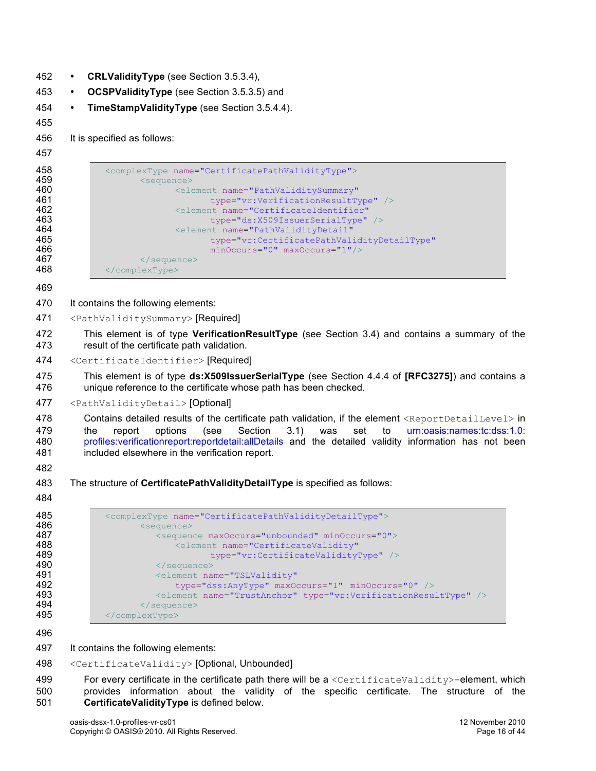- **CRLValidityType** (see Section 3.5.3.4),
- **OCSPValidityType** (see Section 3.5.3.5) and
- **TimeStampValidityType** (see Section 3.5.4.4).

It is specified as follows:

```
<complexType name="CertificatePathValidityType">
      <sequence>
            <element name="PathValiditySummary"
                  type="vr:VerificationResultType" />
            <element name="CertificateIdentifier"
                  type="ds:X509IssuerSerialType" />
            <element name="PathValidityDetail"
                  type="vr:CertificatePathValidityDetailType"
                  minOccurs="0" maxOccurs="1"/>
      </sequence>
</complexType>
```

It contains the following elements:

`<PathValiditySummary>` [Required]

This element is of type **VerificationResultType** (see Section 3.4) and contains a summary of the result of the certificate path validation.

`<CertificateIdentifier>` [Required]

This element is of type **ds:X509IssuerSerialType** (see Section 4.4.4 of **[RFC3275]**) and contains a unique reference to the certificate whose path has been checked.

`<PathValidityDetail>` [Optional]

Contains detailed results of the certificate path validation, if the element `<ReportDetailLevel>` in the report options (see Section 3.1) was set to urn:oasis:names:tc:dss:1.0:profiles:verificationreport:reportdetail:allDetails and the detailed validity information has not been included elsewhere in the verification report.

The structure of **CertificatePathValidityDetailType** is specified as follows:

```
<complexType name="CertificatePathValidityDetailType">
      <sequence>
         <sequence maxOccurs="unbounded" minOccurs="0">
            <element name="CertificateValidity"
                  type="vr:CertificateValidityType" />
         </sequence>
         <element name="TSLValidity"
            type="dss:AnyType" maxOccurs="1" minOccurs="0" />
         <element name="TrustAnchor" type="vr:VerificationResultType" />
      </sequence>
</complexType>
```

It contains the following elements:

`<CertificateValidity>` [Optional, Unbounded]

For every certificate in the certificate path there will be a `<CertificateValidity>`-element, which provides information about the validity of the specific certificate. The structure of the **CertificateValidityType** is defined below.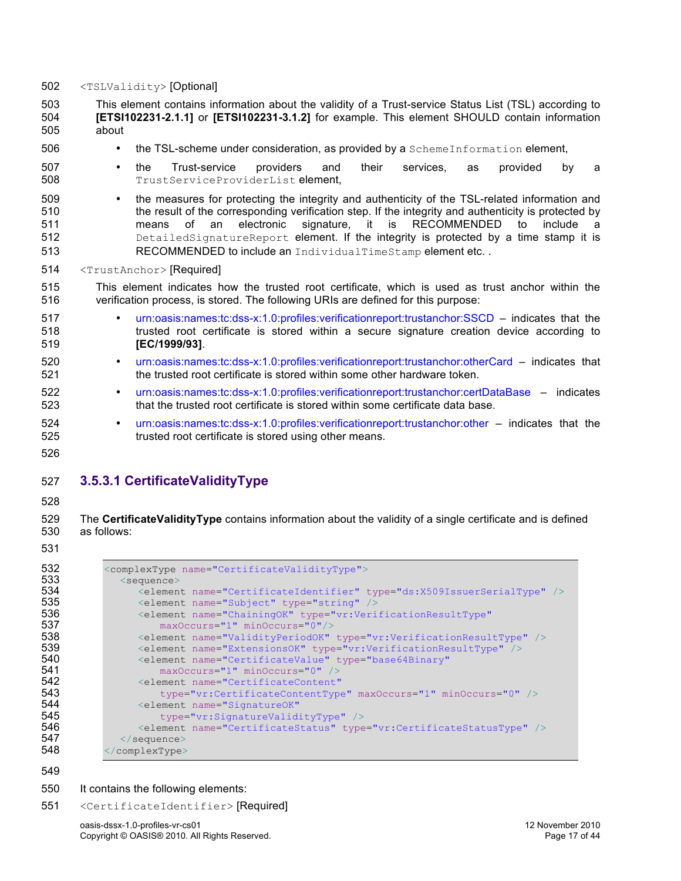`<TSLValidity>` [Optional]

This element contains information about the validity of a Trust-service Status List (TSL) according to **[ETSI102231-2.1.1]** or **[ETSI102231-3.1.2]** for example. This element SHOULD contain information about

- the TSL-scheme under consideration, as provided by a `SchemeInformation` element,
- the Trust-service providers and their services, as provided by a `TrustServiceProviderList` element,
- the measures for protecting the integrity and authenticity of the TSL-related information and the result of the corresponding verification step. If the integrity and authenticity is protected by means of an electronic signature, it is RECOMMENDED to include a `DetailedSignatureReport` element. If the integrity is protected by a time stamp it is RECOMMENDED to include an `IndividualTimeStamp` element etc. .

`<TrustAnchor>` [Required]

This element indicates how the trusted root certificate, which is used as trust anchor within the verification process, is stored. The following URIs are defined for this purpose:

- urn:oasis:names:tc:dss-x:1.0:profiles:verificationreport:trustanchor:SSCD – indicates that the trusted root certificate is stored within a secure signature creation device according to **[EC/1999/93]**.
- urn:oasis:names:tc:dss-x:1.0:profiles:verificationreport:trustanchor:otherCard – indicates that the trusted root certificate is stored within some other hardware token.
- urn:oasis:names:tc:dss-x:1.0:profiles:verificationreport:trustanchor:certDataBase – indicates that the trusted root certificate is stored within some certificate data base.
- urn:oasis:names:tc:dss-x:1.0:profiles:verificationreport:trustanchor:other – indicates that the trusted root certificate is stored using other means.

### 3.5.3.1 CertificateValidityType

The **CertificateValidityType** contains information about the validity of a single certificate and is defined as follows:

```
<complexType name="CertificateValidityType">
  <sequence>
    <element name="CertificateIdentifier" type="ds:X509IssuerSerialType" />
    <element name="Subject" type="string" />
    <element name="ChainingOK" type="vr:VerificationResultType"
        maxOccurs="1" minOccurs="0"/>
    <element name="ValidityPeriodOK" type="vr:VerificationResultType" />
    <element name="ExtensionsOK" type="vr:VerificationResultType" />
    <element name="CertificateValue" type="base64Binary"
        maxOccurs="1" minOccurs="0" />
    <element name="CertificateContent"
        type="vr:CertificateContentType" maxOccurs="1" minOccurs="0" />
    <element name="SignatureOK"
        type="vr:SignatureValidityType" />
    <element name="CertificateStatus" type="vr:CertificateStatusType" />
  </sequence>
</complexType>
```

It contains the following elements:

`<CertificateIdentifier>` [Required]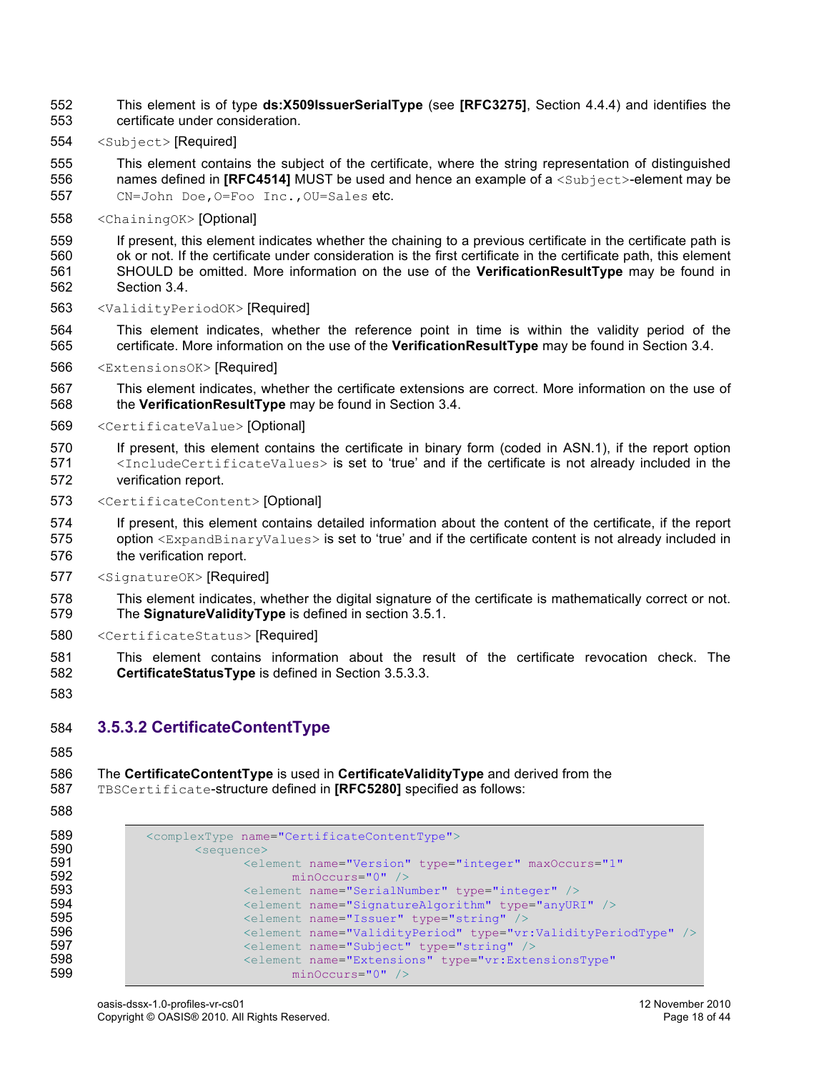This element is of type **ds:X509IssuerSerialType** (see **[RFC3275]**, Section 4.4.4) and identifies the certificate under consideration.

`<Subject>` [Required]

This element contains the subject of the certificate, where the string representation of distinguished names defined in **[RFC4514]** MUST be used and hence an example of a `<Subject>`-element may be `CN=John Doe,O=Foo Inc.,OU=Sales` etc.

`<ChainingOK>` [Optional]

If present, this element indicates whether the chaining to a previous certificate in the certificate path is ok or not. If the certificate under consideration is the first certificate in the certificate path, this element SHOULD be omitted. More information on the use of the **VerificationResultType** may be found in Section 3.4.

`<ValidityPeriodOK>` [Required]

This element indicates, whether the reference point in time is within the validity period of the certificate. More information on the use of the **VerificationResultType** may be found in Section 3.4.

`<ExtensionsOK>` [Required]

This element indicates, whether the certificate extensions are correct. More information on the use of the **VerificationResultType** may be found in Section 3.4.

`<CertificateValue>` [Optional]

If present, this element contains the certificate in binary form (coded in ASN.1), if the report option `<IncludeCertificateValues>` is set to 'true' and if the certificate is not already included in the verification report.

`<CertificateContent>` [Optional]

If present, this element contains detailed information about the content of the certificate, if the report option `<ExpandBinaryValues>` is set to 'true' and if the certificate content is not already included in the verification report.

`<SignatureOK>` [Required]

This element indicates, whether the digital signature of the certificate is mathematically correct or not. The **SignatureValidityType** is defined in section 3.5.1.

`<CertificateStatus>` [Required]

This element contains information about the result of the certificate revocation check. The **CertificateStatusType** is defined in Section 3.5.3.3.

### 3.5.3.2 CertificateContentType

The **CertificateContentType** is used in **CertificateValidityType** and derived from the `TBSCertificate`-structure defined in **[RFC5280]** specified as follows:

```
<complexType name="CertificateContentType">
      <sequence>
            <element name="Version" type="integer" maxOccurs="1"
                  minOccurs="0" />
            <element name="SerialNumber" type="integer" />
            <element name="SignatureAlgorithm" type="anyURI" />
            <element name="Issuer" type="string" />
            <element name="ValidityPeriod" type="vr:ValidityPeriodType" />
            <element name="Subject" type="string" />
            <element name="Extensions" type="vr:ExtensionsType"
                  minOccurs="0" />
```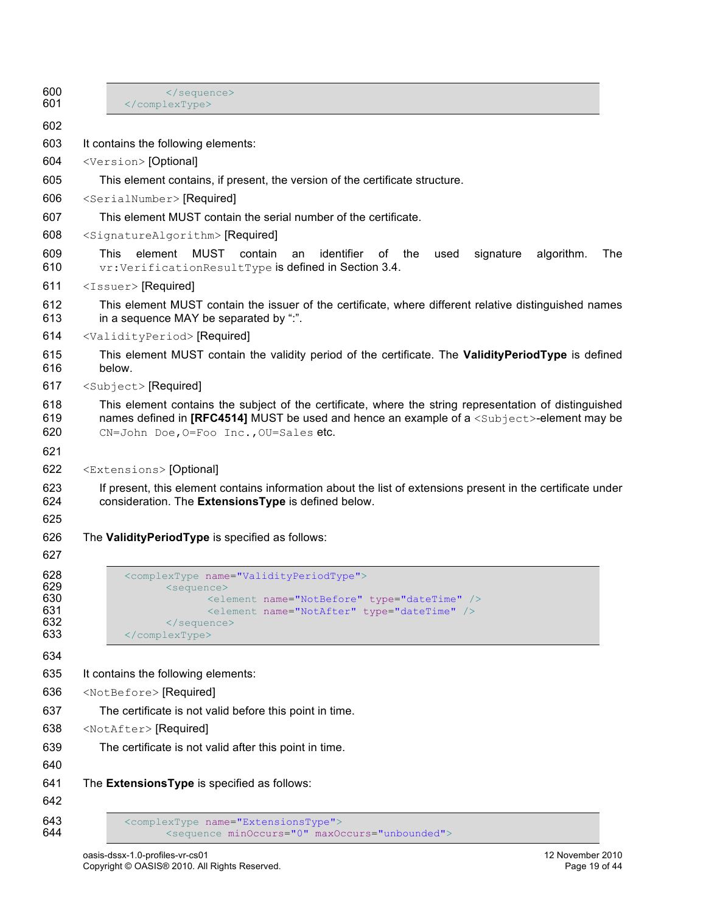```
        </sequence>
    </complexType>
```

It contains the following elements:

`<Version>` [Optional]

This element contains, if present, the version of the certificate structure.

`<SerialNumber>` [Required]

This element MUST contain the serial number of the certificate.

`<SignatureAlgorithm>` [Required]

This element MUST contain an identifier of the used signature algorithm. The `vr:VerificationResultType` is defined in Section 3.4.

`<Issuer>` [Required]

This element MUST contain the issuer of the certificate, where different relative distinguished names in a sequence MAY be separated by ":".

`<ValidityPeriod>` [Required]

This element MUST contain the validity period of the certificate. The **ValidityPeriodType** is defined below.

`<Subject>` [Required]

This element contains the subject of the certificate, where the string representation of distinguished names defined in **[RFC4514]** MUST be used and hence an example of a `<Subject>`-element may be `CN=John Doe,O=Foo Inc.,OU=Sales` etc.

`<Extensions>` [Optional]

If present, this element contains information about the list of extensions present in the certificate under consideration. The **ExtensionsType** is defined below.

The **ValidityPeriodType** is specified as follows:

```
    <complexType name="ValidityPeriodType">
        <sequence>
            <element name="NotBefore" type="dateTime" />
            <element name="NotAfter" type="dateTime" />
        </sequence>
    </complexType>
```

It contains the following elements:

`<NotBefore>` [Required]

The certificate is not valid before this point in time.

`<NotAfter>` [Required]

The certificate is not valid after this point in time.

The **ExtensionsType** is specified as follows:

```
    <complexType name="ExtensionsType">
        <sequence minOccurs="0" maxOccurs="unbounded">
```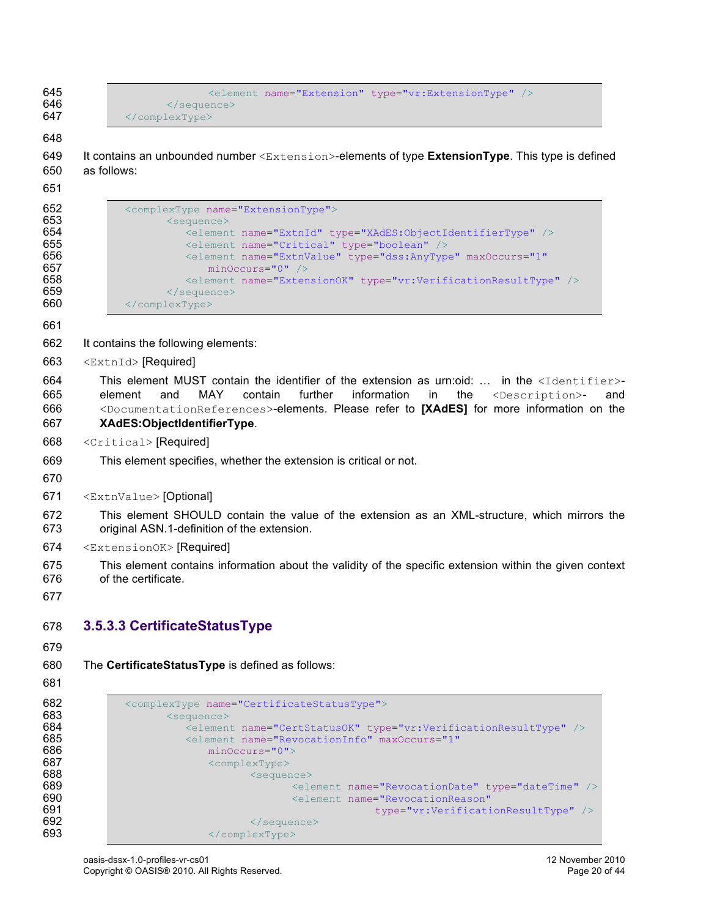```
                <element name="Extension" type="vr:ExtensionType" />
        </sequence>
    </complexType>
```

It contains an unbounded number `<Extension>`-elements of type **ExtensionType**. This type is defined as follows:

```
    <complexType name="ExtensionType">
        <sequence>
            <element name="ExtnId" type="XAdES:ObjectIdentifierType" />
            <element name="Critical" type="boolean" />
            <element name="ExtnValue" type="dss:AnyType" maxOccurs="1"
                minOccurs="0" />
            <element name="ExtensionOK" type="vr:VerificationResultType" />
        </sequence>
    </complexType>
```

It contains the following elements:

`<ExtnId>` [Required]

This element MUST contain the identifier of the extension as urn:oid: … in the `<Identifier>`-element and MAY contain further information in the `<Description>`- and `<DocumentationReferences>`-elements. Please refer to **[XAdES]** for more information on the **XAdES:ObjectIdentifierType**.

`<Critical>` [Required]

This element specifies, whether the extension is critical or not.

`<ExtnValue>` [Optional]

This element SHOULD contain the value of the extension as an XML-structure, which mirrors the original ASN.1-definition of the extension.

`<ExtensionOK>` [Required]

This element contains information about the validity of the specific extension within the given context of the certificate.

### 3.5.3.3 CertificateStatusType

The **CertificateStatusType** is defined as follows:

```
    <complexType name="CertificateStatusType">
        <sequence>
            <element name="CertStatusOK" type="vr:VerificationResultType" />
            <element name="RevocationInfo" maxOccurs="1"
                minOccurs="0">
                <complexType>
                    <sequence>
                        <element name="RevocationDate" type="dateTime" />
                        <element name="RevocationReason"
                                type="vr:VerificationResultType" />
                    </sequence>
                </complexType>
```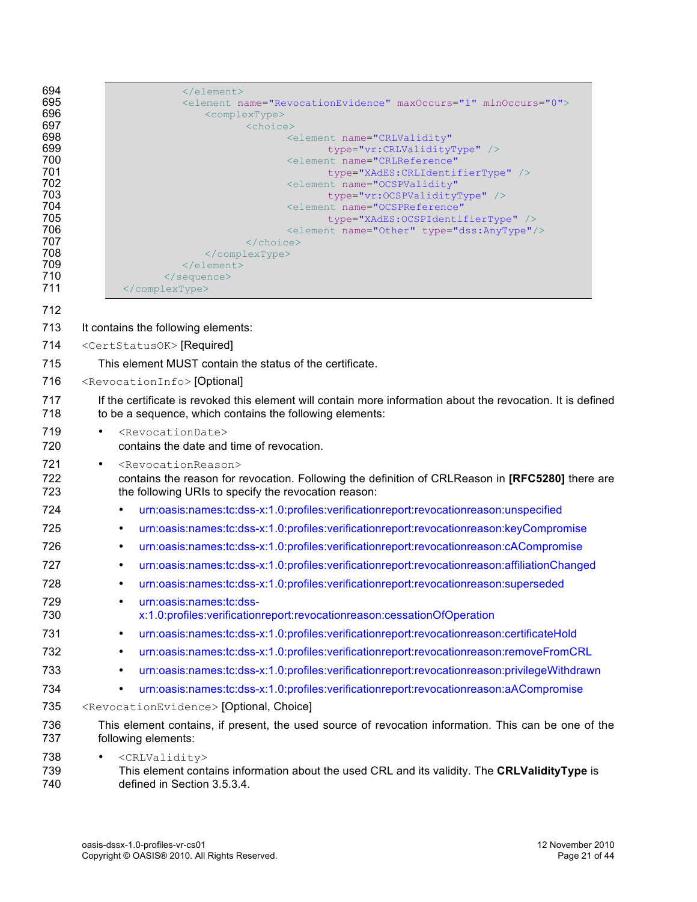```
            </element>
            <element name="RevocationEvidence" maxOccurs="1" minOccurs="0">
                <complexType>
                    <choice>
                        <element name="CRLValidity"
                            type="vr:CRLValidityType" />
                        <element name="CRLReference"
                            type="XAdES:CRLIdentifierType" />
                        <element name="OCSPValidity"
                            type="vr:OCSPValidityType" />
                        <element name="OCSPReference"
                            type="XAdES:OCSPIdentifierType" />
                        <element name="Other" type="dss:AnyType"/>
                    </choice>
                </complexType>
            </element>
        </sequence>
    </complexType>
```

It contains the following elements:

`<CertStatusOK>` [Required]

This element MUST contain the status of the certificate.

`<RevocationInfo>` [Optional]

If the certificate is revoked this element will contain more information about the revocation. It is defined to be a sequence, which contains the following elements:

- `<RevocationDate>`
  contains the date and time of revocation.
- `<RevocationReason>`
  contains the reason for revocation. Following the definition of CRLReason in **[RFC5280]** there are the following URIs to specify the revocation reason:
  - urn:oasis:names:tc:dss-x:1.0:profiles:verificationreport:revocationreason:unspecified
  - urn:oasis:names:tc:dss-x:1.0:profiles:verificationreport:revocationreason:keyCompromise
  - urn:oasis:names:tc:dss-x:1.0:profiles:verificationreport:revocationreason:cACompromise
  - urn:oasis:names:tc:dss-x:1.0:profiles:verificationreport:revocationreason:affiliationChanged
  - urn:oasis:names:tc:dss-x:1.0:profiles:verificationreport:revocationreason:superseded
  - urn:oasis:names:tc:dss-x:1.0:profiles:verificationreport:revocationreason:cessationOfOperation
  - urn:oasis:names:tc:dss-x:1.0:profiles:verificationreport:revocationreason:certificateHold
  - urn:oasis:names:tc:dss-x:1.0:profiles:verificationreport:revocationreason:removeFromCRL
  - urn:oasis:names:tc:dss-x:1.0:profiles:verificationreport:revocationreason:privilegeWithdrawn
  - urn:oasis:names:tc:dss-x:1.0:profiles:verificationreport:revocationreason:aACompromise

`<RevocationEvidence>` [Optional, Choice]

This element contains, if present, the used source of revocation information. This can be one of the following elements:

- `<CRLValidity>`
  This element contains information about the used CRL and its validity. The **CRLValidityType** is defined in Section 3.5.3.4.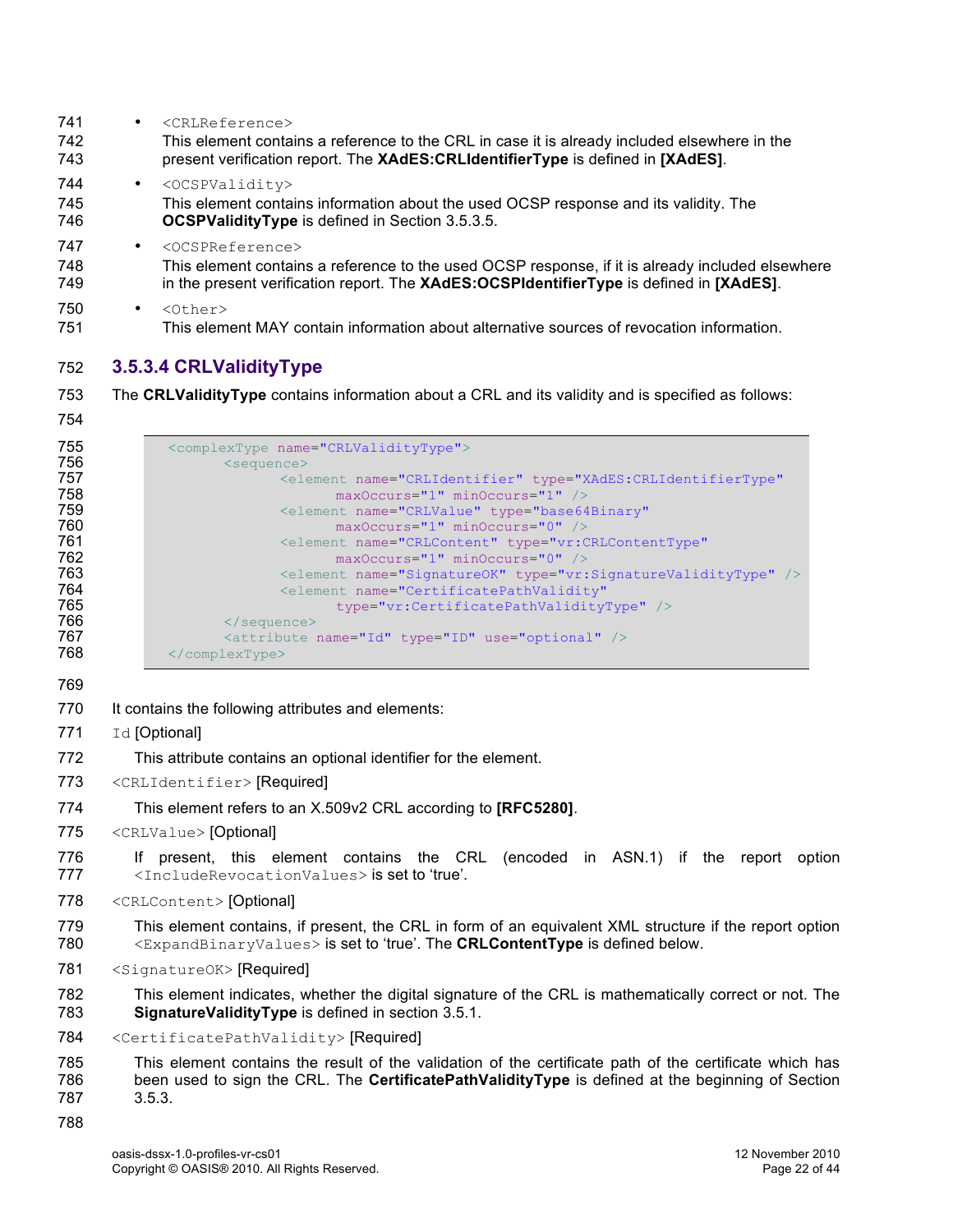- `<CRLReference>`
  This element contains a reference to the CRL in case it is already included elsewhere in the present verification report. The **XAdES:CRLIdentifierType** is defined in **[XAdES]**.
- `<OCSPValidity>`
  This element contains information about the used OCSP response and its validity. The **OCSPValidityType** is defined in Section 3.5.3.5.
- `<OCSPReference>`
  This element contains a reference to the used OCSP response, if it is already included elsewhere in the present verification report. The **XAdES:OCSPIdentifierType** is defined in **[XAdES]**.
- `<Other>`
  This element MAY contain information about alternative sources of revocation information.

#### 3.5.3.4 CRLValidityType

The **CRLValidityType** contains information about a CRL and its validity and is specified as follows:

```
<complexType name="CRLValidityType">
      <sequence>
            <element name="CRLIdentifier" type="XAdES:CRLIdentifierType"
                  maxOccurs="1" minOccurs="1" />
            <element name="CRLValue" type="base64Binary"
                  maxOccurs="1" minOccurs="0" />
            <element name="CRLContent" type="vr:CRLContentType"
                  maxOccurs="1" minOccurs="0" />
            <element name="SignatureOK" type="vr:SignatureValidityType" />
            <element name="CertificatePathValidity"
                  type="vr:CertificatePathValidityType" />
      </sequence>
      <attribute name="Id" type="ID" use="optional" />
</complexType>
```

It contains the following attributes and elements:

`Id` [Optional]

This attribute contains an optional identifier for the element.

`<CRLIdentifier>` [Required]

This element refers to an X.509v2 CRL according to **[RFC5280]**.

`<CRLValue>` [Optional]

If present, this element contains the CRL (encoded in ASN.1) if the report option `<IncludeRevocationValues>` is set to 'true'.

`<CRLContent>` [Optional]

This element contains, if present, the CRL in form of an equivalent XML structure if the report option `<ExpandBinaryValues>` is set to 'true'. The **CRLContentType** is defined below.

`<SignatureOK>` [Required]

This element indicates, whether the digital signature of the CRL is mathematically correct or not. The **SignatureValidityType** is defined in section 3.5.1.

`<CertificatePathValidity>` [Required]

This element contains the result of the validation of the certificate path of the certificate which has been used to sign the CRL. The **CertificatePathValidityType** is defined at the beginning of Section 3.5.3.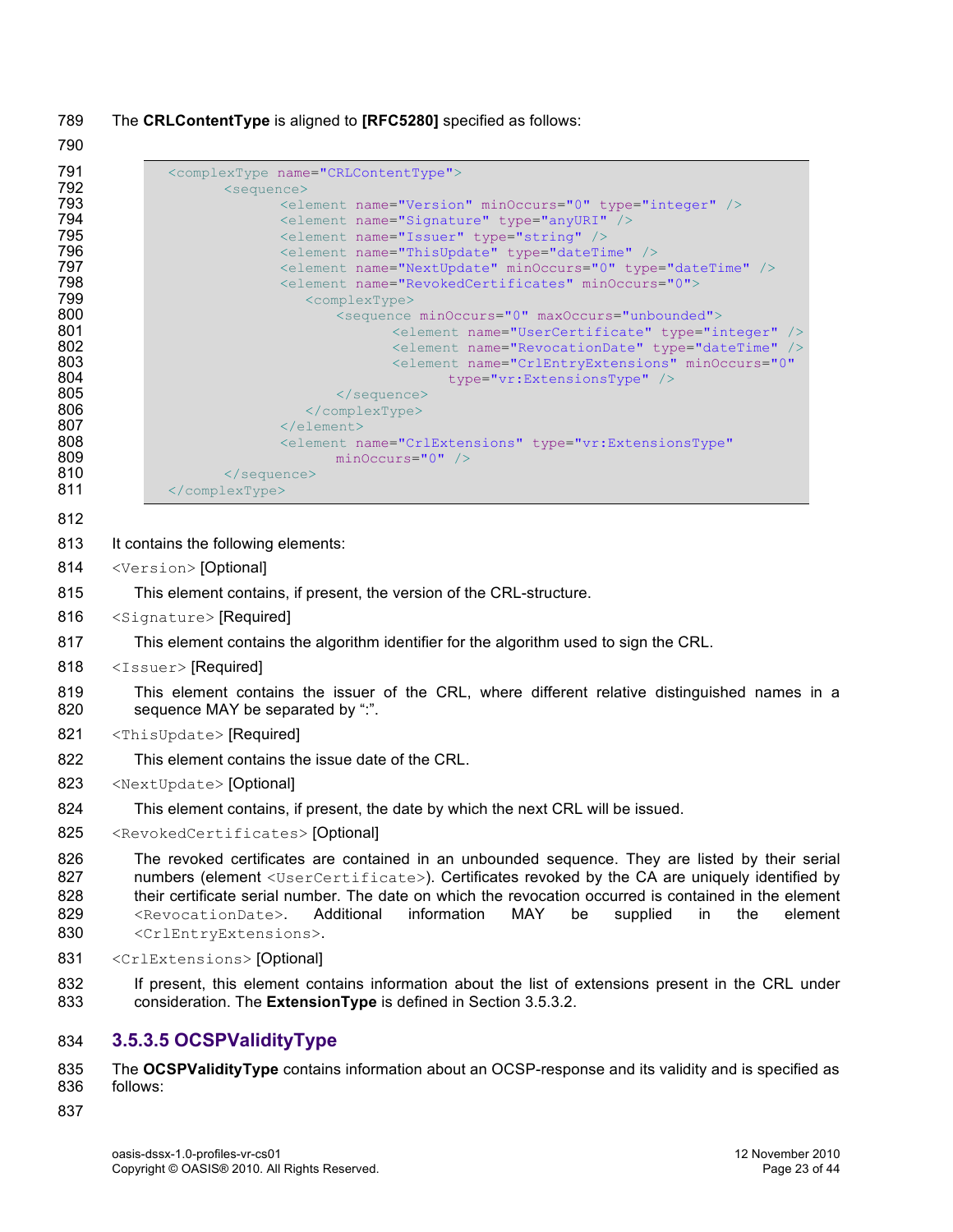The **CRLContentType** is aligned to **[RFC5280]** specified as follows:

```
<complexType name="CRLContentType">
        <sequence>
                <element name="Version" minOccurs="0" type="integer" />
                <element name="Signature" type="anyURI" />
                <element name="Issuer" type="string" />
                <element name="ThisUpdate" type="dateTime" />
                <element name="NextUpdate" minOccurs="0" type="dateTime" />
                <element name="RevokedCertificates" minOccurs="0">
                    <complexType>
                        <sequence minOccurs="0" maxOccurs="unbounded">
                                <element name="UserCertificate" type="integer" />
                                <element name="RevocationDate" type="dateTime" />
                                <element name="CrlEntryExtensions" minOccurs="0"
                                        type="vr:ExtensionsType" />
                        </sequence>
                    </complexType>
                </element>
                <element name="CrlExtensions" type="vr:ExtensionsType"
                        minOccurs="0" />
        </sequence>
</complexType>
```

It contains the following elements:

`<Version>` [Optional]

This element contains, if present, the version of the CRL-structure.

`<Signature>` [Required]

This element contains the algorithm identifier for the algorithm used to sign the CRL.

`<Issuer>` [Required]

This element contains the issuer of the CRL, where different relative distinguished names in a sequence MAY be separated by ":".

`<ThisUpdate>` [Required]

This element contains the issue date of the CRL.

`<NextUpdate>` [Optional]

This element contains, if present, the date by which the next CRL will be issued.

`<RevokedCertificates>` [Optional]

The revoked certificates are contained in an unbounded sequence. They are listed by their serial numbers (element `<UserCertificate>`). Certificates revoked by the CA are uniquely identified by their certificate serial number. The date on which the revocation occurred is contained in the element `<RevocationDate>`. Additional information MAY be supplied in the element `<CrlEntryExtensions>`.

`<CrlExtensions>` [Optional]

If present, this element contains information about the list of extensions present in the CRL under consideration. The **ExtensionType** is defined in Section 3.5.3.2.

### 3.5.3.5 OCSPValidityType

The **OCSPValidityType** contains information about an OCSP-response and its validity and is specified as follows: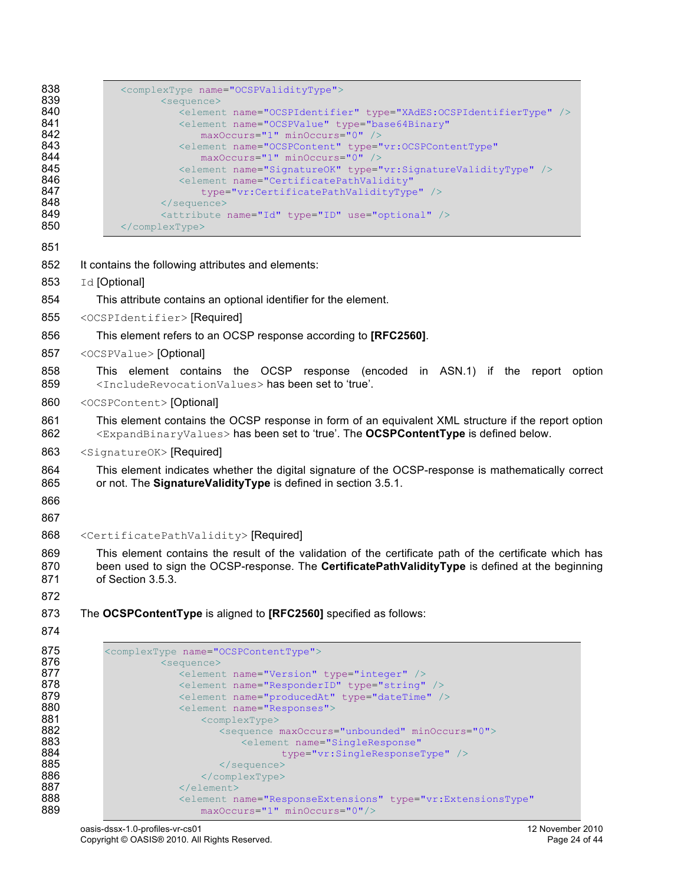```xml
<complexType name="OCSPValidityType">
    <sequence>
        <element name="OCSPIdentifier" type="XAdES:OCSPIdentifierType" />
        <element name="OCSPValue" type="base64Binary"
            maxOccurs="1" minOccurs="0" />
        <element name="OCSPContent" type="vr:OCSPContentType"
            maxOccurs="1" minOccurs="0" />
        <element name="SignatureOK" type="vr:SignatureValidityType" />
        <element name="CertificatePathValidity"
            type="vr:CertificatePathValidityType" />
    </sequence>
    <attribute name="Id" type="ID" use="optional" />
</complexType>
```

It contains the following attributes and elements:

`Id` [Optional]

This attribute contains an optional identifier for the element.

`<OCSPIdentifier>` [Required]

This element refers to an OCSP response according to **[RFC2560]**.

`<OCSPValue>` [Optional]

This element contains the OCSP response (encoded in ASN.1) if the report option `<IncludeRevocationValues>` has been set to 'true'.

`<OCSPContent>` [Optional]

This element contains the OCSP response in form of an equivalent XML structure if the report option `<ExpandBinaryValues>` has been set to 'true'. The **OCSPContentType** is defined below.

`<SignatureOK>` [Required]

This element indicates whether the digital signature of the OCSP-response is mathematically correct or not. The **SignatureValidityType** is defined in section 3.5.1.

`<CertificatePathValidity>` [Required]

This element contains the result of the validation of the certificate path of the certificate which has been used to sign the OCSP-response. The **CertificatePathValidityType** is defined at the beginning of Section 3.5.3.

The **OCSPContentType** is aligned to **[RFC2560]** specified as follows:

```xml
<complexType name="OCSPContentType">
    <sequence>
        <element name="Version" type="integer" />
        <element name="ResponderID" type="string" />
        <element name="producedAt" type="dateTime" />
        <element name="Responses">
            <complexType>
                <sequence maxOccurs="unbounded" minOccurs="0">
                    <element name="SingleResponse"
                        type="vr:SingleResponseType" />
                </sequence>
            </complexType>
        </element>
        <element name="ResponseExtensions" type="vr:ExtensionsType"
            maxOccurs="1" minOccurs="0"/>
```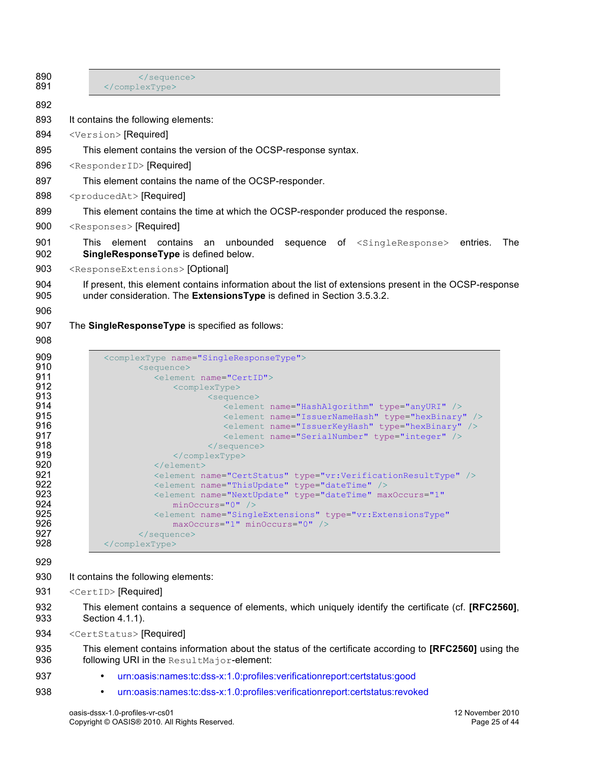```
        </sequence>
    </complexType>
```

It contains the following elements:

`<Version>` [Required]

This element contains the version of the OCSP-response syntax.

`<ResponderID>` [Required]

This element contains the name of the OCSP-responder.

`<producedAt>` [Required]

This element contains the time at which the OCSP-responder produced the response.

`<Responses>` [Required]

This element contains an unbounded sequence of `<SingleResponse>` entries. The **SingleResponseType** is defined below.

`<ResponseExtensions>` [Optional]

If present, this element contains information about the list of extensions present in the OCSP-response under consideration. The **ExtensionsType** is defined in Section 3.5.3.2.

The **SingleResponseType** is specified as follows:

```
    <complexType name="SingleResponseType">
        <sequence>
            <element name="CertID">
                <complexType>
                    <sequence>
                        <element name="HashAlgorithm" type="anyURI" />
                        <element name="IssuerNameHash" type="hexBinary" />
                        <element name="IssuerKeyHash" type="hexBinary" />
                        <element name="SerialNumber" type="integer" />
                    </sequence>
                </complexType>
            </element>
            <element name="CertStatus" type="vr:VerificationResultType" />
            <element name="ThisUpdate" type="dateTime" />
            <element name="NextUpdate" type="dateTime" maxOccurs="1"
                minOccurs="0" />
            <element name="SingleExtensions" type="vr:ExtensionsType"
                maxOccurs="1" minOccurs="0" />
        </sequence>
    </complexType>
```

It contains the following elements:

`<CertID>` [Required]

This element contains a sequence of elements, which uniquely identify the certificate (cf. **[RFC2560]**, Section 4.1.1).

`<CertStatus>` [Required]

This element contains information about the status of the certificate according to **[RFC2560]** using the following URI in the `ResultMajor`-element:

- urn:oasis:names:tc:dss-x:1.0:profiles:verificationreport:certstatus:good
- urn:oasis:names:tc:dss-x:1.0:profiles:verificationreport:certstatus:revoked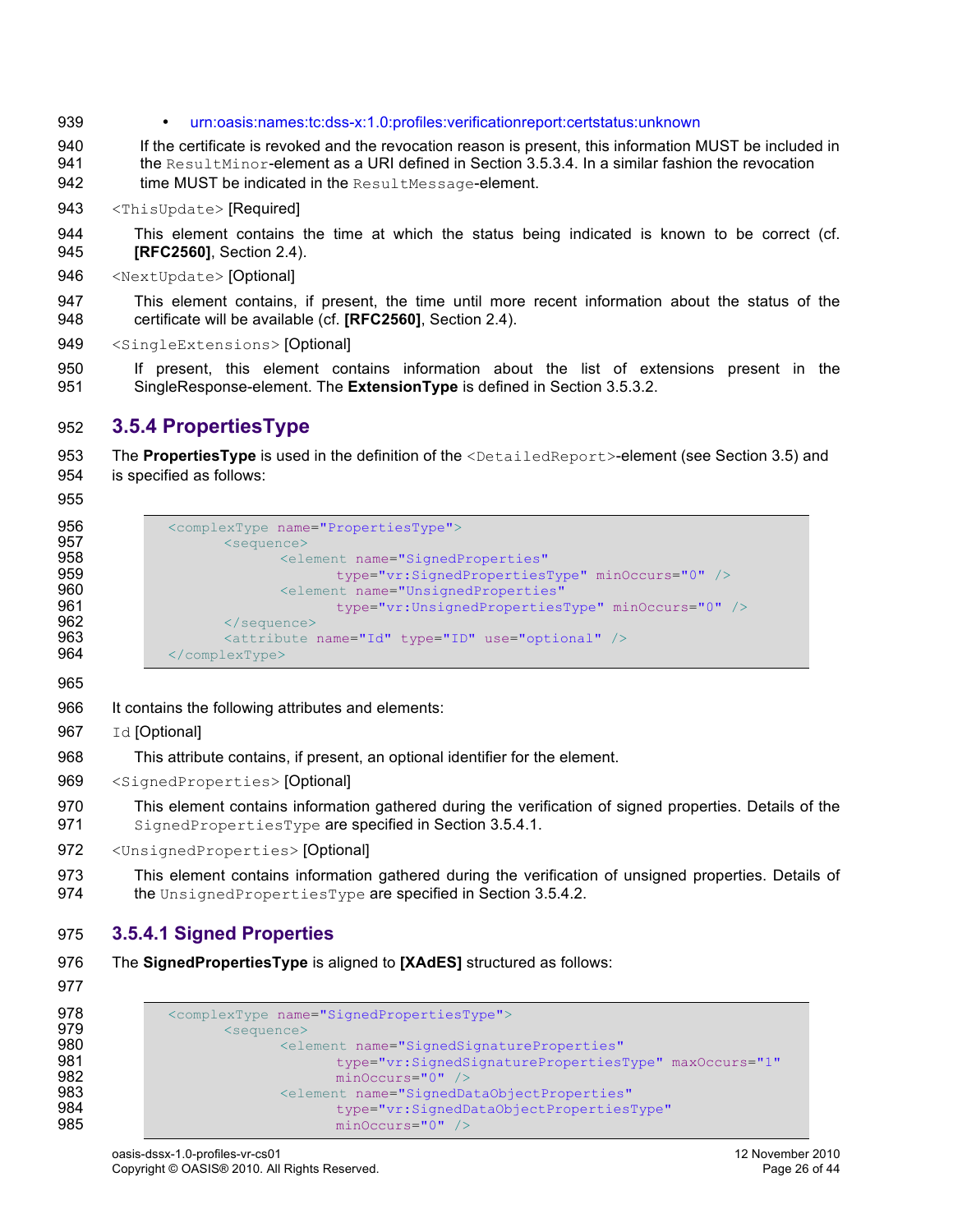- urn:oasis:names:tc:dss-x:1.0:profiles:verificationreport:certstatus:unknown

  If the certificate is revoked and the revocation reason is present, this information MUST be included in the `ResultMinor`-element as a URI defined in Section 3.5.3.4. In a similar fashion the revocation time MUST be indicated in the `ResultMessage`-element.

`<ThisUpdate>` [Required]

This element contains the time at which the status being indicated is known to be correct (cf. **[RFC2560]**, Section 2.4).

`<NextUpdate>` [Optional]

This element contains, if present, the time until more recent information about the status of the certificate will be available (cf. **[RFC2560]**, Section 2.4).

`<SingleExtensions>` [Optional]

If present, this element contains information about the list of extensions present in the SingleResponse-element. The **ExtensionType** is defined in Section 3.5.3.2.

### 3.5.4 PropertiesType

The **PropertiesType** is used in the definition of the `<DetailedReport>`-element (see Section 3.5) and is specified as follows:

```
<complexType name="PropertiesType">
      <sequence>
            <element name="SignedProperties"
                  type="vr:SignedPropertiesType" minOccurs="0" />
            <element name="UnsignedProperties"
                  type="vr:UnsignedPropertiesType" minOccurs="0" />
      </sequence>
      <attribute name="Id" type="ID" use="optional" />
</complexType>
```

It contains the following attributes and elements:

`Id` [Optional]

This attribute contains, if present, an optional identifier for the element.

`<SignedProperties>` [Optional]

This element contains information gathered during the verification of signed properties. Details of the `SignedPropertiesType` are specified in Section 3.5.4.1.

`<UnsignedProperties>` [Optional]

This element contains information gathered during the verification of unsigned properties. Details of the `UnsignedPropertiesType` are specified in Section 3.5.4.2.

#### 3.5.4.1 Signed Properties

The **SignedPropertiesType** is aligned to **[XAdES]** structured as follows:

```
<complexType name="SignedPropertiesType">
      <sequence>
            <element name="SignedSignatureProperties"
                  type="vr:SignedSignaturePropertiesType" maxOccurs="1"
                  minOccurs="0" />
            <element name="SignedDataObjectProperties"
                  type="vr:SignedDataObjectPropertiesType"
                  minOccurs="0" />
```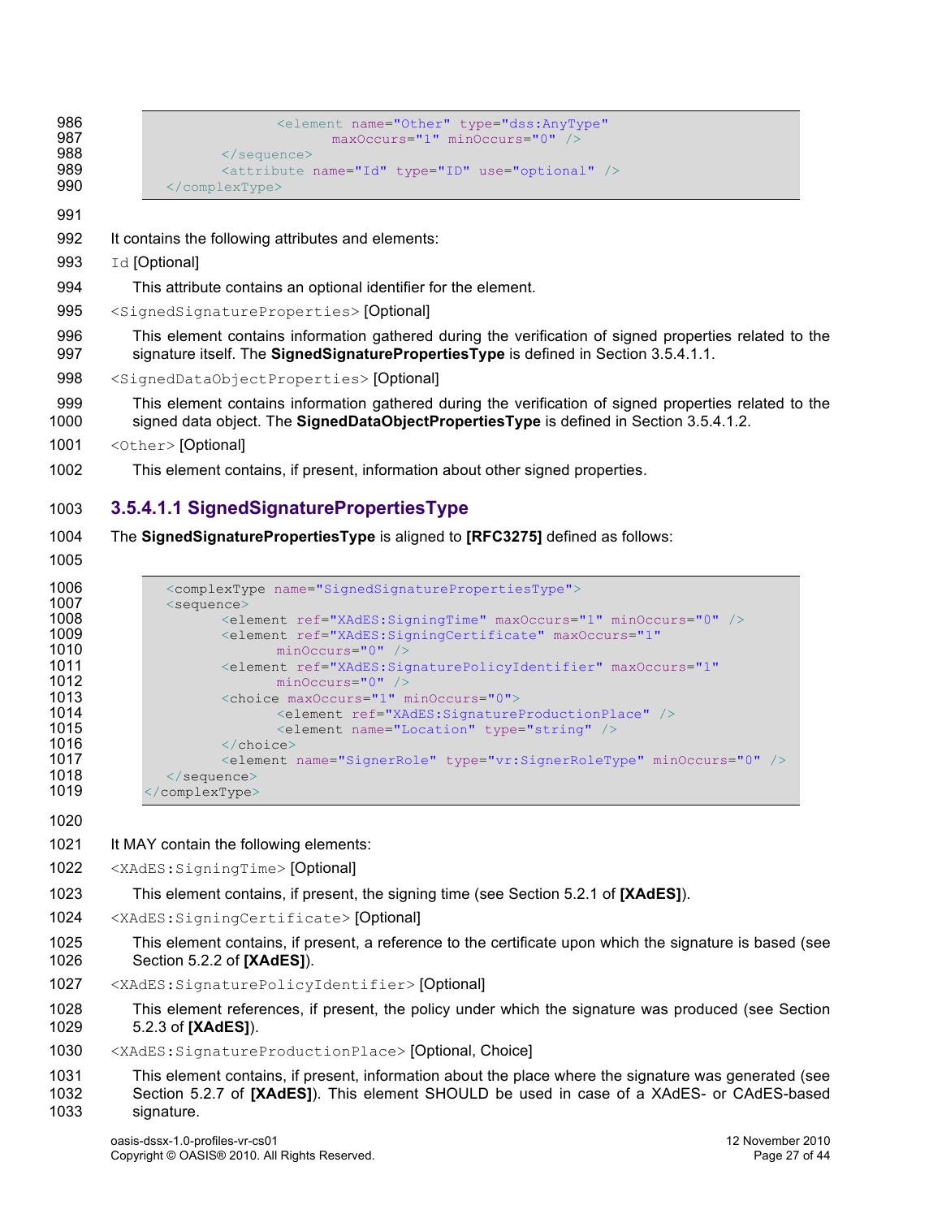```
                <element name="Other" type="dss:AnyType"
                    maxOccurs="1" minOccurs="0" />
            </sequence>
            <attribute name="Id" type="ID" use="optional" />
        </complexType>
```

It contains the following attributes and elements:

`Id` [Optional]

This attribute contains an optional identifier for the element.

`<SignedSignatureProperties>` [Optional]

This element contains information gathered during the verification of signed properties related to the signature itself. The **SignedSignaturePropertiesType** is defined in Section 3.5.4.1.1.

`<SignedDataObjectProperties>` [Optional]

This element contains information gathered during the verification of signed properties related to the signed data object. The **SignedDataObjectPropertiesType** is defined in Section 3.5.4.1.2.

`<Other>` [Optional]

This element contains, if present, information about other signed properties.

#### 3.5.4.1.1 SignedSignaturePropertiesType

The **SignedSignaturePropertiesType** is aligned to **[RFC3275]** defined as follows:

```
    <complexType name="SignedSignaturePropertiesType">
    <sequence>
        <element ref="XAdES:SigningTime" maxOccurs="1" minOccurs="0" />
        <element ref="XAdES:SigningCertificate" maxOccurs="1"
            minOccurs="0" />
        <element ref="XAdES:SignaturePolicyIdentifier" maxOccurs="1"
            minOccurs="0" />
        <choice maxOccurs="1" minOccurs="0">
            <element ref="XAdES:SignatureProductionPlace" />
            <element name="Location" type="string" />
        </choice>
        <element name="SignerRole" type="vr:SignerRoleType" minOccurs="0" />
    </sequence>
</complexType>
```

It MAY contain the following elements:

`<XAdES:SigningTime>` [Optional]

This element contains, if present, the signing time (see Section 5.2.1 of **[XAdES]**).

`<XAdES:SigningCertificate>` [Optional]

This element contains, if present, a reference to the certificate upon which the signature is based (see Section 5.2.2 of **[XAdES]**).

`<XAdES:SignaturePolicyIdentifier>` [Optional]

This element references, if present, the policy under which the signature was produced (see Section 5.2.3 of **[XAdES]**).

`<XAdES:SignatureProductionPlace>` [Optional, Choice]

This element contains, if present, information about the place where the signature was generated (see Section 5.2.7 of **[XAdES]**). This element SHOULD be used in case of a XAdES- or CAdES-based signature.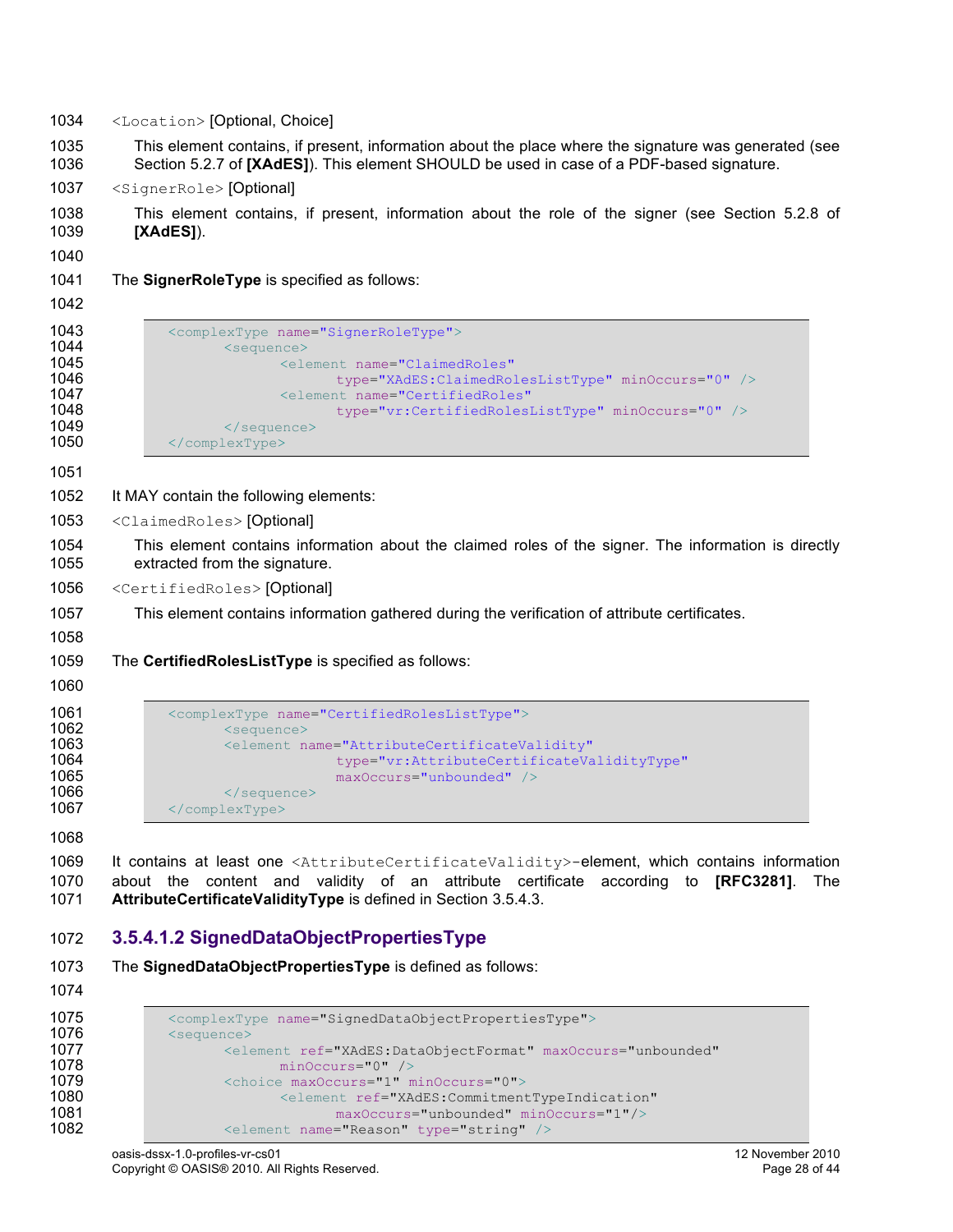`<Location>` [Optional, Choice]

This element contains, if present, information about the place where the signature was generated (see Section 5.2.7 of **[XAdES]**). This element SHOULD be used in case of a PDF-based signature.

`<SignerRole>` [Optional]

This element contains, if present, information about the role of the signer (see Section 5.2.8 of **[XAdES]**).

The **SignerRoleType** is specified as follows:

```
<complexType name="SignerRoleType">
      <sequence>
            <element name="ClaimedRoles"
                  type="XAdES:ClaimedRolesListType" minOccurs="0" />
            <element name="CertifiedRoles"
                  type="vr:CertifiedRolesListType" minOccurs="0" />
      </sequence>
</complexType>
```

It MAY contain the following elements:

`<ClaimedRoles>` [Optional]

This element contains information about the claimed roles of the signer. The information is directly extracted from the signature.

`<CertifiedRoles>` [Optional]

This element contains information gathered during the verification of attribute certificates.

The **CertifiedRolesListType** is specified as follows:

```
<complexType name="CertifiedRolesListType">
      <sequence>
      <element name="AttributeCertificateValidity"
                  type="vr:AttributeCertificateValidityType"
                  maxOccurs="unbounded" />
      </sequence>
</complexType>
```

It contains at least one `<AttributeCertificateValidity>`-element, which contains information about the content and validity of an attribute certificate according to **[RFC3281]**. The **AttributeCertificateValidityType** is defined in Section 3.5.4.3.

#### 3.5.4.1.2 SignedDataObjectPropertiesType

The **SignedDataObjectPropertiesType** is defined as follows:

```
<complexType name="SignedDataObjectPropertiesType">
<sequence>
      <element ref="XAdES:DataObjectFormat" maxOccurs="unbounded"
            minOccurs="0" />
      <choice maxOccurs="1" minOccurs="0">
            <element ref="XAdES:CommitmentTypeIndication"
                  maxOccurs="unbounded" minOccurs="1"/>
      <element name="Reason" type="string" />
```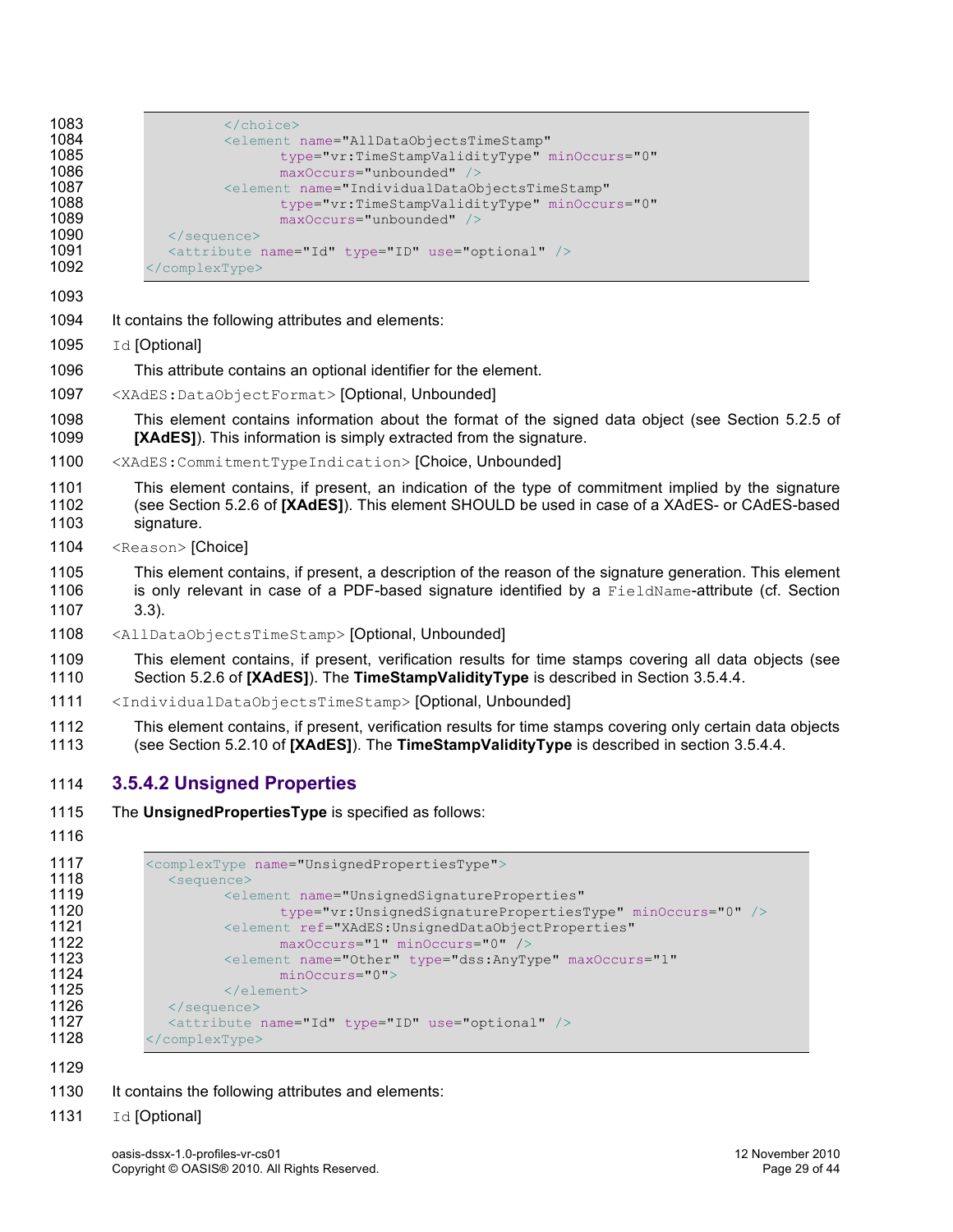```
            </choice>
            <element name="AllDataObjectsTimeStamp"
                  type="vr:TimeStampValidityType" minOccurs="0"
                  maxOccurs="unbounded" />
            <element name="IndividualDataObjectsTimeStamp"
                  type="vr:TimeStampValidityType" minOccurs="0"
                  maxOccurs="unbounded" />
      </sequence>
      <attribute name="Id" type="ID" use="optional" />
</complexType>
```

It contains the following attributes and elements:

`Id` [Optional]

This attribute contains an optional identifier for the element.

`<XAdES:DataObjectFormat>` [Optional, Unbounded]

This element contains information about the format of the signed data object (see Section 5.2.5 of **[XAdES]**). This information is simply extracted from the signature.

`<XAdES:CommitmentTypeIndication>` [Choice, Unbounded]

This element contains, if present, an indication of the type of commitment implied by the signature (see Section 5.2.6 of **[XAdES]**). This element SHOULD be used in case of a XAdES- or CAdES-based signature.

`<Reason>` [Choice]

This element contains, if present, a description of the reason of the signature generation. This element is only relevant in case of a PDF-based signature identified by a `FieldName`-attribute (cf. Section 3.3).

`<AllDataObjectsTimeStamp>` [Optional, Unbounded]

This element contains, if present, verification results for time stamps covering all data objects (see Section 5.2.6 of **[XAdES]**). The **TimeStampValidityType** is described in Section 3.5.4.4.

`<IndividualDataObjectsTimeStamp>` [Optional, Unbounded]

This element contains, if present, verification results for time stamps covering only certain data objects (see Section 5.2.10 of **[XAdES]**). The **TimeStampValidityType** is described in section 3.5.4.4.

### 3.5.4.2 Unsigned Properties

The **UnsignedPropertiesType** is specified as follows:

```
<complexType name="UnsignedPropertiesType">
      <sequence>
            <element name="UnsignedSignatureProperties"
                  type="vr:UnsignedSignaturePropertiesType" minOccurs="0" />
            <element ref="XAdES:UnsignedDataObjectProperties"
                  maxOccurs="1" minOccurs="0" />
            <element name="Other" type="dss:AnyType" maxOccurs="1"
                  minOccurs="0">
            </element>
      </sequence>
      <attribute name="Id" type="ID" use="optional" />
</complexType>
```

It contains the following attributes and elements:

`Id` [Optional]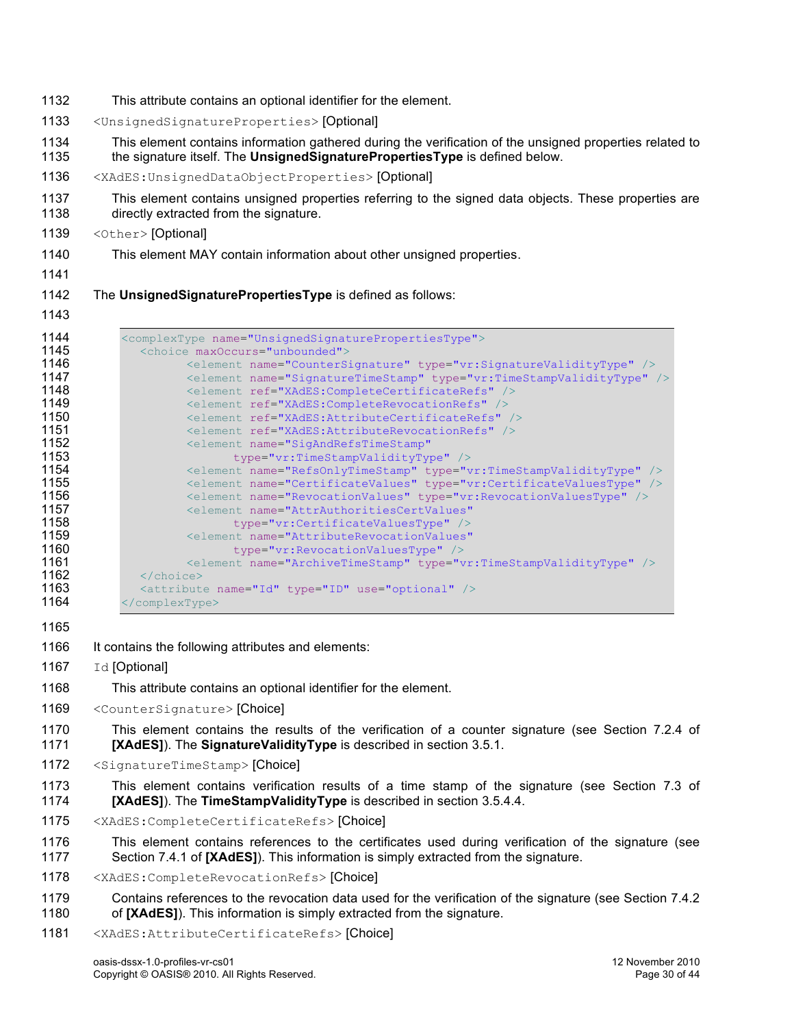This attribute contains an optional identifier for the element.

`<UnsignedSignatureProperties>` [Optional]

This element contains information gathered during the verification of the unsigned properties related to the signature itself. The **UnsignedSignaturePropertiesType** is defined below.

`<XAdES:UnsignedDataObjectProperties>` [Optional]

This element contains unsigned properties referring to the signed data objects. These properties are directly extracted from the signature.

`<Other>` [Optional]

This element MAY contain information about other unsigned properties.

The **UnsignedSignaturePropertiesType** is defined as follows:

```
<complexType name="UnsignedSignaturePropertiesType">
  <choice maxOccurs="unbounded">
        <element name="CounterSignature" type="vr:SignatureValidityType" />
        <element name="SignatureTimeStamp" type="vr:TimeStampValidityType" />
        <element ref="XAdES:CompleteCertificateRefs" />
        <element ref="XAdES:CompleteRevocationRefs" />
        <element ref="XAdES:AttributeCertificateRefs" />
        <element ref="XAdES:AttributeRevocationRefs" />
        <element name="SigAndRefsTimeStamp"
              type="vr:TimeStampValidityType" />
        <element name="RefsOnlyTimeStamp" type="vr:TimeStampValidityType" />
        <element name="CertificateValues" type="vr:CertificateValuesType" />
        <element name="RevocationValues" type="vr:RevocationValuesType" />
        <element name="AttrAuthoritiesCertValues"
              type="vr:CertificateValuesType" />
        <element name="AttributeRevocationValues"
              type="vr:RevocationValuesType" />
        <element name="ArchiveTimeStamp" type="vr:TimeStampValidityType" />
  </choice>
  <attribute name="Id" type="ID" use="optional" />
</complexType>
```

It contains the following attributes and elements:

`Id` [Optional]

This attribute contains an optional identifier for the element.

`<CounterSignature>` [Choice]

This element contains the results of the verification of a counter signature (see Section 7.2.4 of **[XAdES]**). The **SignatureValidityType** is described in section 3.5.1.

`<SignatureTimeStamp>` [Choice]

This element contains verification results of a time stamp of the signature (see Section 7.3 of **[XAdES]**). The **TimeStampValidityType** is described in section 3.5.4.4.

`<XAdES:CompleteCertificateRefs>` [Choice]

This element contains references to the certificates used during verification of the signature (see Section 7.4.1 of **[XAdES]**). This information is simply extracted from the signature.

`<XAdES:CompleteRevocationRefs>` [Choice]

Contains references to the revocation data used for the verification of the signature (see Section 7.4.2 of **[XAdES]**). This information is simply extracted from the signature.

`<XAdES:AttributeCertificateRefs>` [Choice]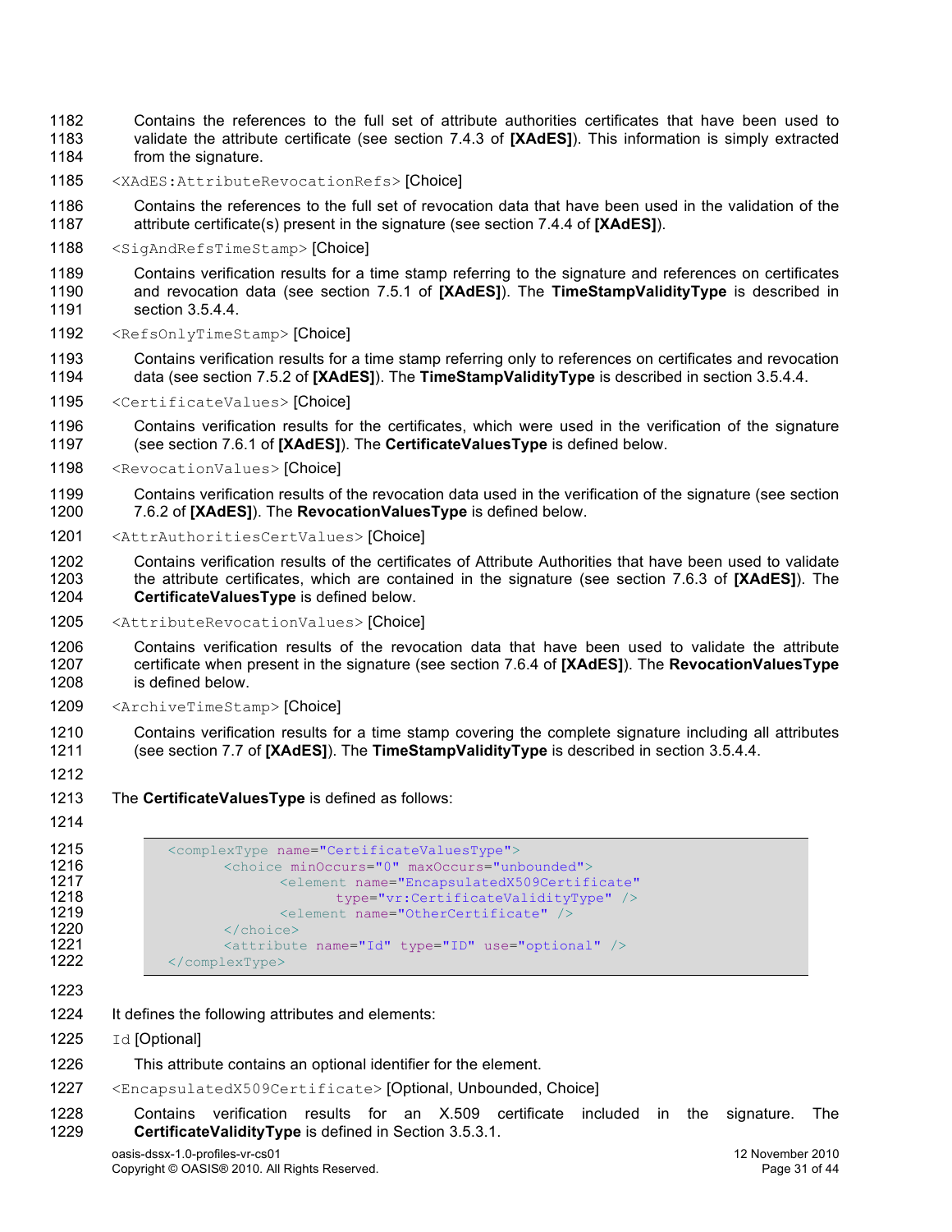Contains the references to the full set of attribute authorities certificates that have been used to validate the attribute certificate (see section 7.4.3 of **[XAdES]**). This information is simply extracted from the signature.

`<XAdES:AttributeRevocationRefs>` [Choice]

Contains the references to the full set of revocation data that have been used in the validation of the attribute certificate(s) present in the signature (see section 7.4.4 of **[XAdES]**).

`<SigAndRefsTimeStamp>` [Choice]

Contains verification results for a time stamp referring to the signature and references on certificates and revocation data (see section 7.5.1 of **[XAdES]**). The **TimeStampValidityType** is described in section 3.5.4.4.

`<RefsOnlyTimeStamp>` [Choice]

Contains verification results for a time stamp referring only to references on certificates and revocation data (see section 7.5.2 of **[XAdES]**). The **TimeStampValidityType** is described in section 3.5.4.4.

`<CertificateValues>` [Choice]

Contains verification results for the certificates, which were used in the verification of the signature (see section 7.6.1 of **[XAdES]**). The **CertificateValuesType** is defined below.

`<RevocationValues>` [Choice]

Contains verification results of the revocation data used in the verification of the signature (see section 7.6.2 of **[XAdES]**). The **RevocationValuesType** is defined below.

`<AttrAuthoritiesCertValues>` [Choice]

Contains verification results of the certificates of Attribute Authorities that have been used to validate the attribute certificates, which are contained in the signature (see section 7.6.3 of **[XAdES]**). The **CertificateValuesType** is defined below.

`<AttributeRevocationValues>` [Choice]

Contains verification results of the revocation data that have been used to validate the attribute certificate when present in the signature (see section 7.6.4 of **[XAdES]**). The **RevocationValuesType** is defined below.

`<ArchiveTimeStamp>` [Choice]

Contains verification results for a time stamp covering the complete signature including all attributes (see section 7.7 of **[XAdES]**). The **TimeStampValidityType** is described in section 3.5.4.4.

The **CertificateValuesType** is defined as follows:

```
<complexType name="CertificateValuesType">
      <choice minOccurs="0" maxOccurs="unbounded">
            <element name="EncapsulatedX509Certificate"
                  type="vr:CertificateValidityType" />
            <element name="OtherCertificate" />
      </choice>
      <attribute name="Id" type="ID" use="optional" />
</complexType>
```

It defines the following attributes and elements:

`Id` [Optional]

This attribute contains an optional identifier for the element.

`<EncapsulatedX509Certificate>` [Optional, Unbounded, Choice]

Contains verification results for an X.509 certificate included in the signature. The **CertificateValidityType** is defined in Section 3.5.3.1.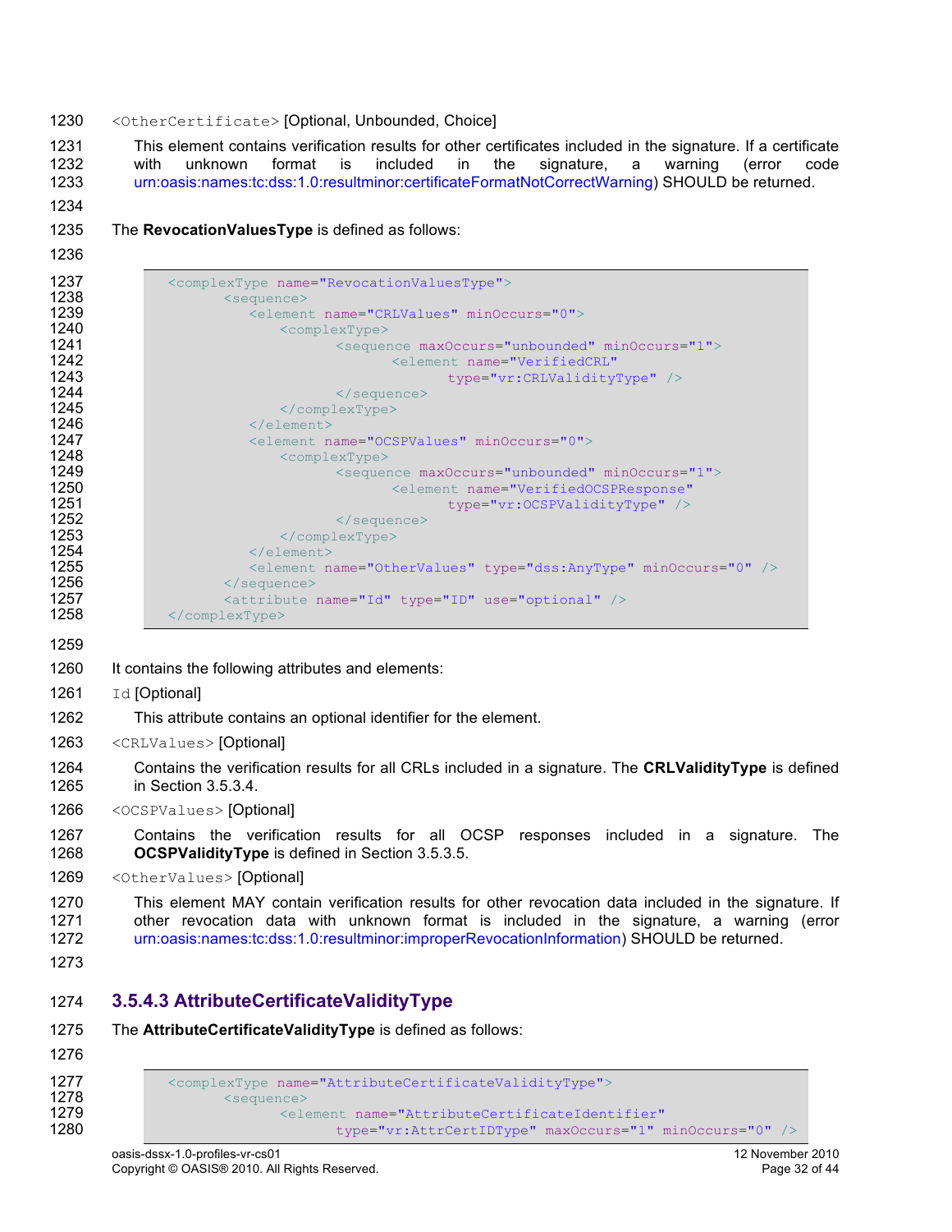`<OtherCertificate>` [Optional, Unbounded, Choice]

This element contains verification results for other certificates included in the signature. If a certificate with unknown format is included in the signature, a warning (error code urn:oasis:names:tc:dss:1.0:resultminor:certificateFormatNotCorrectWarning) SHOULD be returned.

The **RevocationValuesType** is defined as follows:

```
<complexType name="RevocationValuesType">
      <sequence>
         <element name="CRLValues" minOccurs="0">
            <complexType>
                  <sequence maxOccurs="unbounded" minOccurs="1">
                        <element name="VerifiedCRL"
                              type="vr:CRLValidityType" />
                  </sequence>
            </complexType>
         </element>
         <element name="OCSPValues" minOccurs="0">
            <complexType>
                  <sequence maxOccurs="unbounded" minOccurs="1">
                        <element name="VerifiedOCSPResponse"
                              type="vr:OCSPValidityType" />
                  </sequence>
            </complexType>
         </element>
         <element name="OtherValues" type="dss:AnyType" minOccurs="0" />
      </sequence>
      <attribute name="Id" type="ID" use="optional" />
</complexType>
```

It contains the following attributes and elements:

`Id` [Optional]

This attribute contains an optional identifier for the element.

`<CRLValues>` [Optional]

Contains the verification results for all CRLs included in a signature. The **CRLValidityType** is defined in Section 3.5.3.4.

`<OCSPValues>` [Optional]

Contains the verification results for all OCSP responses included in a signature. The **OCSPValidityType** is defined in Section 3.5.3.5.

`<OtherValues>` [Optional]

This element MAY contain verification results for other revocation data included in the signature. If other revocation data with unknown format is included in the signature, a warning (error urn:oasis:names:tc:dss:1.0:resultminor:improperRevocationInformation) SHOULD be returned.

### 3.5.4.3 AttributeCertificateValidityType

The **AttributeCertificateValidityType** is defined as follows:

```
<complexType name="AttributeCertificateValidityType">
      <sequence>
            <element name="AttributeCertificateIdentifier"
                  type="vr:AttrCertIDType" maxOccurs="1" minOccurs="0" />
```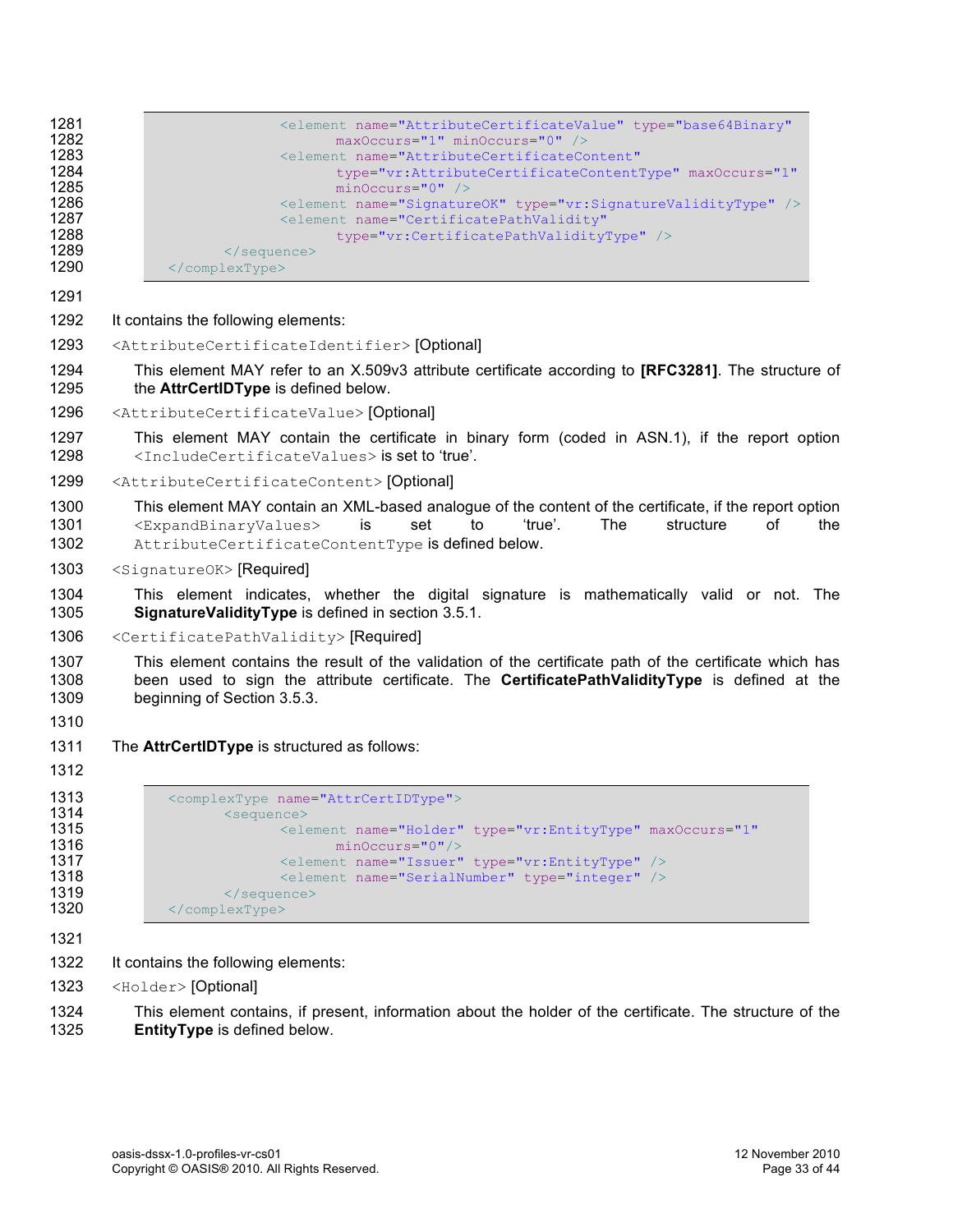```
                <element name="AttributeCertificateValue" type="base64Binary"
                      maxOccurs="1" minOccurs="0" />
                <element name="AttributeCertificateContent"
                      type="vr:AttributeCertificateContentType" maxOccurs="1"
                      minOccurs="0" />
                <element name="SignatureOK" type="vr:SignatureValidityType" />
                <element name="CertificatePathValidity"
                      type="vr:CertificatePathValidityType" />
          </sequence>
    </complexType>
```

It contains the following elements:

`<AttributeCertificateIdentifier>` [Optional]

This element MAY refer to an X.509v3 attribute certificate according to **[RFC3281]**. The structure of the **AttrCertIDType** is defined below.

`<AttributeCertificateValue>` [Optional]

This element MAY contain the certificate in binary form (coded in ASN.1), if the report option `<IncludeCertificateValues>` is set to 'true'.

`<AttributeCertificateContent>` [Optional]

This element MAY contain an XML-based analogue of the content of the certificate, if the report option `<ExpandBinaryValues>` is set to 'true'. The structure of the `AttributeCertificateContentType` is defined below.

`<SignatureOK>` [Required]

This element indicates, whether the digital signature is mathematically valid or not. The **SignatureValidityType** is defined in section 3.5.1.

`<CertificatePathValidity>` [Required]

This element contains the result of the validation of the certificate path of the certificate which has been used to sign the attribute certificate. The **CertificatePathValidityType** is defined at the beginning of Section 3.5.3.

The **AttrCertIDType** is structured as follows:

```
    <complexType name="AttrCertIDType">
          <sequence>
                <element name="Holder" type="vr:EntityType" maxOccurs="1"
                      minOccurs="0"/>
                <element name="Issuer" type="vr:EntityType" />
                <element name="SerialNumber" type="integer" />
          </sequence>
    </complexType>
```

It contains the following elements:

`<Holder>` [Optional]

This element contains, if present, information about the holder of the certificate. The structure of the **EntityType** is defined below.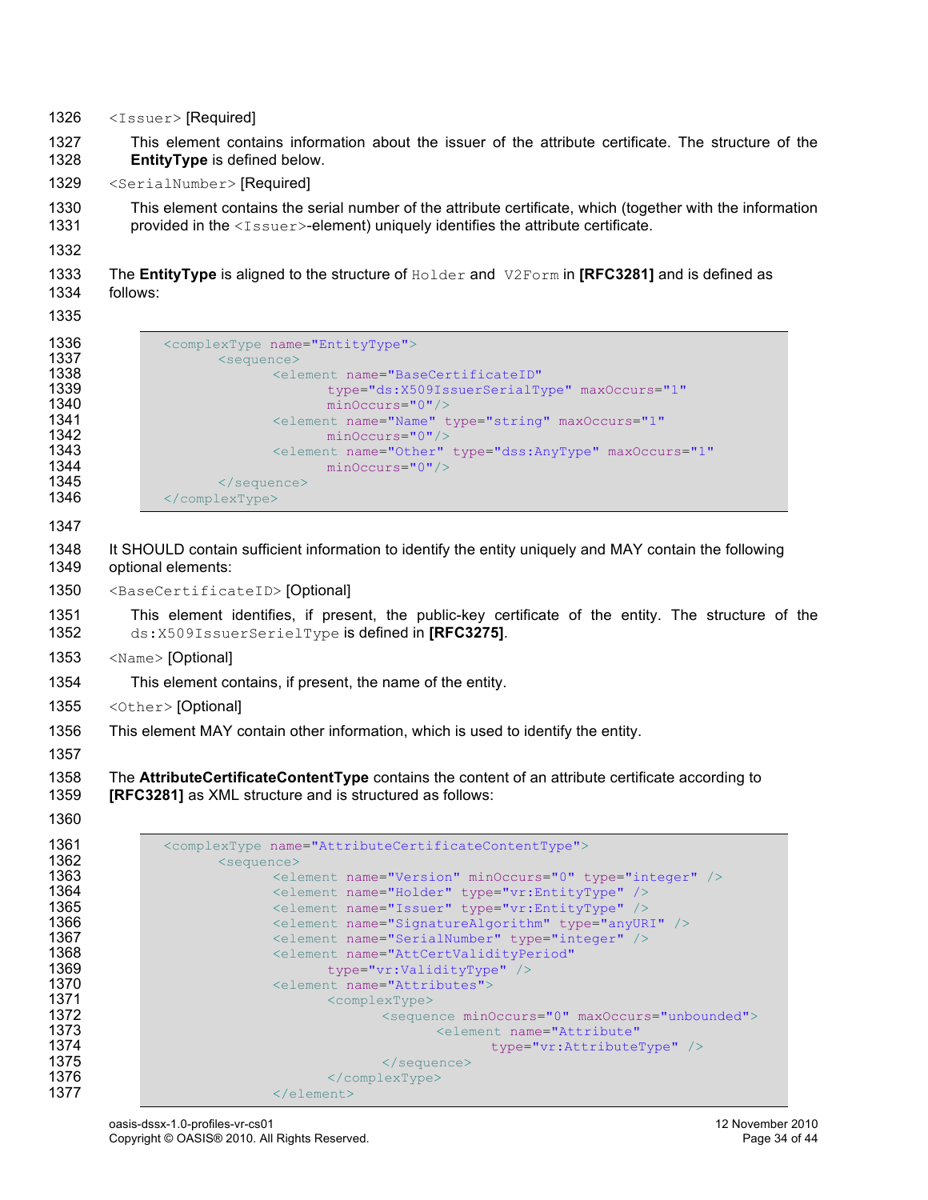`<Issuer>` [Required]

This element contains information about the issuer of the attribute certificate. The structure of the **EntityType** is defined below.

`<SerialNumber>` [Required]

This element contains the serial number of the attribute certificate, which (together with the information provided in the `<Issuer>`-element) uniquely identifies the attribute certificate.

The **EntityType** is aligned to the structure of `Holder` and `V2Form` in **[RFC3281]** and is defined as follows:

```
<complexType name="EntityType">
      <sequence>
            <element name="BaseCertificateID"
                  type="ds:X509IssuerSerialType" maxOccurs="1"
                  minOccurs="0"/>
            <element name="Name" type="string" maxOccurs="1"
                  minOccurs="0"/>
            <element name="Other" type="dss:AnyType" maxOccurs="1"
                  minOccurs="0"/>
      </sequence>
</complexType>
```

It SHOULD contain sufficient information to identify the entity uniquely and MAY contain the following optional elements:

`<BaseCertificateID>` [Optional]

This element identifies, if present, the public-key certificate of the entity. The structure of the `ds:X509IssuerSerielType` is defined in **[RFC3275]**.

`<Name>` [Optional]

This element contains, if present, the name of the entity.

`<Other>` [Optional]

This element MAY contain other information, which is used to identify the entity.

The **AttributeCertificateContentType** contains the content of an attribute certificate according to **[RFC3281]** as XML structure and is structured as follows:

```
<complexType name="AttributeCertificateContentType">
      <sequence>
            <element name="Version" minOccurs="0" type="integer" />
            <element name="Holder" type="vr:EntityType" />
            <element name="Issuer" type="vr:EntityType" />
            <element name="SignatureAlgorithm" type="anyURI" />
            <element name="SerialNumber" type="integer" />
            <element name="AttCertValidityPeriod"
                  type="vr:ValidityType" />
            <element name="Attributes">
                  <complexType>
                        <sequence minOccurs="0" maxOccurs="unbounded">
                              <element name="Attribute"
                                    type="vr:AttributeType" />
                        </sequence>
                  </complexType>
            </element>
```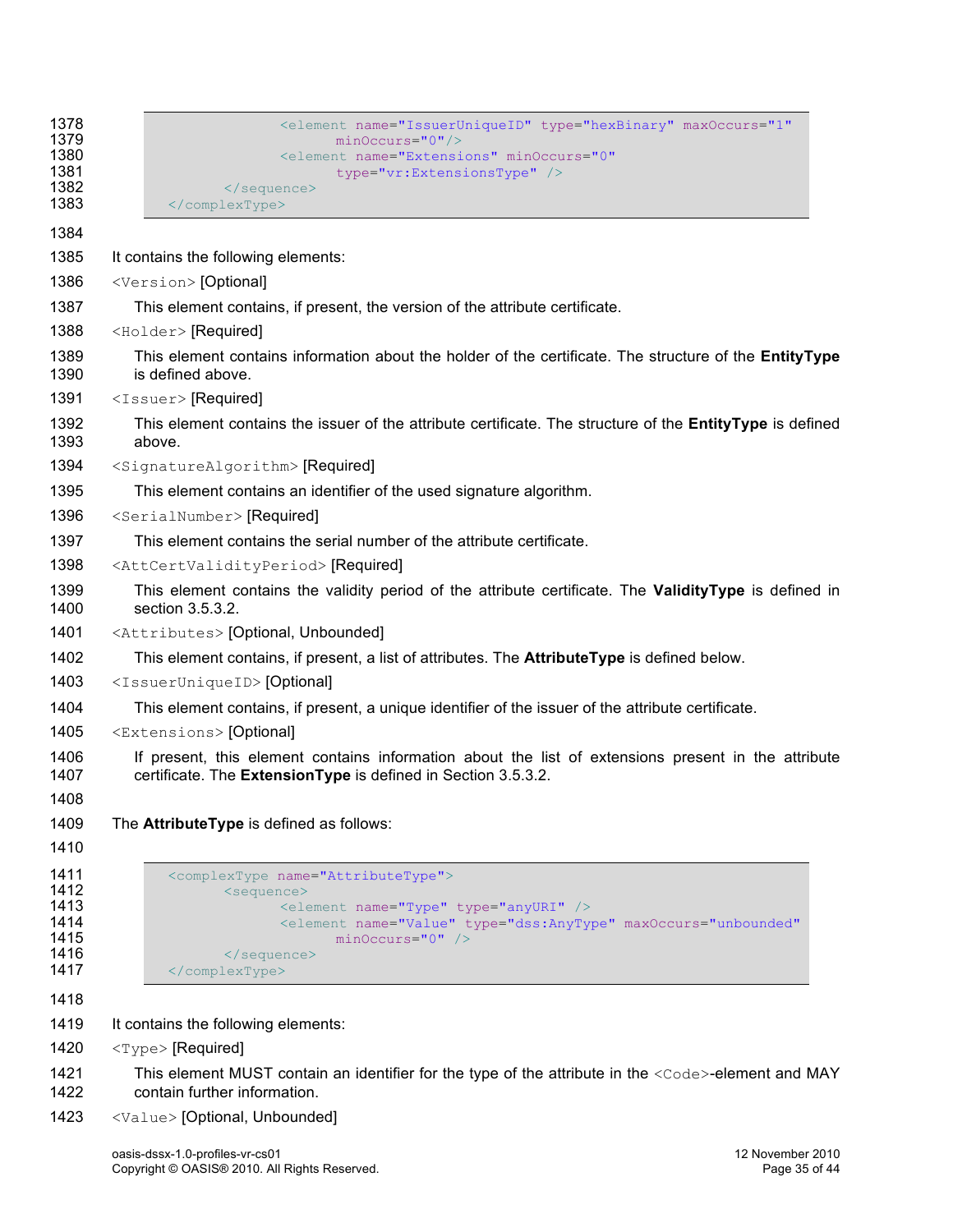```xml
                <element name="IssuerUniqueID" type="hexBinary" maxOccurs="1"
                    minOccurs="0"/>
                <element name="Extensions" minOccurs="0"
                    type="vr:ExtensionsType" />
            </sequence>
    </complexType>
```

It contains the following elements:

`<Version>` [Optional]

This element contains, if present, the version of the attribute certificate.

`<Holder>` [Required]

This element contains information about the holder of the certificate. The structure of the **EntityType** is defined above.

`<Issuer>` [Required]

This element contains the issuer of the attribute certificate. The structure of the **EntityType** is defined above.

`<SignatureAlgorithm>` [Required]

This element contains an identifier of the used signature algorithm.

`<SerialNumber>` [Required]

This element contains the serial number of the attribute certificate.

`<AttCertValidityPeriod>` [Required]

This element contains the validity period of the attribute certificate. The **ValidityType** is defined in section 3.5.3.2.

`<Attributes>` [Optional, Unbounded]

This element contains, if present, a list of attributes. The **AttributeType** is defined below.

`<IssuerUniqueID>` [Optional]

This element contains, if present, a unique identifier of the issuer of the attribute certificate.

`<Extensions>` [Optional]

If present, this element contains information about the list of extensions present in the attribute certificate. The **ExtensionType** is defined in Section 3.5.3.2.

The **AttributeType** is defined as follows:

```xml
    <complexType name="AttributeType">
            <sequence>
                <element name="Type" type="anyURI" />
                <element name="Value" type="dss:AnyType" maxOccurs="unbounded"
                    minOccurs="0" />
            </sequence>
    </complexType>
```

It contains the following elements:

`<Type>` [Required]

This element MUST contain an identifier for the type of the attribute in the `<Code>`-element and MAY contain further information.

`<Value>` [Optional, Unbounded]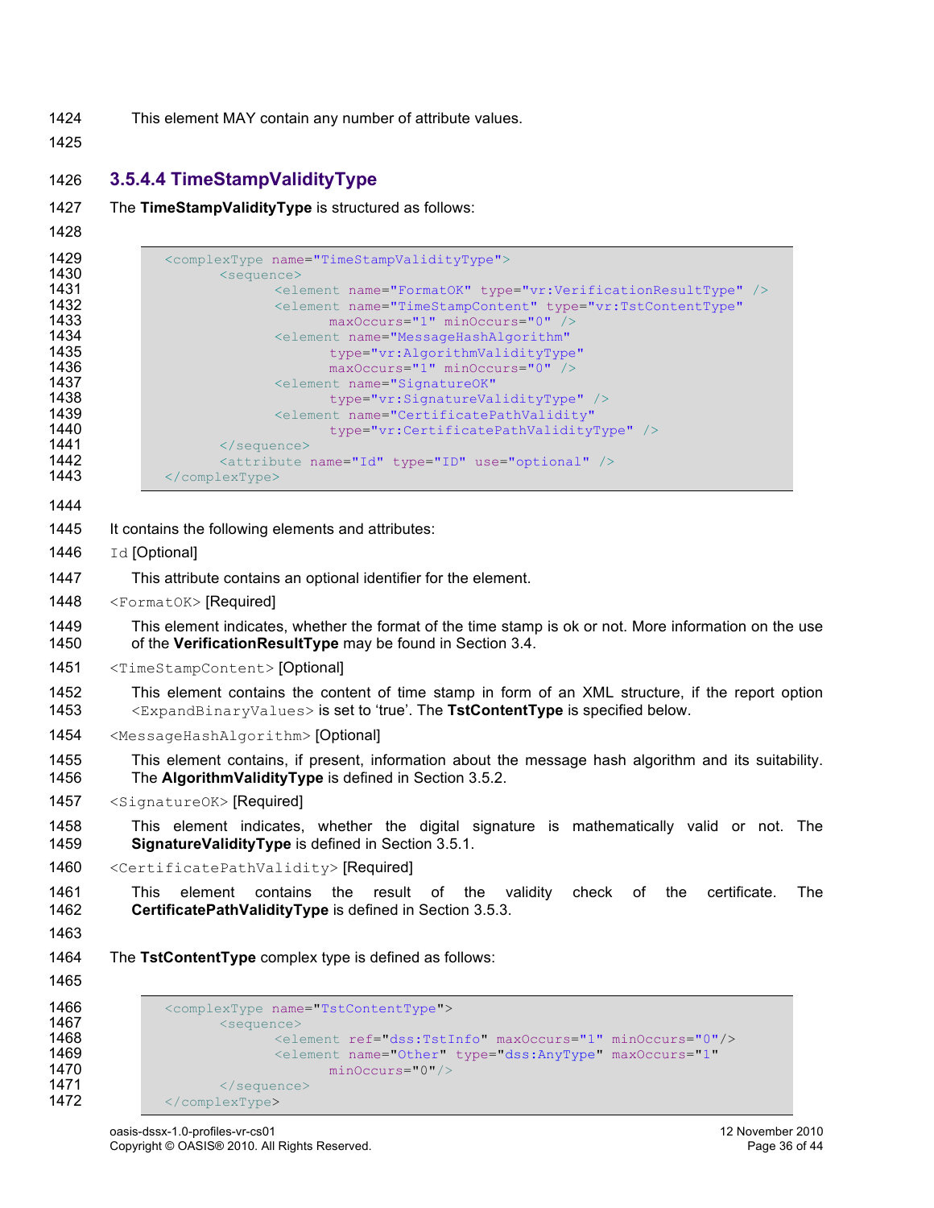This element MAY contain any number of attribute values.

### 3.5.4.4 TimeStampValidityType

The **TimeStampValidityType** is structured as follows:

```
<complexType name="TimeStampValidityType">
      <sequence>
            <element name="FormatOK" type="vr:VerificationResultType" />
            <element name="TimeStampContent" type="vr:TstContentType"
                  maxOccurs="1" minOccurs="0" />
            <element name="MessageHashAlgorithm"
                  type="vr:AlgorithmValidityType"
                  maxOccurs="1" minOccurs="0" />
            <element name="SignatureOK"
                  type="vr:SignatureValidityType" />
            <element name="CertificatePathValidity"
                  type="vr:CertificatePathValidityType" />
      </sequence>
      <attribute name="Id" type="ID" use="optional" />
</complexType>
```

It contains the following elements and attributes:

`Id` [Optional]

This attribute contains an optional identifier for the element.

`<FormatOK>` [Required]

This element indicates, whether the format of the time stamp is ok or not. More information on the use of the **VerificationResultType** may be found in Section 3.4.

`<TimeStampContent>` [Optional]

This element contains the content of time stamp in form of an XML structure, if the report option `<ExpandBinaryValues>` is set to 'true'. The **TstContentType** is specified below.

`<MessageHashAlgorithm>` [Optional]

This element contains, if present, information about the message hash algorithm and its suitability. The **AlgorithmValidityType** is defined in Section 3.5.2.

`<SignatureOK>` [Required]

This element indicates, whether the digital signature is mathematically valid or not. The **SignatureValidityType** is defined in Section 3.5.1.

`<CertificatePathValidity>` [Required]

This element contains the result of the validity check of the certificate. The **CertificatePathValidityType** is defined in Section 3.5.3.

The **TstContentType** complex type is defined as follows:

```
<complexType name="TstContentType">
      <sequence>
            <element ref="dss:TstInfo" maxOccurs="1" minOccurs="0"/>
            <element name="Other" type="dss:AnyType" maxOccurs="1"
                  minOccurs="0"/>
      </sequence>
</complexType>
```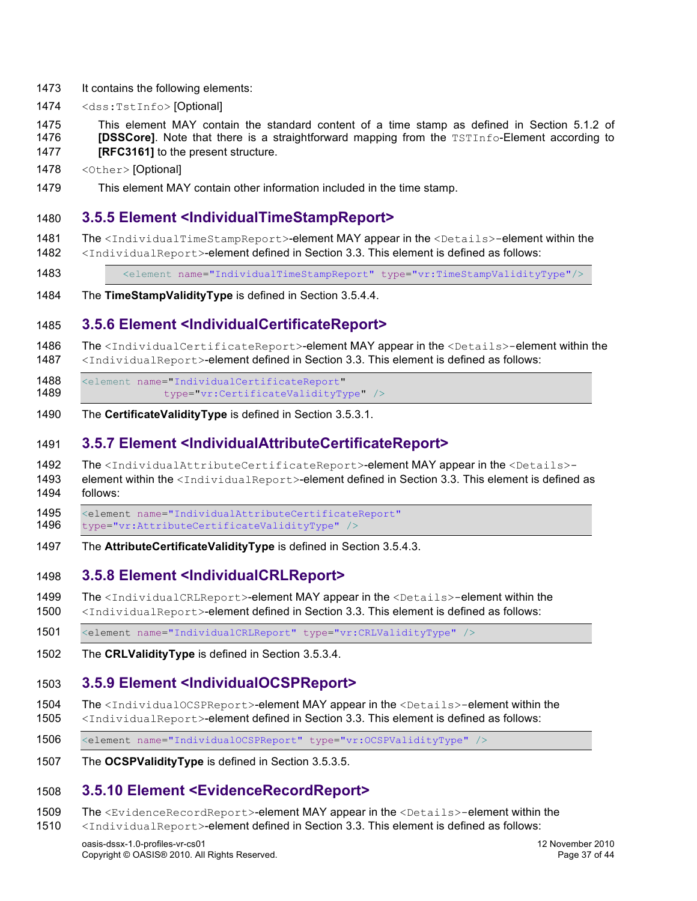It contains the following elements:

`<dss:TstInfo>` [Optional]

This element MAY contain the standard content of a time stamp as defined in Section 5.1.2 of **[DSSCore]**. Note that there is a straightforward mapping from the `TSTInfo`-Element according to **[RFC3161]** to the present structure.

`<Other>` [Optional]

This element MAY contain other information included in the time stamp.

### 3.5.5 Element <IndividualTimeStampReport>

The `<IndividualTimeStampReport>`-element MAY appear in the `<Details>`-element within the `<IndividualReport>`-element defined in Section 3.3. This element is defined as follows:

```
<element name="IndividualTimeStampReport" type="vr:TimeStampValidityType"/>
```

The **TimeStampValidityType** is defined in Section 3.5.4.4.

### 3.5.6 Element <IndividualCertificateReport>

The `<IndividualCertificateReport>`-element MAY appear in the `<Details>`-element within the `<IndividualReport>`-element defined in Section 3.3. This element is defined as follows:

```
<element name="IndividualCertificateReport"
            type="vr:CertificateValidityType" />
```

The **CertificateValidityType** is defined in Section 3.5.3.1.

### 3.5.7 Element <IndividualAttributeCertificateReport>

The `<IndividualAttributeCertificateReport>`-element MAY appear in the `<Details>`-element within the `<IndividualReport>`-element defined in Section 3.3. This element is defined as follows:

```
<element name="IndividualAttributeCertificateReport"
type="vr:AttributeCertificateValidityType" />
```

The **AttributeCertificateValidityType** is defined in Section 3.5.4.3.

### 3.5.8 Element <IndividualCRLReport>

The `<IndividualCRLReport>`-element MAY appear in the `<Details>`-element within the `<IndividualReport>`-element defined in Section 3.3. This element is defined as follows:

```
<element name="IndividualCRLReport" type="vr:CRLValidityType" />
```

The **CRLValidityType** is defined in Section 3.5.3.4.

### 3.5.9 Element <IndividualOCSPReport>

The `<IndividualOCSPReport>`-element MAY appear in the `<Details>`-element within the `<IndividualReport>`-element defined in Section 3.3. This element is defined as follows:

```
<element name="IndividualOCSPReport" type="vr:OCSPValidityType" />
```

The **OCSPValidityType** is defined in Section 3.5.3.5.

### 3.5.10 Element <EvidenceRecordReport>

The `<EvidenceRecordReport>`-element MAY appear in the `<Details>`-element within the `<IndividualReport>`-element defined in Section 3.3. This element is defined as follows: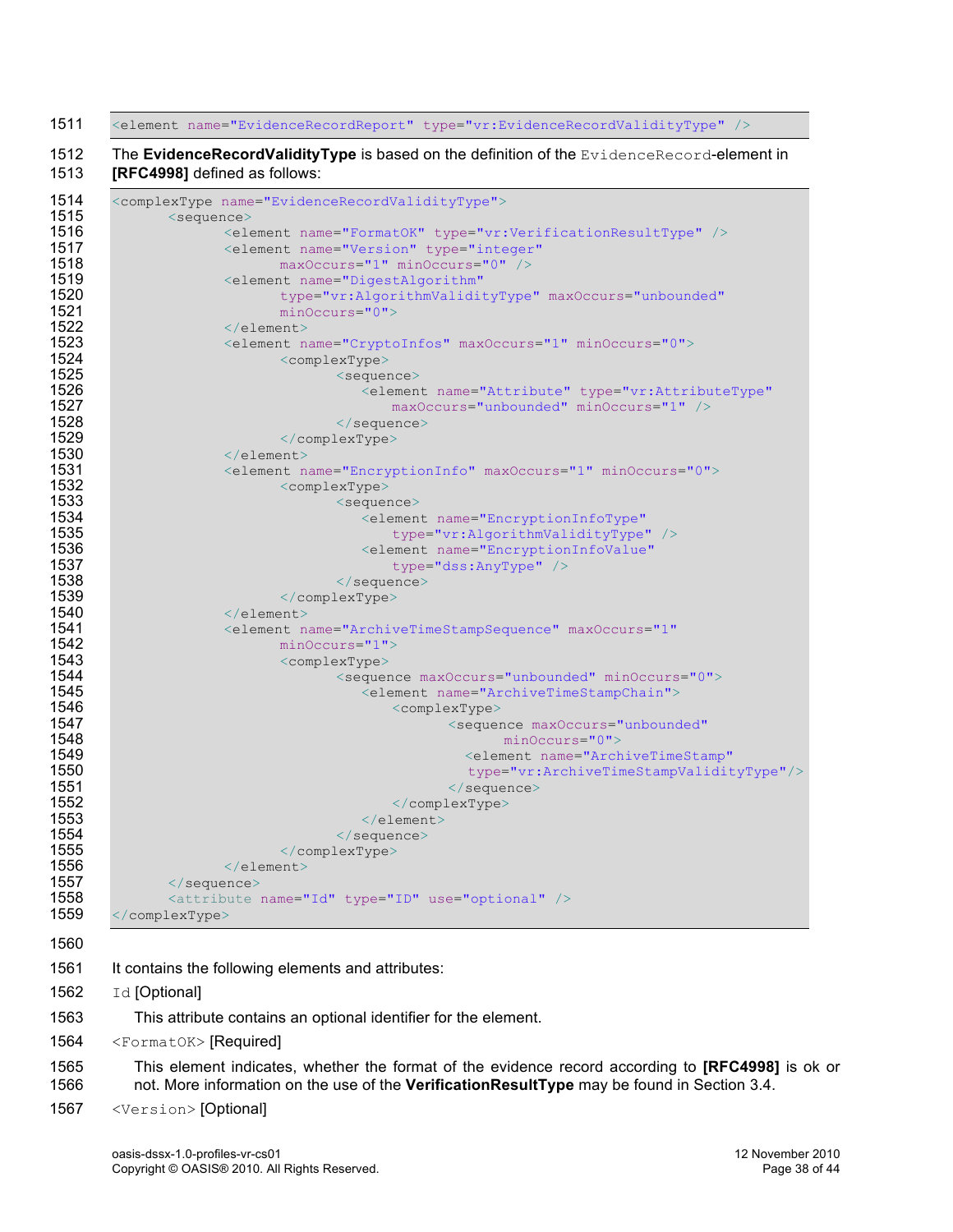```
<element name="EvidenceRecordReport" type="vr:EvidenceRecordValidityType" />
```

The **EvidenceRecordValidityType** is based on the definition of the `EvidenceRecord`-element in **[RFC4998]** defined as follows:

```
<complexType name="EvidenceRecordValidityType">
      <sequence>
            <element name="FormatOK" type="vr:VerificationResultType" />
            <element name="Version" type="integer"
                  maxOccurs="1" minOccurs="0" />
            <element name="DigestAlgorithm"
                  type="vr:AlgorithmValidityType" maxOccurs="unbounded"
                  minOccurs="0">
            </element>
            <element name="CryptoInfos" maxOccurs="1" minOccurs="0">
                  <complexType>
                        <sequence>
                           <element name="Attribute" type="vr:AttributeType"
                              maxOccurs="unbounded" minOccurs="1" />
                        </sequence>
                  </complexType>
            </element>
            <element name="EncryptionInfo" maxOccurs="1" minOccurs="0">
                  <complexType>
                        <sequence>
                           <element name="EncryptionInfoType"
                              type="vr:AlgorithmValidityType" />
                           <element name="EncryptionInfoValue"
                              type="dss:AnyType" />
                        </sequence>
                  </complexType>
            </element>
            <element name="ArchiveTimeStampSequence" maxOccurs="1"
                  minOccurs="1">
                  <complexType>
                        <sequence maxOccurs="unbounded" minOccurs="0">
                           <element name="ArchiveTimeStampChain">
                              <complexType>
                                    <sequence maxOccurs="unbounded"
                                          minOccurs="0">
                                      <element name="ArchiveTimeStamp"
                                      type="vr:ArchiveTimeStampValidityType"/>
                                    </sequence>
                              </complexType>
                           </element>
                        </sequence>
                  </complexType>
            </element>
      </sequence>
      <attribute name="Id" type="ID" use="optional" />
</complexType>
```

It contains the following elements and attributes:

`Id` [Optional]

This attribute contains an optional identifier for the element.

`<FormatOK>` [Required]

This element indicates, whether the format of the evidence record according to **[RFC4998]** is ok or not. More information on the use of the **VerificationResultType** may be found in Section 3.4.

`<Version>` [Optional]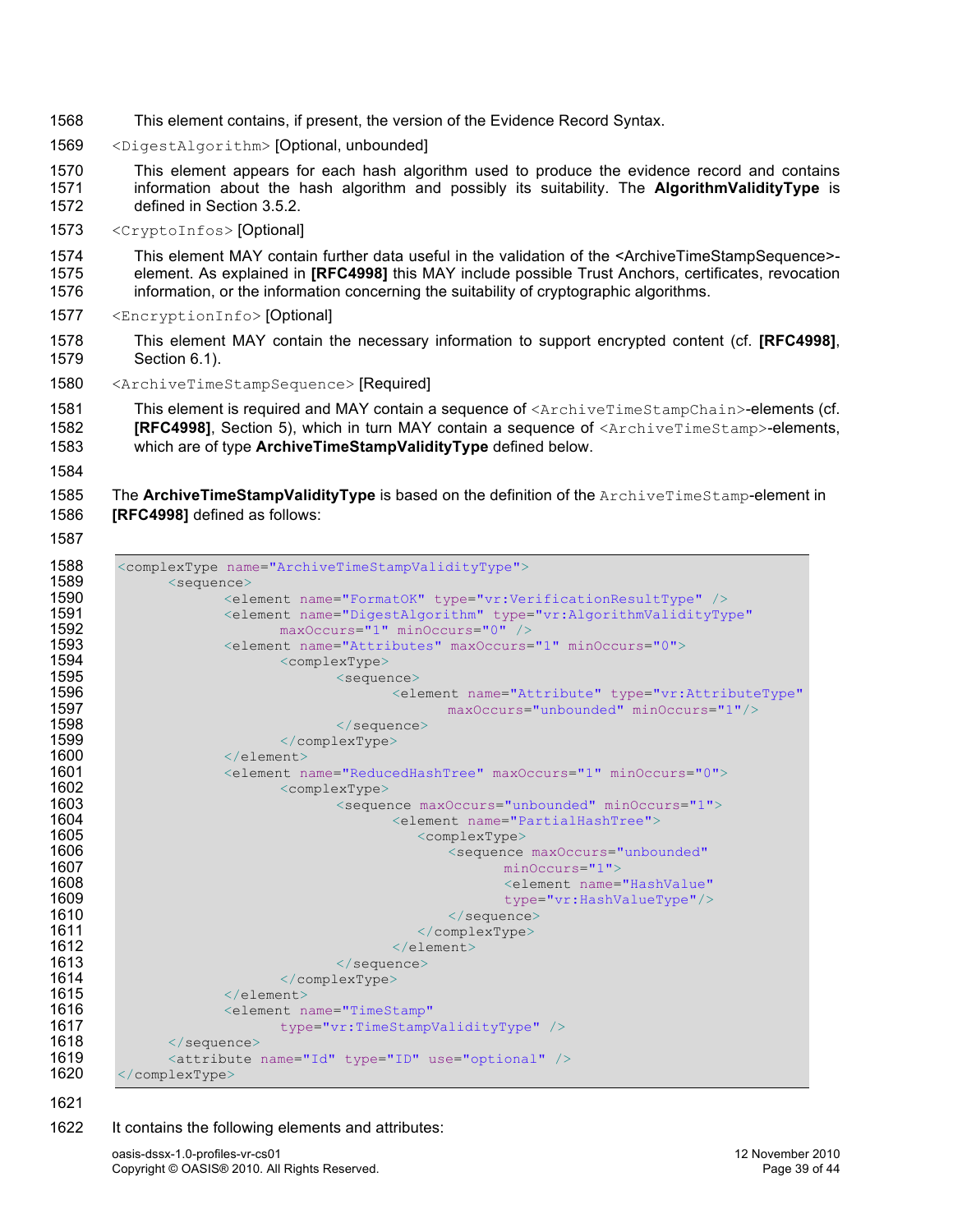This element contains, if present, the version of the Evidence Record Syntax.

`<DigestAlgorithm>` [Optional, unbounded]

This element appears for each hash algorithm used to produce the evidence record and contains information about the hash algorithm and possibly its suitability. The **AlgorithmValidityType** is defined in Section 3.5.2.

`<CryptoInfos>` [Optional]

This element MAY contain further data useful in the validation of the <ArchiveTimeStampSequence>-element. As explained in **[RFC4998]** this MAY include possible Trust Anchors, certificates, revocation information, or the information concerning the suitability of cryptographic algorithms.

`<EncryptionInfo>` [Optional]

This element MAY contain the necessary information to support encrypted content (cf. **[RFC4998]**, Section 6.1).

`<ArchiveTimeStampSequence>` [Required]

This element is required and MAY contain a sequence of `<ArchiveTimeStampChain>`-elements (cf. **[RFC4998]**, Section 5), which in turn MAY contain a sequence of `<ArchiveTimeStamp>`-elements, which are of type **ArchiveTimeStampValidityType** defined below.

The **ArchiveTimeStampValidityType** is based on the definition of the `ArchiveTimeStamp`-element in **[RFC4998]** defined as follows:

```
<complexType name="ArchiveTimeStampValidityType">
      <sequence>
            <element name="FormatOK" type="vr:VerificationResultType" />
            <element name="DigestAlgorithm" type="vr:AlgorithmValidityType"
                  maxOccurs="1" minOccurs="0" />
            <element name="Attributes" maxOccurs="1" minOccurs="0">
                  <complexType>
                        <sequence>
                              <element name="Attribute" type="vr:AttributeType"
                                    maxOccurs="unbounded" minOccurs="1"/>
                        </sequence>
                  </complexType>
            </element>
            <element name="ReducedHashTree" maxOccurs="1" minOccurs="0">
                  <complexType>
                        <sequence maxOccurs="unbounded" minOccurs="1">
                              <element name="PartialHashTree">
                                 <complexType>
                                    <sequence maxOccurs="unbounded"
                                          minOccurs="1">
                                          <element name="HashValue"
                                          type="vr:HashValueType"/>
                                    </sequence>
                                 </complexType>
                              </element>
                        </sequence>
                  </complexType>
            </element>
            <element name="TimeStamp"
                  type="vr:TimeStampValidityType" />
      </sequence>
      <attribute name="Id" type="ID" use="optional" />
</complexType>
```

It contains the following elements and attributes: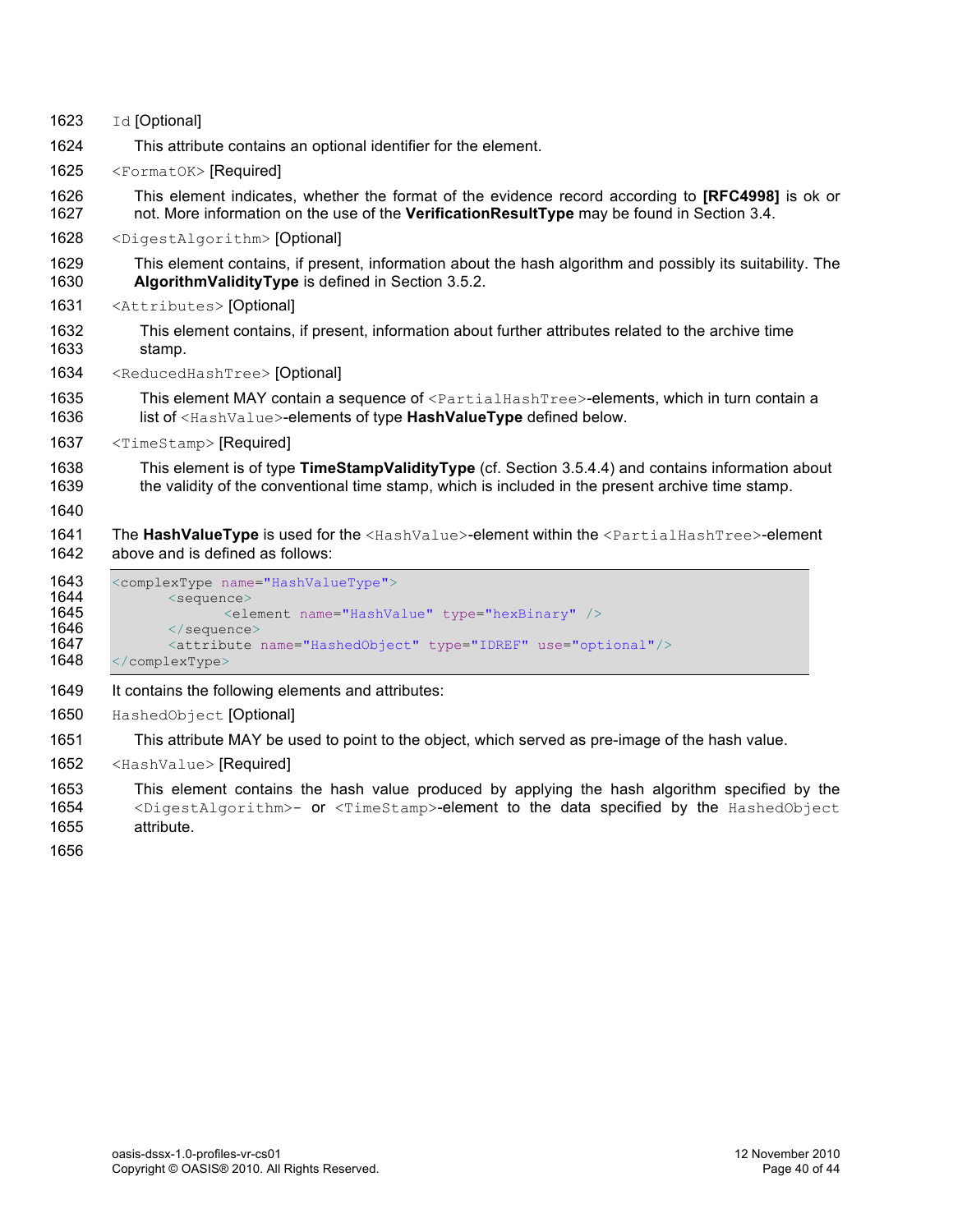`Id` [Optional]

This attribute contains an optional identifier for the element.

`<FormatOK>` [Required]

This element indicates, whether the format of the evidence record according to **[RFC4998]** is ok or not. More information on the use of the **VerificationResultType** may be found in Section 3.4.

`<DigestAlgorithm>` [Optional]

This element contains, if present, information about the hash algorithm and possibly its suitability. The **AlgorithmValidityType** is defined in Section 3.5.2.

`<Attributes>` [Optional]

This element contains, if present, information about further attributes related to the archive time stamp.

`<ReducedHashTree>` [Optional]

This element MAY contain a sequence of `<PartialHashTree>`-elements, which in turn contain a list of `<HashValue>`-elements of type **HashValueType** defined below.

`<TimeStamp>` [Required]

This element is of type **TimeStampValidityType** (cf. Section 3.5.4.4) and contains information about the validity of the conventional time stamp, which is included in the present archive time stamp.

The **HashValueType** is used for the `<HashValue>`-element within the `<PartialHashTree>`-element above and is defined as follows:

```
<complexType name="HashValueType">
      <sequence>
            <element name="HashValue" type="hexBinary" />
      </sequence>
      <attribute name="HashedObject" type="IDREF" use="optional"/>
</complexType>
```

It contains the following elements and attributes:

`HashedObject` [Optional]

This attribute MAY be used to point to the object, which served as pre-image of the hash value.

`<HashValue>` [Required]

This element contains the hash value produced by applying the hash algorithm specified by the `<DigestAlgorithm>`- or `<TimeStamp>`-element to the data specified by the `HashedObject` attribute.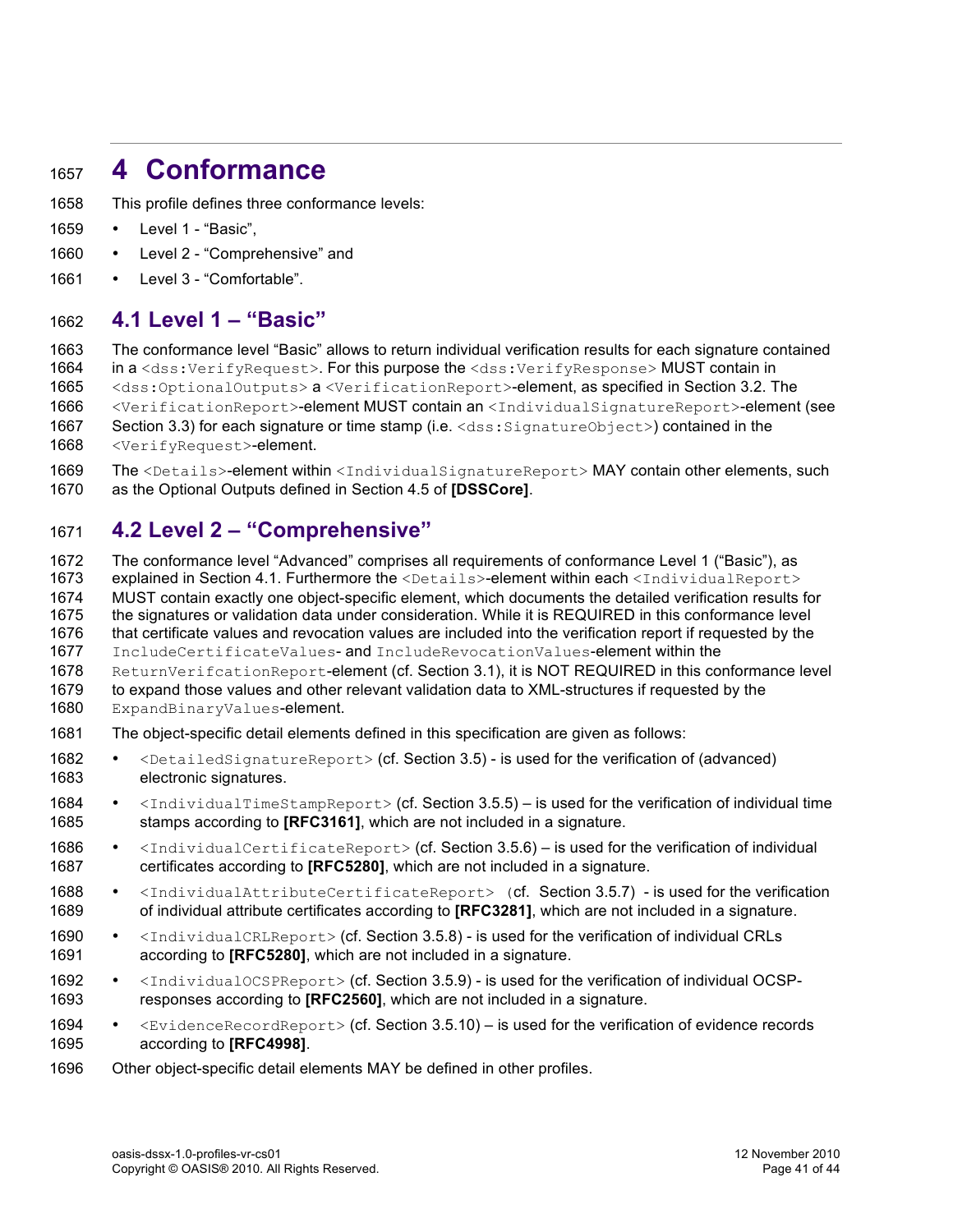# 4 Conformance

This profile defines three conformance levels:

- Level 1 - "Basic",
- Level 2 - "Comprehensive" and
- Level 3 - "Comfortable".

## 4.1 Level 1 – "Basic"

The conformance level "Basic" allows to return individual verification results for each signature contained in a `<dss:VerifyRequest>`. For this purpose the `<dss:VerifyResponse>` MUST contain in `<dss:OptionalOutputs>` a `<VerificationReport>`-element, as specified in Section 3.2. The `<VerificationReport>`-element MUST contain an `<IndividualSignatureReport>`-element (see Section 3.3) for each signature or time stamp (i.e. `<dss:SignatureObject>`) contained in the `<VerifyRequest>`-element.

The `<Details>`-element within `<IndividualSignatureReport>` MAY contain other elements, such as the Optional Outputs defined in Section 4.5 of **[DSSCore]**.

## 4.2 Level 2 – "Comprehensive"

The conformance level "Advanced" comprises all requirements of conformance Level 1 ("Basic"), as explained in Section 4.1. Furthermore the `<Details>`-element within each `<IndividualReport>` MUST contain exactly one object-specific element, which documents the detailed verification results for the signatures or validation data under consideration. While it is REQUIRED in this conformance level that certificate values and revocation values are included into the verification report if requested by the `IncludeCertificateValues`- and `IncludeRevocationValues`-element within the `ReturnVerifcationReport`-element (cf. Section 3.1), it is NOT REQUIRED in this conformance level to expand those values and other relevant validation data to XML-structures if requested by the `ExpandBinaryValues`-element.

The object-specific detail elements defined in this specification are given as follows:

- `<DetailedSignatureReport>` (cf. Section 3.5) - is used for the verification of (advanced) electronic signatures.
- `<IndividualTimeStampReport>` (cf. Section 3.5.5) – is used for the verification of individual time stamps according to **[RFC3161]**, which are not included in a signature.
- `<IndividualCertificateReport>` (cf. Section 3.5.6) – is used for the verification of individual certificates according to **[RFC5280]**, which are not included in a signature.
- `<IndividualAttributeCertificateReport>` (cf. Section 3.5.7) - is used for the verification of individual attribute certificates according to **[RFC3281]**, which are not included in a signature.
- `<IndividualCRLReport>` (cf. Section 3.5.8) - is used for the verification of individual CRLs according to **[RFC5280]**, which are not included in a signature.
- `<IndividualOCSPReport>` (cf. Section 3.5.9) - is used for the verification of individual OCSP-responses according to **[RFC2560]**, which are not included in a signature.
- `<EvidenceRecordReport>` (cf. Section 3.5.10) – is used for the verification of evidence records according to **[RFC4998]**.

Other object-specific detail elements MAY be defined in other profiles.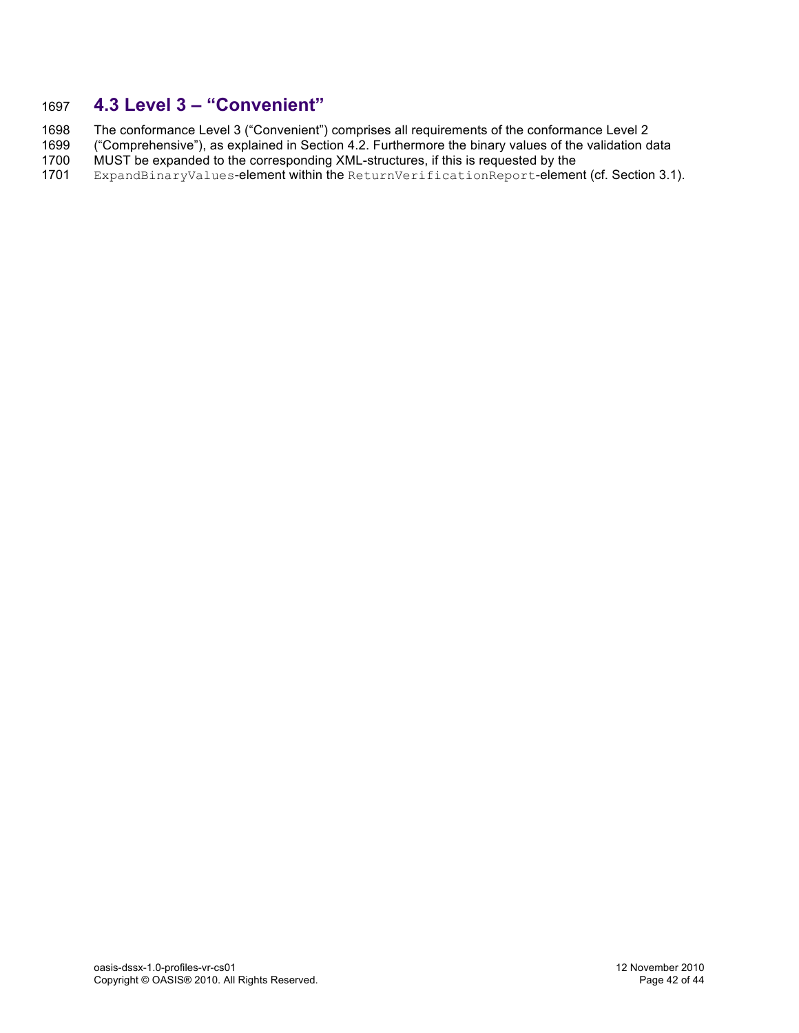## 4.3 Level 3 – "Convenient"

The conformance Level 3 ("Convenient") comprises all requirements of the conformance Level 2 ("Comprehensive"), as explained in Section 4.2. Furthermore the binary values of the validation data MUST be expanded to the corresponding XML-structures, if this is requested by the `ExpandBinaryValues`-element within the `ReturnVerificationReport`-element (cf. Section 3.1).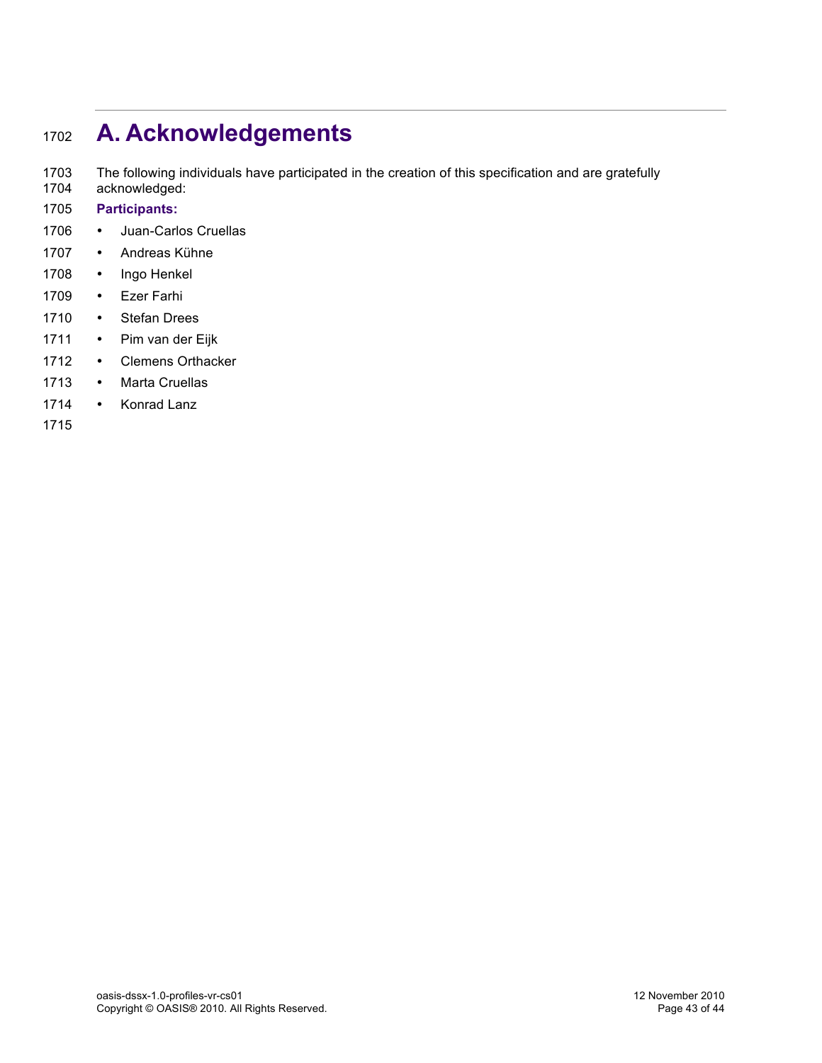# A. Acknowledgements

The following individuals have participated in the creation of this specification and are gratefully acknowledged:

**Participants:**

- Juan-Carlos Cruellas
- Andreas Kühne
- Ingo Henkel
- Ezer Farhi
- Stefan Drees
- Pim van der Eijk
- Clemens Orthacker
- Marta Cruellas
- Konrad Lanz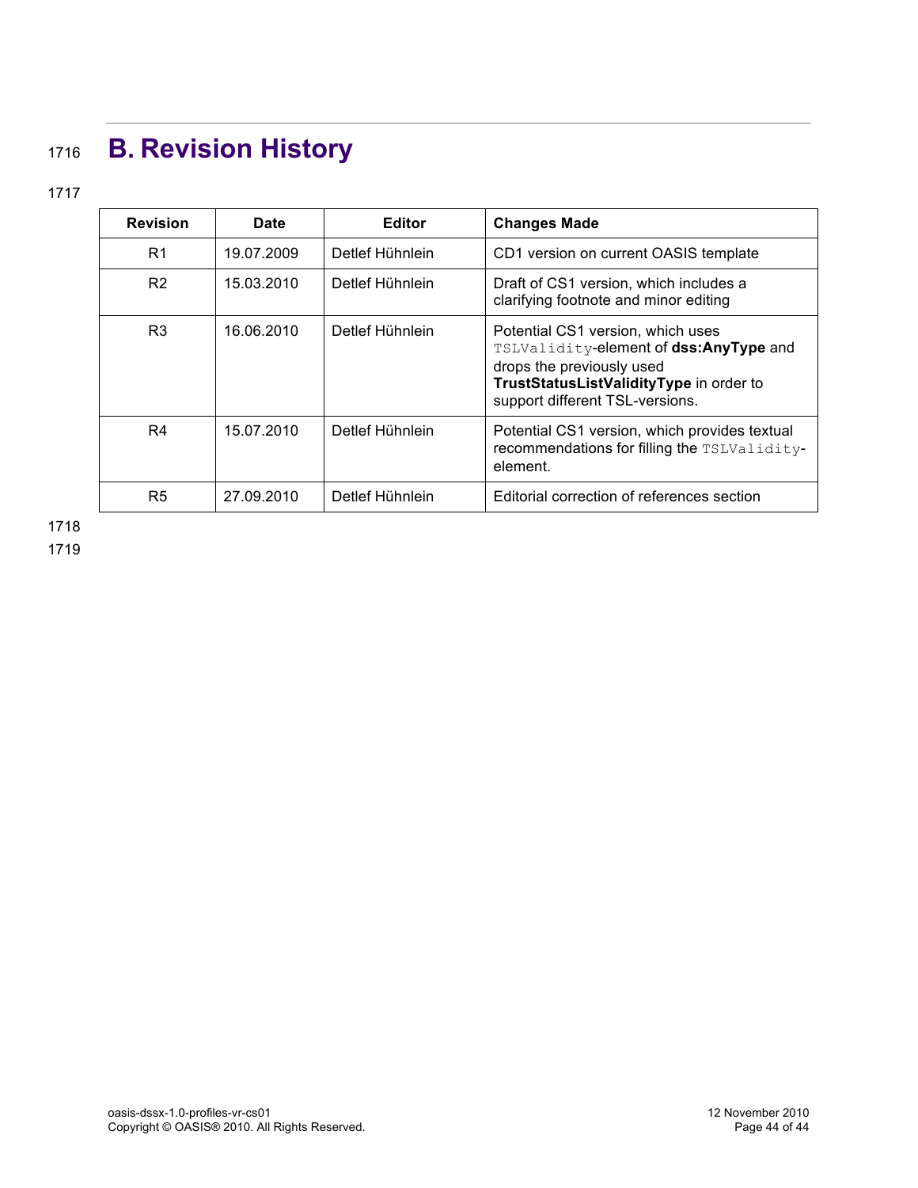# B. Revision History

| Revision | Date | Editor | Changes Made |
|---|---|---|---|
| R1 | 19.07.2009 | Detlef Hühnlein | CD1 version on current OASIS template |
| R2 | 15.03.2010 | Detlef Hühnlein | Draft of CS1 version, which includes a clarifying footnote and minor editing |
| R3 | 16.06.2010 | Detlef Hühnlein | Potential CS1 version, which uses `TSLValidity`-element of **dss:AnyType** and drops the previously used **TrustStatusListValidityType** in order to support different TSL-versions. |
| R4 | 15.07.2010 | Detlef Hühnlein | Potential CS1 version, which provides textual recommendations for filling the `TSLValidity`-element. |
| R5 | 27.09.2010 | Detlef Hühnlein | Editorial correction of references section |